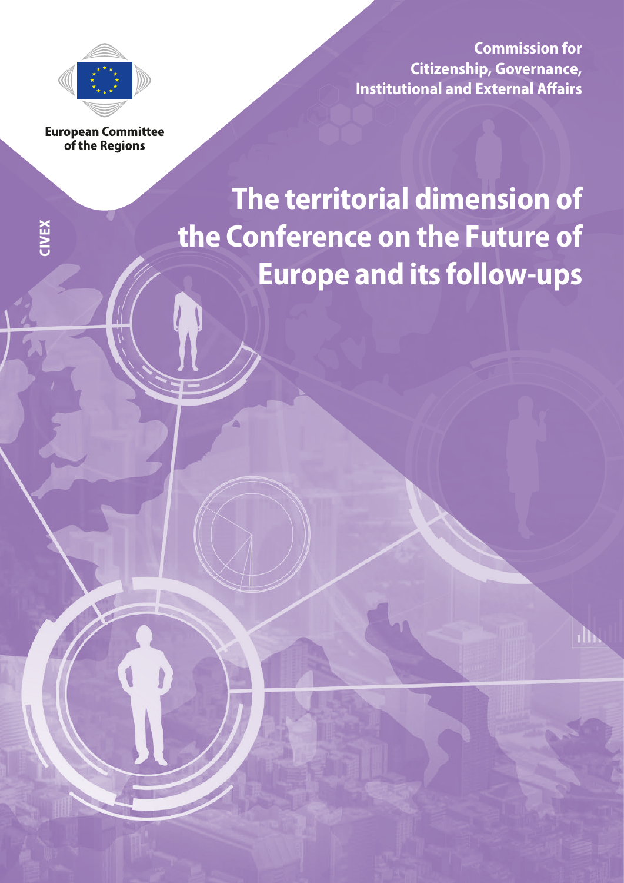European Committee of the Regions

**Commission for Citizenship, Governance, Institutional and External Affairs**

CIVEX

# The territorial dimension of the Conference on the Future of Europe and its follow-ups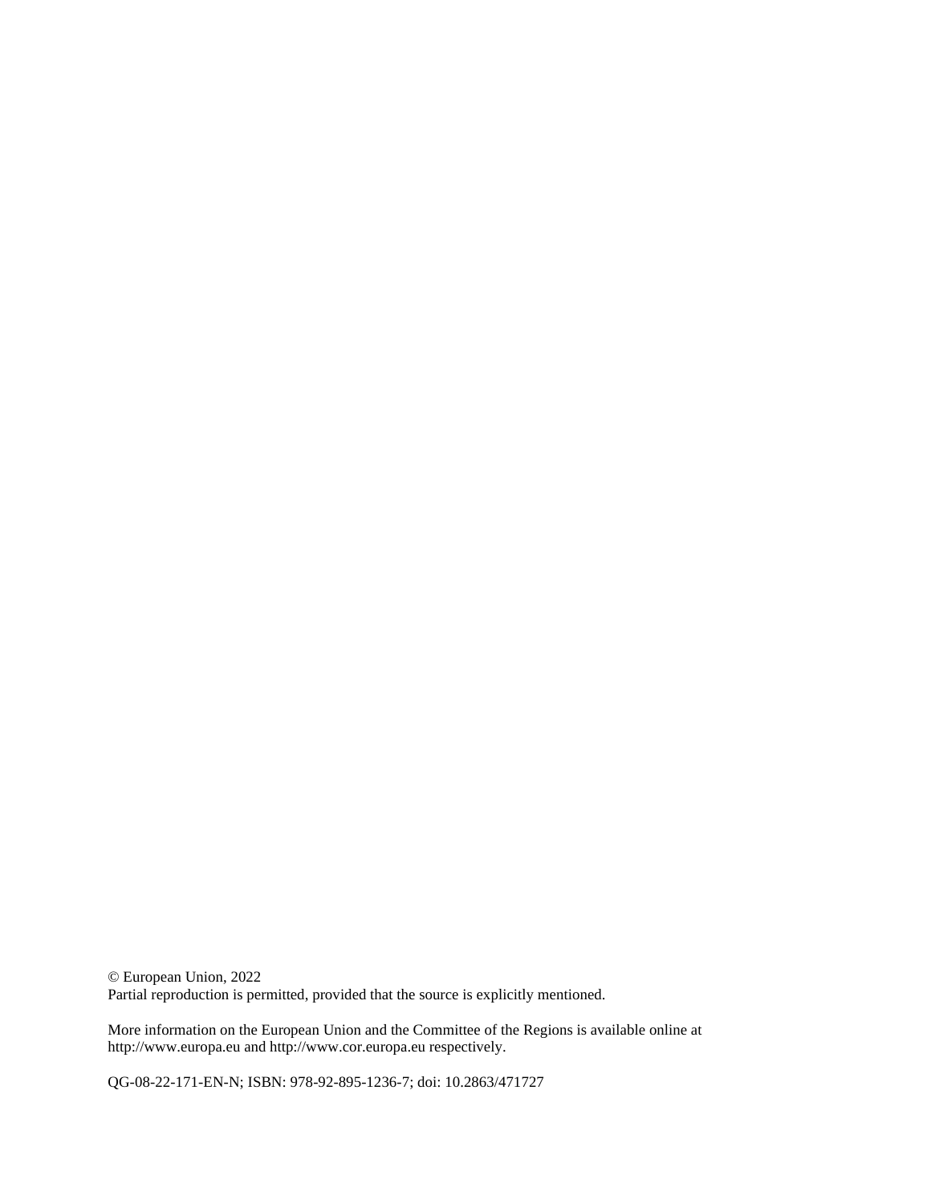© European Union, 2022
Partial reproduction is permitted, provided that the source is explicitly mentioned.

More information on the European Union and the Committee of the Regions is available online at http://www.europa.eu and http://www.cor.europa.eu respectively.

QG-08-22-171-EN-N; ISBN: 978-92-895-1236-7; doi: 10.2863/471727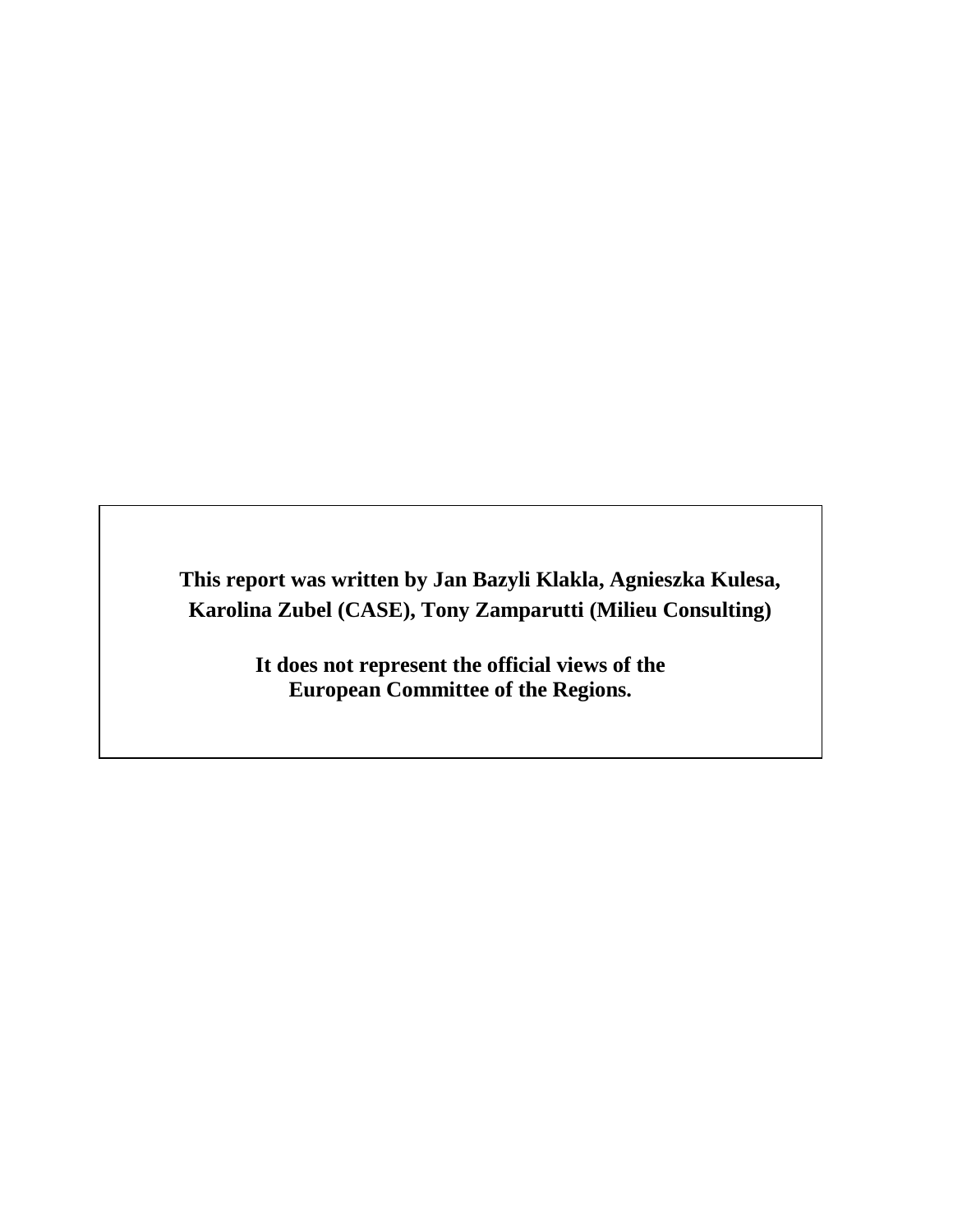**This report was written by Jan Bazyli Klakla, Agnieszka Kulesa, Karolina Zubel (CASE), Tony Zamparutti (Milieu Consulting)**

**It does not represent the official views of the European Committee of the Regions.**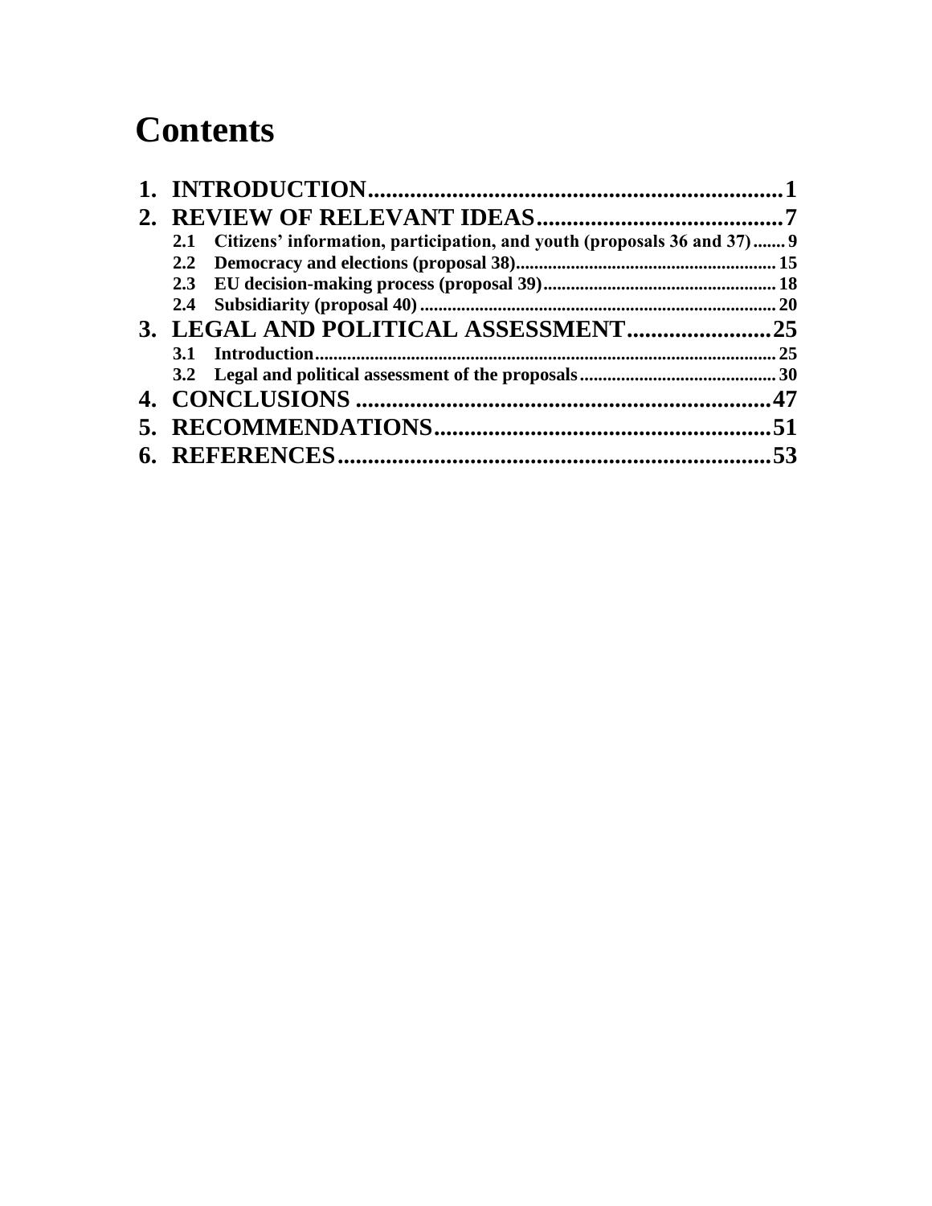# Contents

1. INTRODUCTION.....1
2. REVIEW OF RELEVANT IDEAS.....7
   - 2.1 Citizens' information, participation, and youth (proposals 36 and 37).....9
   - 2.2 Democracy and elections (proposal 38).....15
   - 2.3 EU decision-making process (proposal 39).....18
   - 2.4 Subsidiarity (proposal 40).....20
3. LEGAL AND POLITICAL ASSESSMENT.....25
   - 3.1 Introduction.....25
   - 3.2 Legal and political assessment of the proposals.....30
4. CONCLUSIONS.....47
5. RECOMMENDATIONS.....51
6. REFERENCES.....53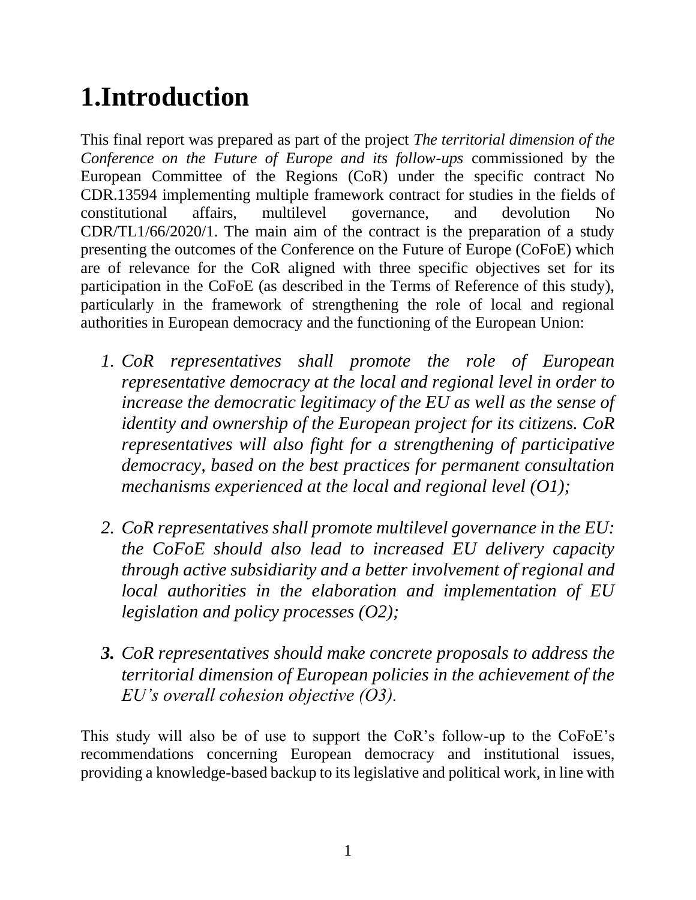# 1.Introduction

This final report was prepared as part of the project *The territorial dimension of the Conference on the Future of Europe and its follow-ups* commissioned by the European Committee of the Regions (CoR) under the specific contract No CDR.13594 implementing multiple framework contract for studies in the fields of constitutional affairs, multilevel governance, and devolution No CDR/TL1/66/2020/1. The main aim of the contract is the preparation of a study presenting the outcomes of the Conference on the Future of Europe (CoFoE) which are of relevance for the CoR aligned with three specific objectives set for its participation in the CoFoE (as described in the Terms of Reference of this study), particularly in the framework of strengthening the role of local and regional authorities in European democracy and the functioning of the European Union:

1. *CoR representatives shall promote the role of European representative democracy at the local and regional level in order to increase the democratic legitimacy of the EU as well as the sense of identity and ownership of the European project for its citizens. CoR representatives will also fight for a strengthening of participative democracy, based on the best practices for permanent consultation mechanisms experienced at the local and regional level (O1);*
2. *CoR representatives shall promote multilevel governance in the EU: the CoFoE should also lead to increased EU delivery capacity through active subsidiarity and a better involvement of regional and local authorities in the elaboration and implementation of EU legislation and policy processes (O2);*
3. *CoR representatives should make concrete proposals to address the territorial dimension of European policies in the achievement of the EU's overall cohesion objective (O3).*

This study will also be of use to support the CoR's follow-up to the CoFoE's recommendations concerning European democracy and institutional issues, providing a knowledge-based backup to its legislative and political work, in line with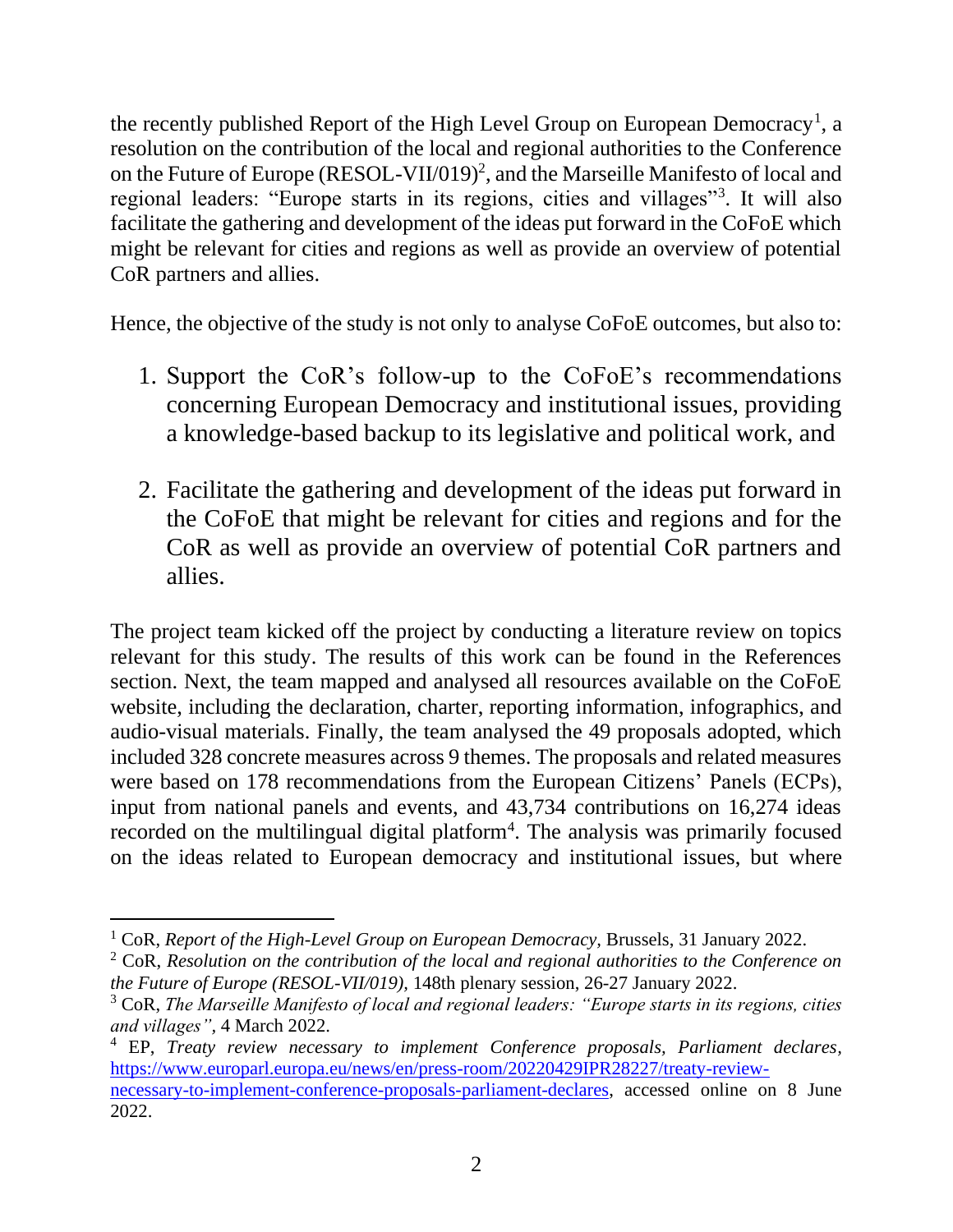the recently published Report of the High Level Group on European Democracy[1], a resolution on the contribution of the local and regional authorities to the Conference on the Future of Europe (RESOL-VII/019)[2], and the Marseille Manifesto of local and regional leaders: "Europe starts in its regions, cities and villages"[3]. It will also facilitate the gathering and development of the ideas put forward in the CoFoE which might be relevant for cities and regions as well as provide an overview of potential CoR partners and allies.

Hence, the objective of the study is not only to analyse CoFoE outcomes, but also to:

1. Support the CoR's follow-up to the CoFoE's recommendations concerning European Democracy and institutional issues, providing a knowledge-based backup to its legislative and political work, and

2. Facilitate the gathering and development of the ideas put forward in the CoFoE that might be relevant for cities and regions and for the CoR as well as provide an overview of potential CoR partners and allies.

The project team kicked off the project by conducting a literature review on topics relevant for this study. The results of this work can be found in the References section. Next, the team mapped and analysed all resources available on the CoFoE website, including the declaration, charter, reporting information, infographics, and audio-visual materials. Finally, the team analysed the 49 proposals adopted, which included 328 concrete measures across 9 themes. The proposals and related measures were based on 178 recommendations from the European Citizens' Panels (ECPs), input from national panels and events, and 43,734 contributions on 16,274 ideas recorded on the multilingual digital platform[4]. The analysis was primarily focused on the ideas related to European democracy and institutional issues, but where

---

[1] CoR, *Report of the High-Level Group on European Democracy*, Brussels, 31 January 2022.

[2] CoR, *Resolution on the contribution of the local and regional authorities to the Conference on the Future of Europe (RESOL-VII/019)*, 148th plenary session, 26-27 January 2022.

[3] CoR, *The Marseille Manifesto of local and regional leaders: "Europe starts in its regions, cities and villages"*, 4 March 2022.

[4] EP, *Treaty review necessary to implement Conference proposals, Parliament declares*, https://www.europarl.europa.eu/news/en/press-room/20220429IPR28227/treaty-review-necessary-to-implement-conference-proposals-parliament-declares, accessed online on 8 June 2022.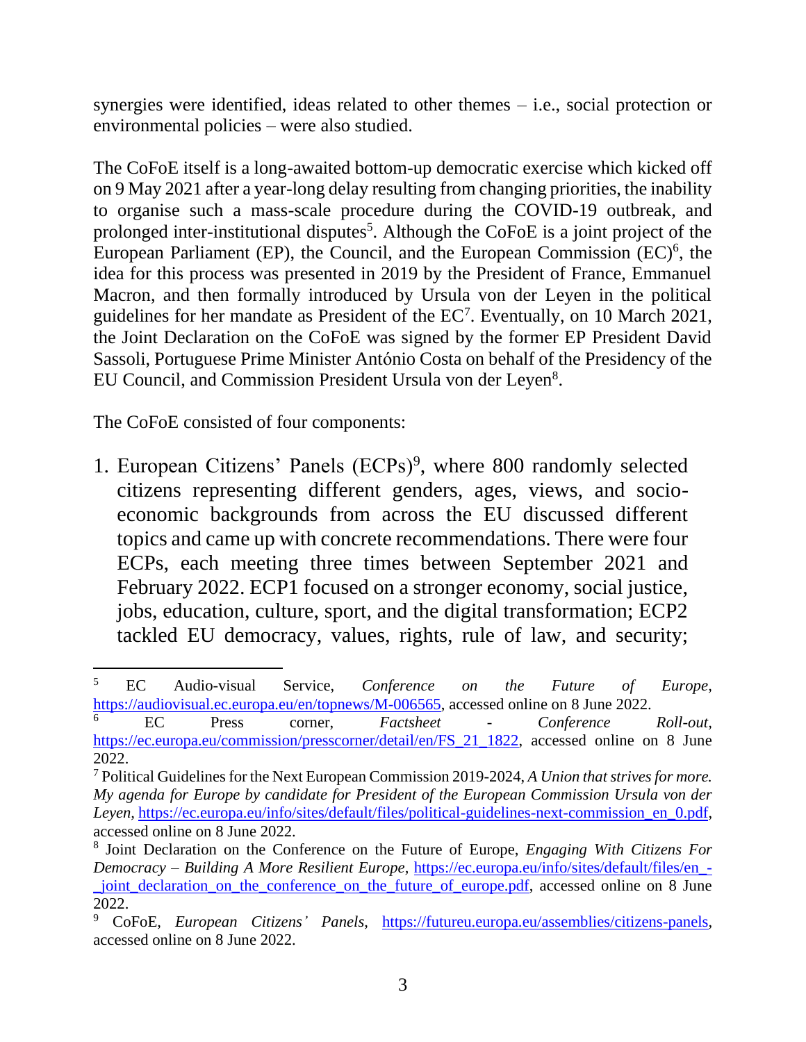synergies were identified, ideas related to other themes – i.e., social protection or environmental policies – were also studied.

The CoFoE itself is a long-awaited bottom-up democratic exercise which kicked off on 9 May 2021 after a year-long delay resulting from changing priorities, the inability to organise such a mass-scale procedure during the COVID-19 outbreak, and prolonged inter-institutional disputes[5]. Although the CoFoE is a joint project of the European Parliament (EP), the Council, and the European Commission (EC)[6], the idea for this process was presented in 2019 by the President of France, Emmanuel Macron, and then formally introduced by Ursula von der Leyen in the political guidelines for her mandate as President of the EC[7]. Eventually, on 10 March 2021, the Joint Declaration on the CoFoE was signed by the former EP President David Sassoli, Portuguese Prime Minister António Costa on behalf of the Presidency of the EU Council, and Commission President Ursula von der Leyen[8].

The CoFoE consisted of four components:

1. European Citizens' Panels (ECPs)[9], where 800 randomly selected citizens representing different genders, ages, views, and socio-economic backgrounds from across the EU discussed different topics and came up with concrete recommendations. There were four ECPs, each meeting three times between September 2021 and February 2022. ECP1 focused on a stronger economy, social justice, jobs, education, culture, sport, and the digital transformation; ECP2 tackled EU democracy, values, rights, rule of law, and security;

---

[5] EC Audio-visual Service, *Conference on the Future of Europe*, https://audiovisual.ec.europa.eu/en/topnews/M-006565, accessed online on 8 June 2022.

[6] EC Press corner, *Factsheet - Conference Roll-out*, https://ec.europa.eu/commission/presscorner/detail/en/FS_21_1822, accessed online on 8 June 2022.

[7] Political Guidelines for the Next European Commission 2019-2024, *A Union that strives for more. My agenda for Europe by candidate for President of the European Commission Ursula von der Leyen*, https://ec.europa.eu/info/sites/default/files/political-guidelines-next-commission_en_0.pdf, accessed online on 8 June 2022.

[8] Joint Declaration on the Conference on the Future of Europe, *Engaging With Citizens For Democracy – Building A More Resilient Europe*, https://ec.europa.eu/info/sites/default/files/en_-_joint_declaration_on_the_conference_on_the_future_of_europe.pdf, accessed online on 8 June 2022.

[9] CoFoE, *European Citizens' Panels*, https://futureu.europa.eu/assemblies/citizens-panels, accessed online on 8 June 2022.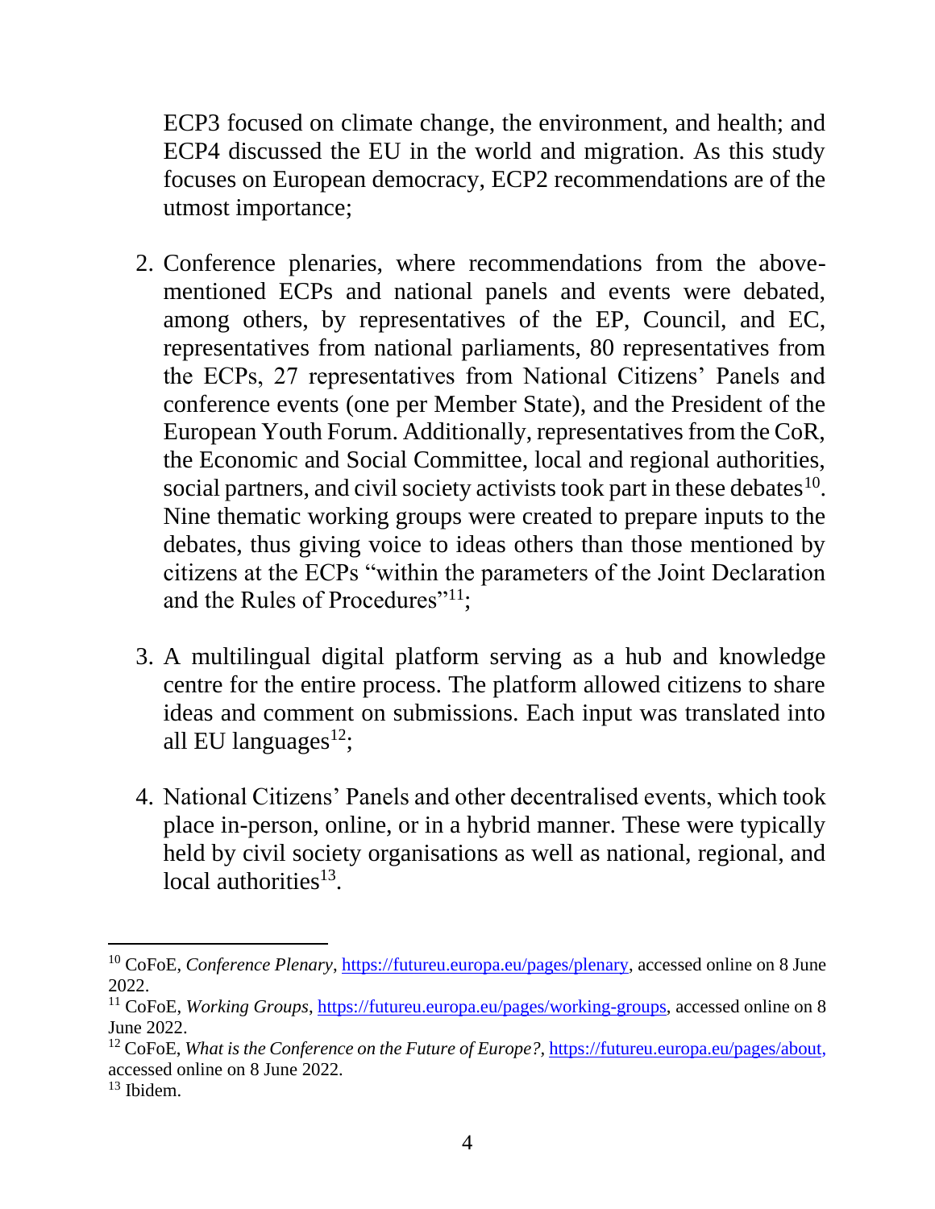ECP3 focused on climate change, the environment, and health; and ECP4 discussed the EU in the world and migration. As this study focuses on European democracy, ECP2 recommendations are of the utmost importance;

2. Conference plenaries, where recommendations from the above-mentioned ECPs and national panels and events were debated, among others, by representatives of the EP, Council, and EC, representatives from national parliaments, 80 representatives from the ECPs, 27 representatives from National Citizens' Panels and conference events (one per Member State), and the President of the European Youth Forum. Additionally, representatives from the CoR, the Economic and Social Committee, local and regional authorities, social partners, and civil society activists took part in these debates[10]. Nine thematic working groups were created to prepare inputs to the debates, thus giving voice to ideas others than those mentioned by citizens at the ECPs "within the parameters of the Joint Declaration and the Rules of Procedures"[11];

3. A multilingual digital platform serving as a hub and knowledge centre for the entire process. The platform allowed citizens to share ideas and comment on submissions. Each input was translated into all EU languages[12];

4. National Citizens' Panels and other decentralised events, which took place in-person, online, or in a hybrid manner. These were typically held by civil society organisations as well as national, regional, and local authorities[13].

---

[10] CoFoE, *Conference Plenary*, https://futureu.europa.eu/pages/plenary, accessed online on 8 June 2022.

[11] CoFoE, *Working Groups*, https://futureu.europa.eu/pages/working-groups, accessed online on 8 June 2022.

[12] CoFoE, *What is the Conference on the Future of Europe?*, https://futureu.europa.eu/pages/about, accessed online on 8 June 2022.

[13] Ibidem.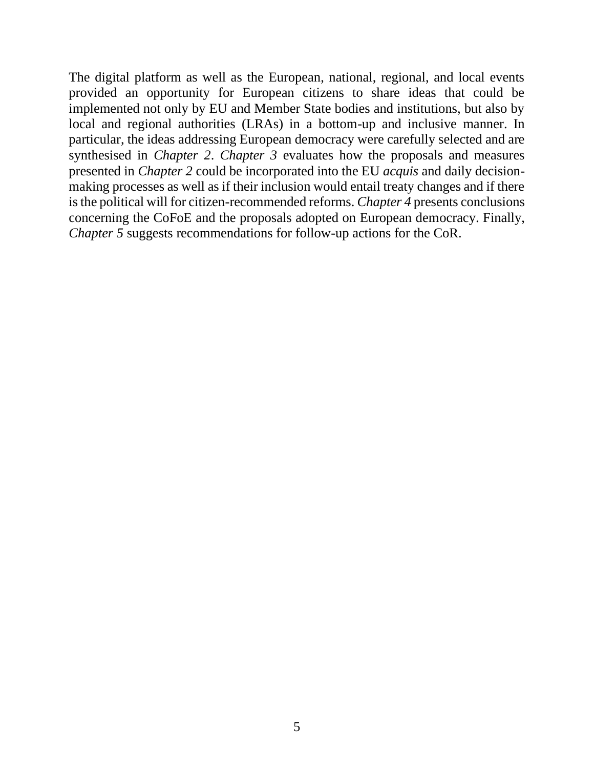The digital platform as well as the European, national, regional, and local events provided an opportunity for European citizens to share ideas that could be implemented not only by EU and Member State bodies and institutions, but also by local and regional authorities (LRAs) in a bottom-up and inclusive manner. In particular, the ideas addressing European democracy were carefully selected and are synthesised in *Chapter 2*. *Chapter 3* evaluates how the proposals and measures presented in *Chapter 2* could be incorporated into the EU *acquis* and daily decision-making processes as well as if their inclusion would entail treaty changes and if there is the political will for citizen-recommended reforms. *Chapter 4* presents conclusions concerning the CoFoE and the proposals adopted on European democracy. Finally, *Chapter 5* suggests recommendations for follow-up actions for the CoR.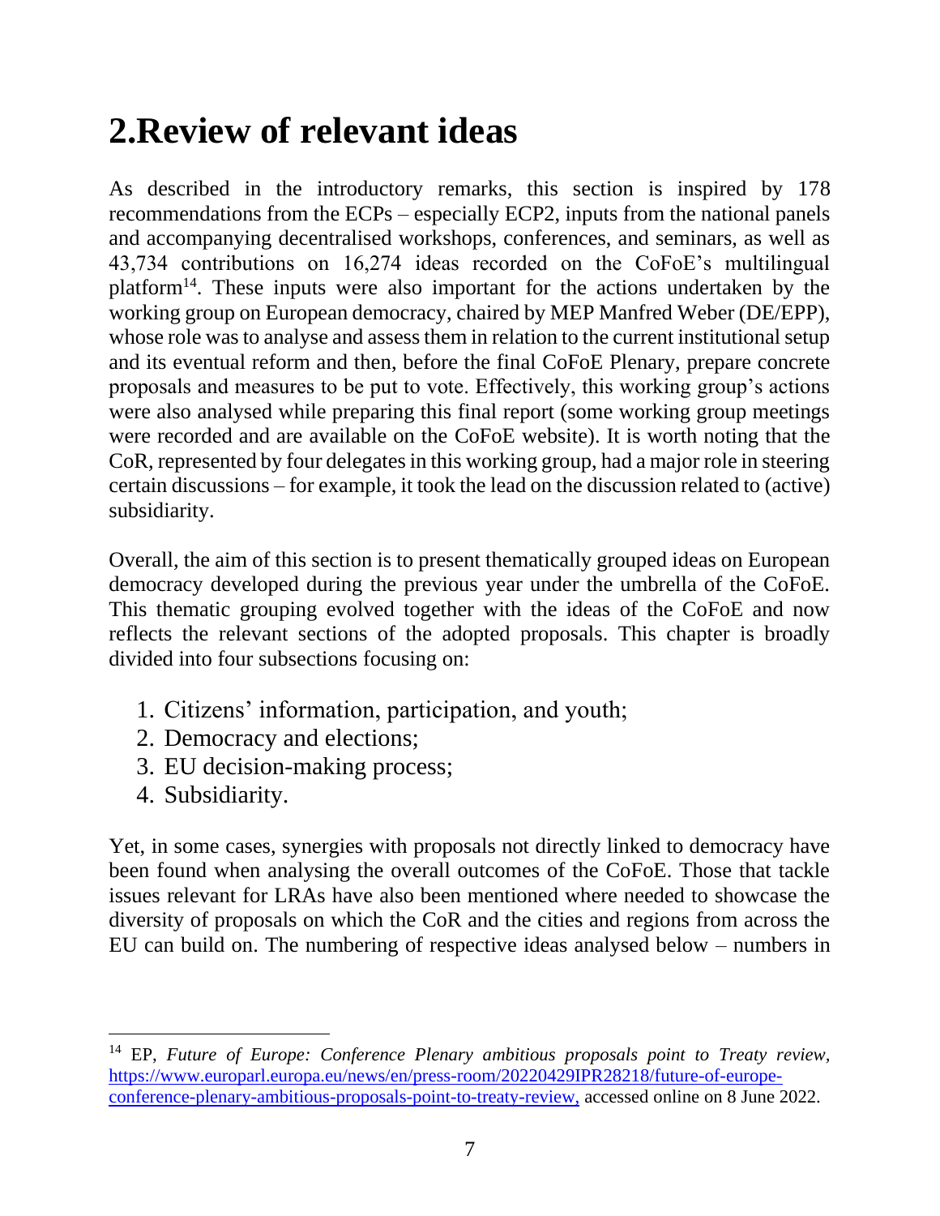# 2.Review of relevant ideas

As described in the introductory remarks, this section is inspired by 178 recommendations from the ECPs – especially ECP2, inputs from the national panels and accompanying decentralised workshops, conferences, and seminars, as well as 43,734 contributions on 16,274 ideas recorded on the CoFoE's multilingual platform[14]. These inputs were also important for the actions undertaken by the working group on European democracy, chaired by MEP Manfred Weber (DE/EPP), whose role was to analyse and assess them in relation to the current institutional setup and its eventual reform and then, before the final CoFoE Plenary, prepare concrete proposals and measures to be put to vote. Effectively, this working group's actions were also analysed while preparing this final report (some working group meetings were recorded and are available on the CoFoE website). It is worth noting that the CoR, represented by four delegates in this working group, had a major role in steering certain discussions – for example, it took the lead on the discussion related to (active) subsidiarity.

Overall, the aim of this section is to present thematically grouped ideas on European democracy developed during the previous year under the umbrella of the CoFoE. This thematic grouping evolved together with the ideas of the CoFoE and now reflects the relevant sections of the adopted proposals. This chapter is broadly divided into four subsections focusing on:

1. Citizens' information, participation, and youth;
2. Democracy and elections;
3. EU decision-making process;
4. Subsidiarity.

Yet, in some cases, synergies with proposals not directly linked to democracy have been found when analysing the overall outcomes of the CoFoE. Those that tackle issues relevant for LRAs have also been mentioned where needed to showcase the diversity of proposals on which the CoR and the cities and regions from across the EU can build on. The numbering of respective ideas analysed below – numbers in

[14] EP, *Future of Europe: Conference Plenary ambitious proposals point to Treaty review*, https://www.europarl.europa.eu/news/en/press-room/20220429IPR28218/future-of-europe-conference-plenary-ambitious-proposals-point-to-treaty-review, accessed online on 8 June 2022.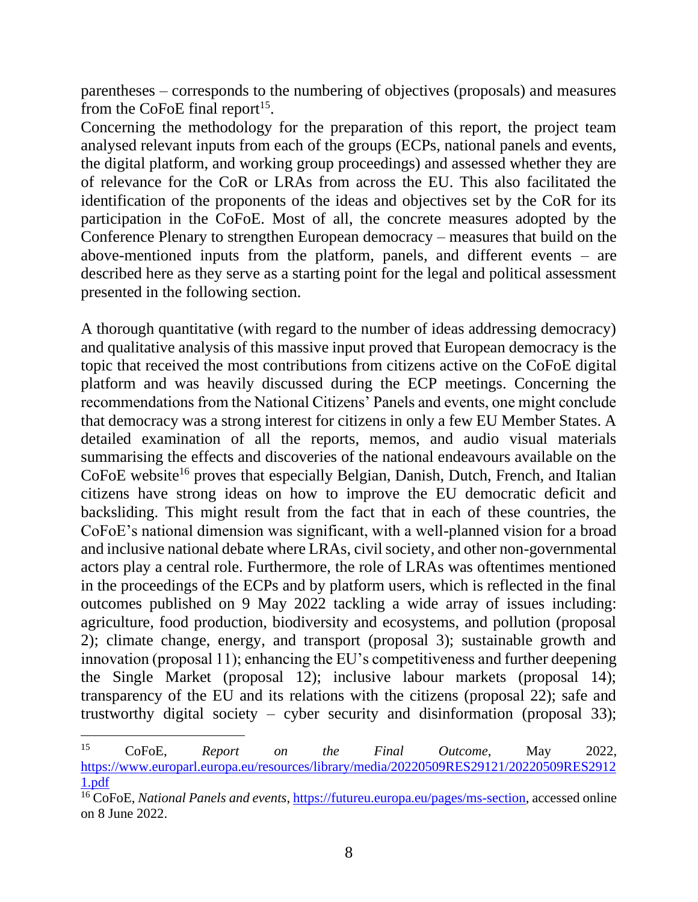parentheses – corresponds to the numbering of objectives (proposals) and measures from the CoFoE final report[15].

Concerning the methodology for the preparation of this report, the project team analysed relevant inputs from each of the groups (ECPs, national panels and events, the digital platform, and working group proceedings) and assessed whether they are of relevance for the CoR or LRAs from across the EU. This also facilitated the identification of the proponents of the ideas and objectives set by the CoR for its participation in the CoFoE. Most of all, the concrete measures adopted by the Conference Plenary to strengthen European democracy – measures that build on the above-mentioned inputs from the platform, panels, and different events – are described here as they serve as a starting point for the legal and political assessment presented in the following section.

A thorough quantitative (with regard to the number of ideas addressing democracy) and qualitative analysis of this massive input proved that European democracy is the topic that received the most contributions from citizens active on the CoFoE digital platform and was heavily discussed during the ECP meetings. Concerning the recommendations from the National Citizens' Panels and events, one might conclude that democracy was a strong interest for citizens in only a few EU Member States. A detailed examination of all the reports, memos, and audio visual materials summarising the effects and discoveries of the national endeavours available on the CoFoE website[16] proves that especially Belgian, Danish, Dutch, French, and Italian citizens have strong ideas on how to improve the EU democratic deficit and backsliding. This might result from the fact that in each of these countries, the CoFoE's national dimension was significant, with a well-planned vision for a broad and inclusive national debate where LRAs, civil society, and other non-governmental actors play a central role. Furthermore, the role of LRAs was oftentimes mentioned in the proceedings of the ECPs and by platform users, which is reflected in the final outcomes published on 9 May 2022 tackling a wide array of issues including: agriculture, food production, biodiversity and ecosystems, and pollution (proposal 2); climate change, energy, and transport (proposal 3); sustainable growth and innovation (proposal 11); enhancing the EU's competitiveness and further deepening the Single Market (proposal 12); inclusive labour markets (proposal 14); transparency of the EU and its relations with the citizens (proposal 22); safe and trustworthy digital society – cyber security and disinformation (proposal 33);

---

[15] CoFoE, *Report on the Final Outcome*, May 2022, https://www.europarl.europa.eu/resources/library/media/20220509RES29121/20220509RES29121.pdf

[16] CoFoE, *National Panels and events*, https://futureu.europa.eu/pages/ms-section, accessed online on 8 June 2022.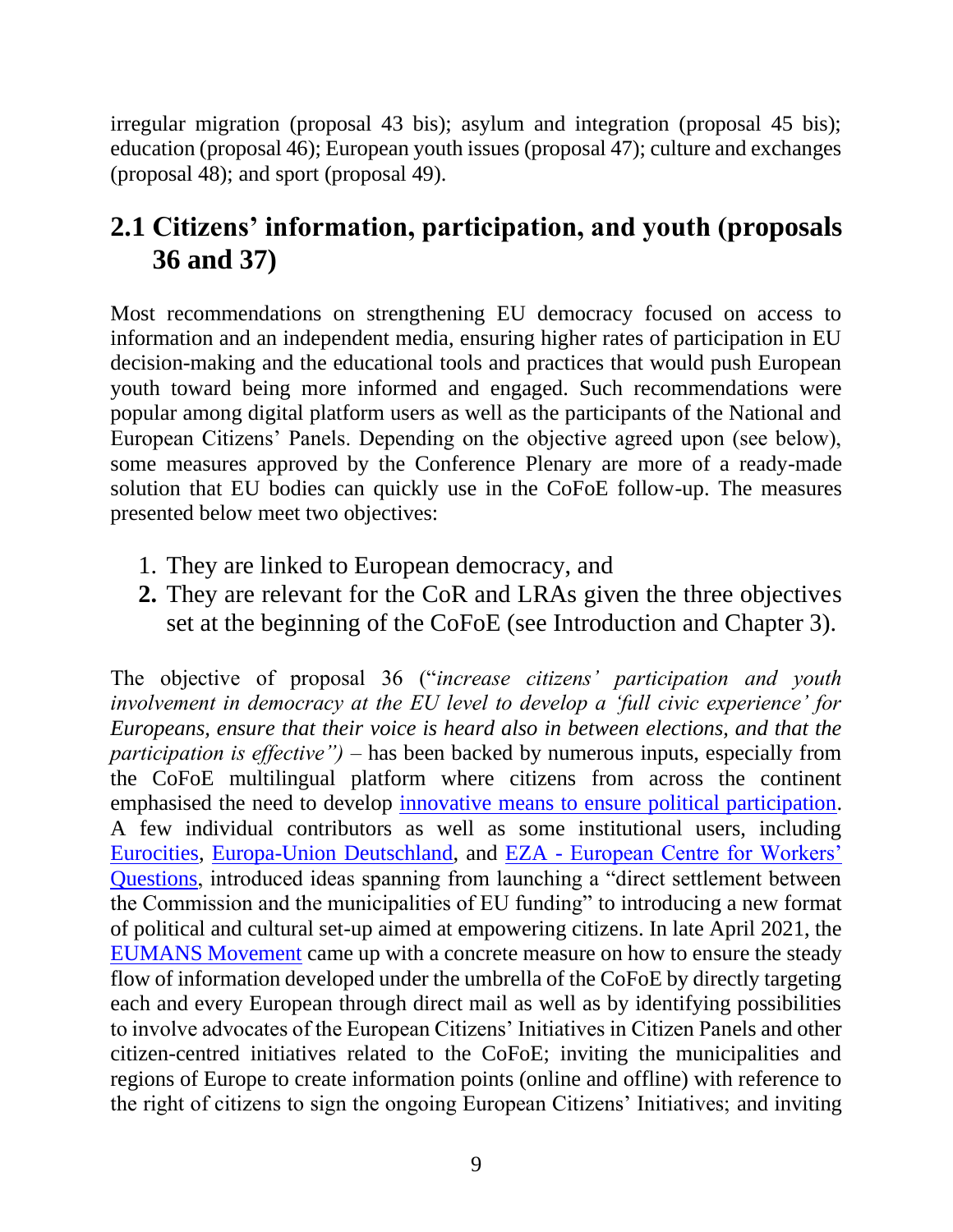irregular migration (proposal 43 bis); asylum and integration (proposal 45 bis); education (proposal 46); European youth issues (proposal 47); culture and exchanges (proposal 48); and sport (proposal 49).

## 2.1 Citizens' information, participation, and youth (proposals 36 and 37)

Most recommendations on strengthening EU democracy focused on access to information and an independent media, ensuring higher rates of participation in EU decision-making and the educational tools and practices that would push European youth toward being more informed and engaged. Such recommendations were popular among digital platform users as well as the participants of the National and European Citizens' Panels. Depending on the objective agreed upon (see below), some measures approved by the Conference Plenary are more of a ready-made solution that EU bodies can quickly use in the CoFoE follow-up. The measures presented below meet two objectives:

1. They are linked to European democracy, and
2. They are relevant for the CoR and LRAs given the three objectives set at the beginning of the CoFoE (see Introduction and Chapter 3).

The objective of proposal 36 ("*increase citizens' participation and youth involvement in democracy at the EU level to develop a 'full civic experience' for Europeans, ensure that their voice is heard also in between elections, and that the participation is effective")* – has been backed by numerous inputs, especially from the CoFoE multilingual platform where citizens from across the continent emphasised the need to develop innovative means to ensure political participation. A few individual contributors as well as some institutional users, including Eurocities, Europa-Union Deutschland, and EZA - European Centre for Workers' Questions, introduced ideas spanning from launching a "direct settlement between the Commission and the municipalities of EU funding" to introducing a new format of political and cultural set-up aimed at empowering citizens. In late April 2021, the EUMANS Movement came up with a concrete measure on how to ensure the steady flow of information developed under the umbrella of the CoFoE by directly targeting each and every European through direct mail as well as by identifying possibilities to involve advocates of the European Citizens' Initiatives in Citizen Panels and other citizen-centred initiatives related to the CoFoE; inviting the municipalities and regions of Europe to create information points (online and offline) with reference to the right of citizens to sign the ongoing European Citizens' Initiatives; and inviting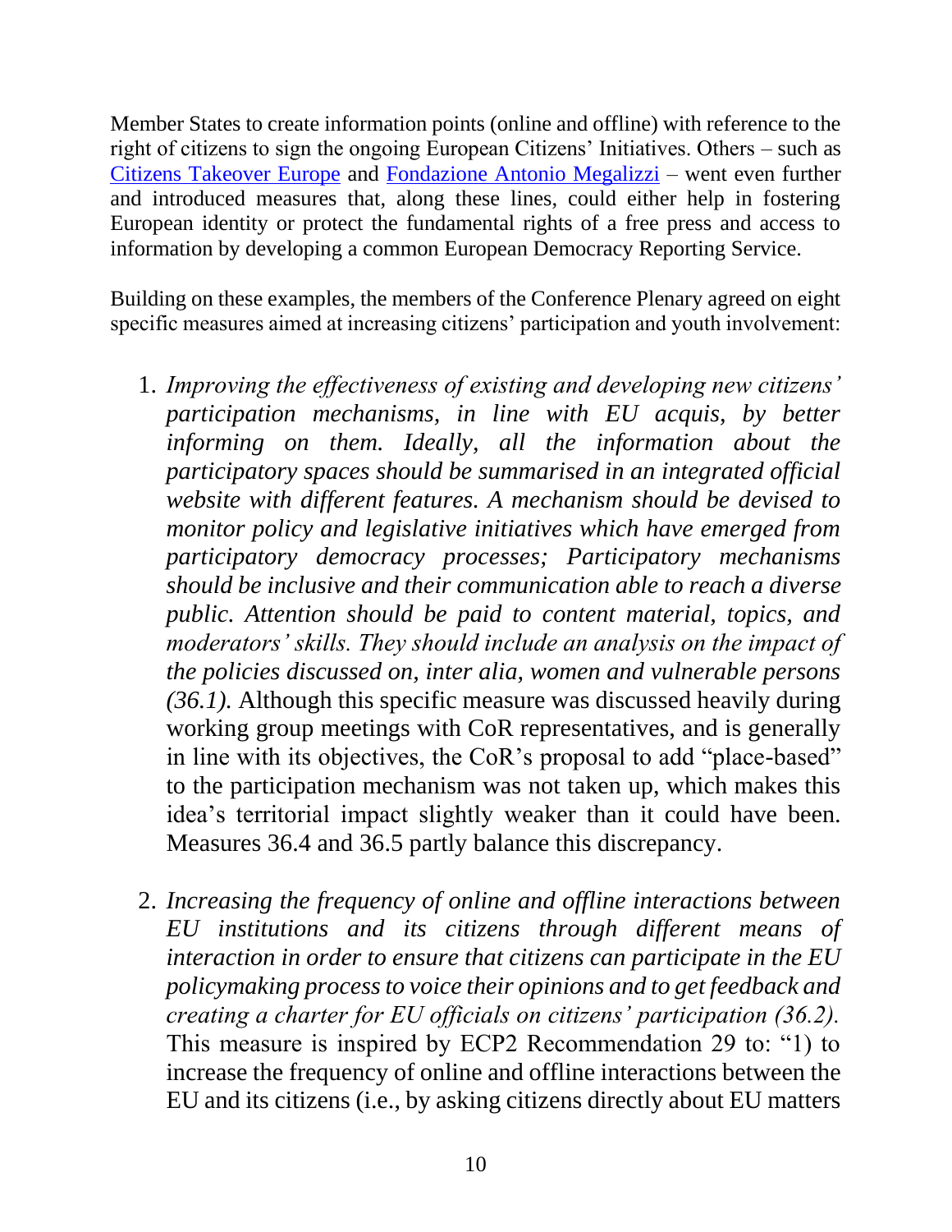Member States to create information points (online and offline) with reference to the right of citizens to sign the ongoing European Citizens' Initiatives. Others – such as [Citizens Takeover Europe] and [Fondazione Antonio Megalizzi] – went even further and introduced measures that, along these lines, could either help in fostering European identity or protect the fundamental rights of a free press and access to information by developing a common European Democracy Reporting Service.

Building on these examples, the members of the Conference Plenary agreed on eight specific measures aimed at increasing citizens' participation and youth involvement:

1. *Improving the effectiveness of existing and developing new citizens' participation mechanisms, in line with EU acquis, by better informing on them. Ideally, all the information about the participatory spaces should be summarised in an integrated official website with different features. A mechanism should be devised to monitor policy and legislative initiatives which have emerged from participatory democracy processes; Participatory mechanisms should be inclusive and their communication able to reach a diverse public. Attention should be paid to content material, topics, and moderators' skills. They should include an analysis on the impact of the policies discussed on, inter alia, women and vulnerable persons (36.1).* Although this specific measure was discussed heavily during working group meetings with CoR representatives, and is generally in line with its objectives, the CoR's proposal to add "place-based" to the participation mechanism was not taken up, which makes this idea's territorial impact slightly weaker than it could have been. Measures 36.4 and 36.5 partly balance this discrepancy.

2. *Increasing the frequency of online and offline interactions between EU institutions and its citizens through different means of interaction in order to ensure that citizens can participate in the EU policymaking process to voice their opinions and to get feedback and creating a charter for EU officials on citizens' participation (36.2).* This measure is inspired by ECP2 Recommendation 29 to: "1) to increase the frequency of online and offline interactions between the EU and its citizens (i.e., by asking citizens directly about EU matters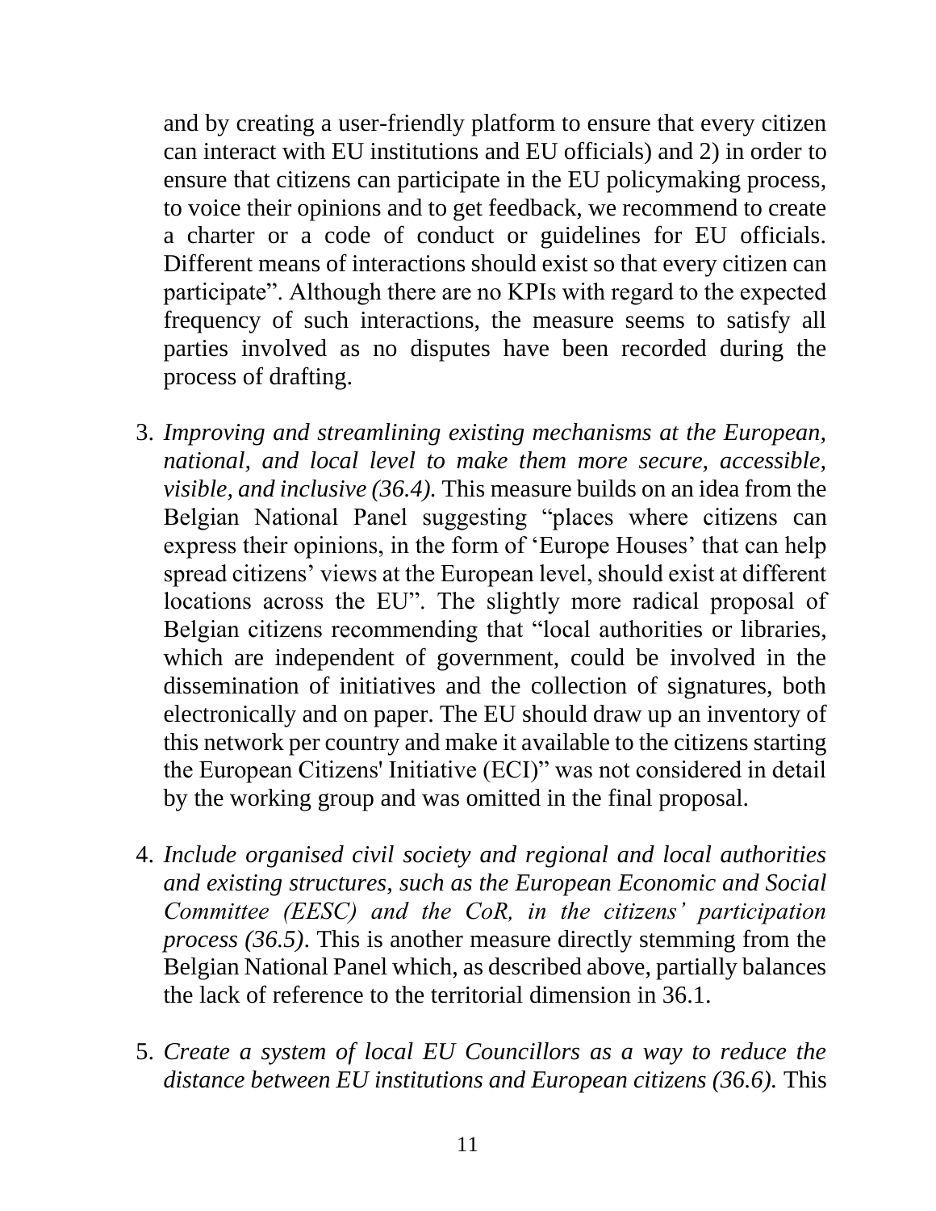and by creating a user-friendly platform to ensure that every citizen can interact with EU institutions and EU officials) and 2) in order to ensure that citizens can participate in the EU policymaking process, to voice their opinions and to get feedback, we recommend to create a charter or a code of conduct or guidelines for EU officials. Different means of interactions should exist so that every citizen can participate". Although there are no KPIs with regard to the expected frequency of such interactions, the measure seems to satisfy all parties involved as no disputes have been recorded during the process of drafting.

3. *Improving and streamlining existing mechanisms at the European, national, and local level to make them more secure, accessible, visible, and inclusive (36.4).* This measure builds on an idea from the Belgian National Panel suggesting "places where citizens can express their opinions, in the form of 'Europe Houses' that can help spread citizens' views at the European level, should exist at different locations across the EU". The slightly more radical proposal of Belgian citizens recommending that "local authorities or libraries, which are independent of government, could be involved in the dissemination of initiatives and the collection of signatures, both electronically and on paper. The EU should draw up an inventory of this network per country and make it available to the citizens starting the European Citizens' Initiative (ECI)" was not considered in detail by the working group and was omitted in the final proposal.

4. *Include organised civil society and regional and local authorities and existing structures, such as the European Economic and Social Committee (EESC) and the CoR, in the citizens' participation process (36.5)*. This is another measure directly stemming from the Belgian National Panel which, as described above, partially balances the lack of reference to the territorial dimension in 36.1.

5. *Create a system of local EU Councillors as a way to reduce the distance between EU institutions and European citizens (36.6).* This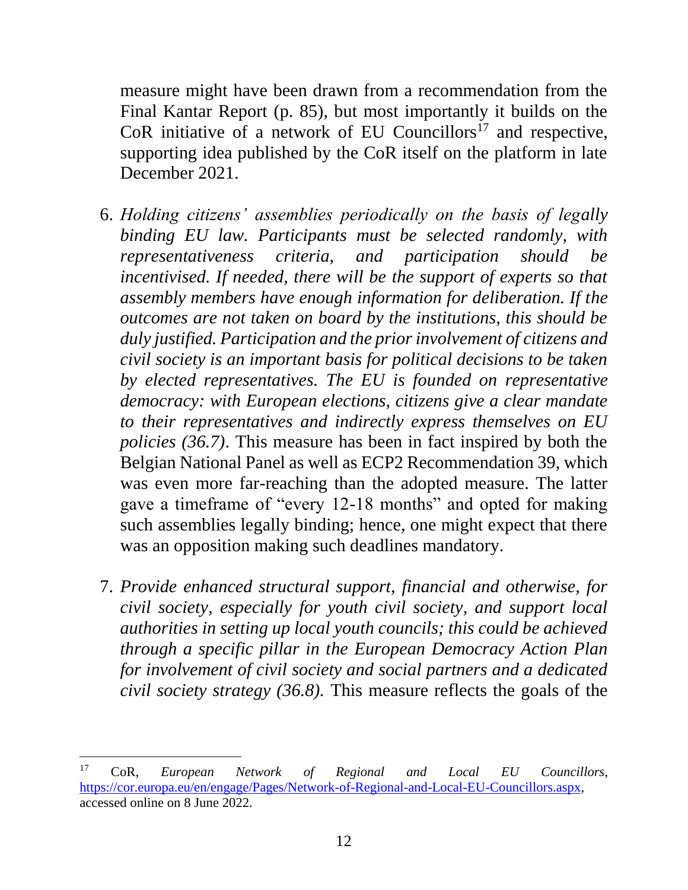measure might have been drawn from a recommendation from the Final Kantar Report (p. 85), but most importantly it builds on the CoR initiative of a network of EU Councillors[17] and respective, supporting idea published by the CoR itself on the platform in late December 2021.

6. *Holding citizens' assemblies periodically on the basis of legally binding EU law. Participants must be selected randomly, with representativeness criteria, and participation should be incentivised. If needed, there will be the support of experts so that assembly members have enough information for deliberation. If the outcomes are not taken on board by the institutions, this should be duly justified. Participation and the prior involvement of citizens and civil society is an important basis for political decisions to be taken by elected representatives. The EU is founded on representative democracy: with European elections, citizens give a clear mandate to their representatives and indirectly express themselves on EU policies (36.7)*. This measure has been in fact inspired by both the Belgian National Panel as well as ECP2 Recommendation 39, which was even more far-reaching than the adopted measure. The latter gave a timeframe of "every 12-18 months" and opted for making such assemblies legally binding; hence, one might expect that there was an opposition making such deadlines mandatory.

7. *Provide enhanced structural support, financial and otherwise, for civil society, especially for youth civil society, and support local authorities in setting up local youth councils; this could be achieved through a specific pillar in the European Democracy Action Plan for involvement of civil society and social partners and a dedicated civil society strategy (36.8).* This measure reflects the goals of the

---

[17] CoR, *European Network of Regional and Local EU Councillors*, https://cor.europa.eu/en/engage/Pages/Network-of-Regional-and-Local-EU-Councillors.aspx, accessed online on 8 June 2022.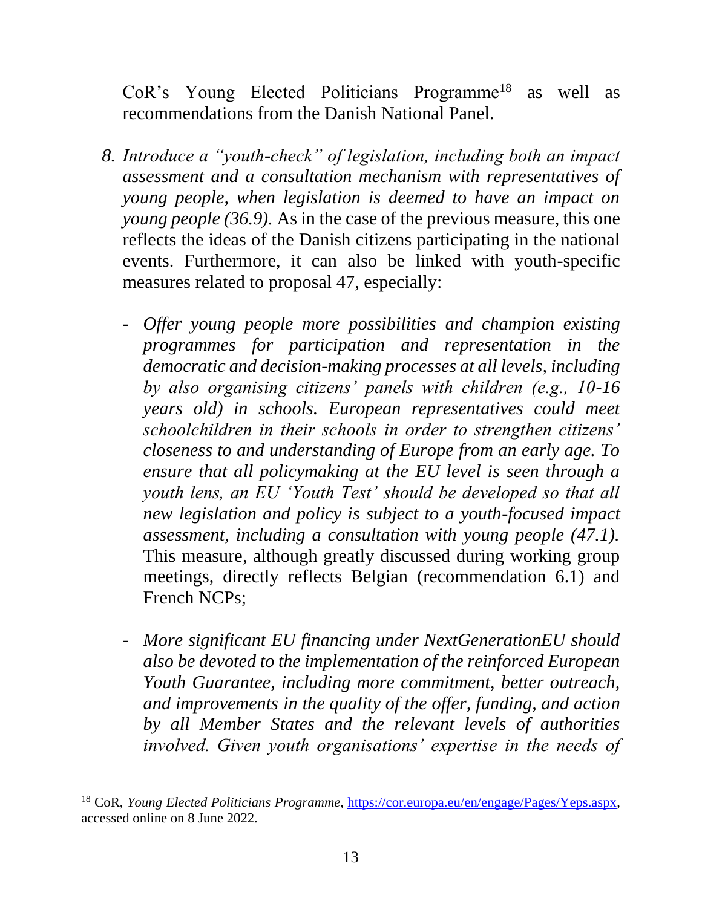CoR's Young Elected Politicians Programme[18] as well as recommendations from the Danish National Panel.

8. *Introduce a "youth-check" of legislation, including both an impact assessment and a consultation mechanism with representatives of young people, when legislation is deemed to have an impact on young people (36.9).* As in the case of the previous measure, this one reflects the ideas of the Danish citizens participating in the national events. Furthermore, it can also be linked with youth-specific measures related to proposal 47, especially:

   - *Offer young people more possibilities and champion existing programmes for participation and representation in the democratic and decision-making processes at all levels, including by also organising citizens' panels with children (e.g., 10-16 years old) in schools. European representatives could meet schoolchildren in their schools in order to strengthen citizens' closeness to and understanding of Europe from an early age. To ensure that all policymaking at the EU level is seen through a youth lens, an EU 'Youth Test' should be developed so that all new legislation and policy is subject to a youth-focused impact assessment, including a consultation with young people (47.1).* This measure, although greatly discussed during working group meetings, directly reflects Belgian (recommendation 6.1) and French NCPs;

   - *More significant EU financing under NextGenerationEU should also be devoted to the implementation of the reinforced European Youth Guarantee, including more commitment, better outreach, and improvements in the quality of the offer, funding, and action by all Member States and the relevant levels of authorities involved. Given youth organisations' expertise in the needs of*

[18] CoR, *Young Elected Politicians Programme*, https://cor.europa.eu/en/engage/Pages/Yeps.aspx, accessed online on 8 June 2022.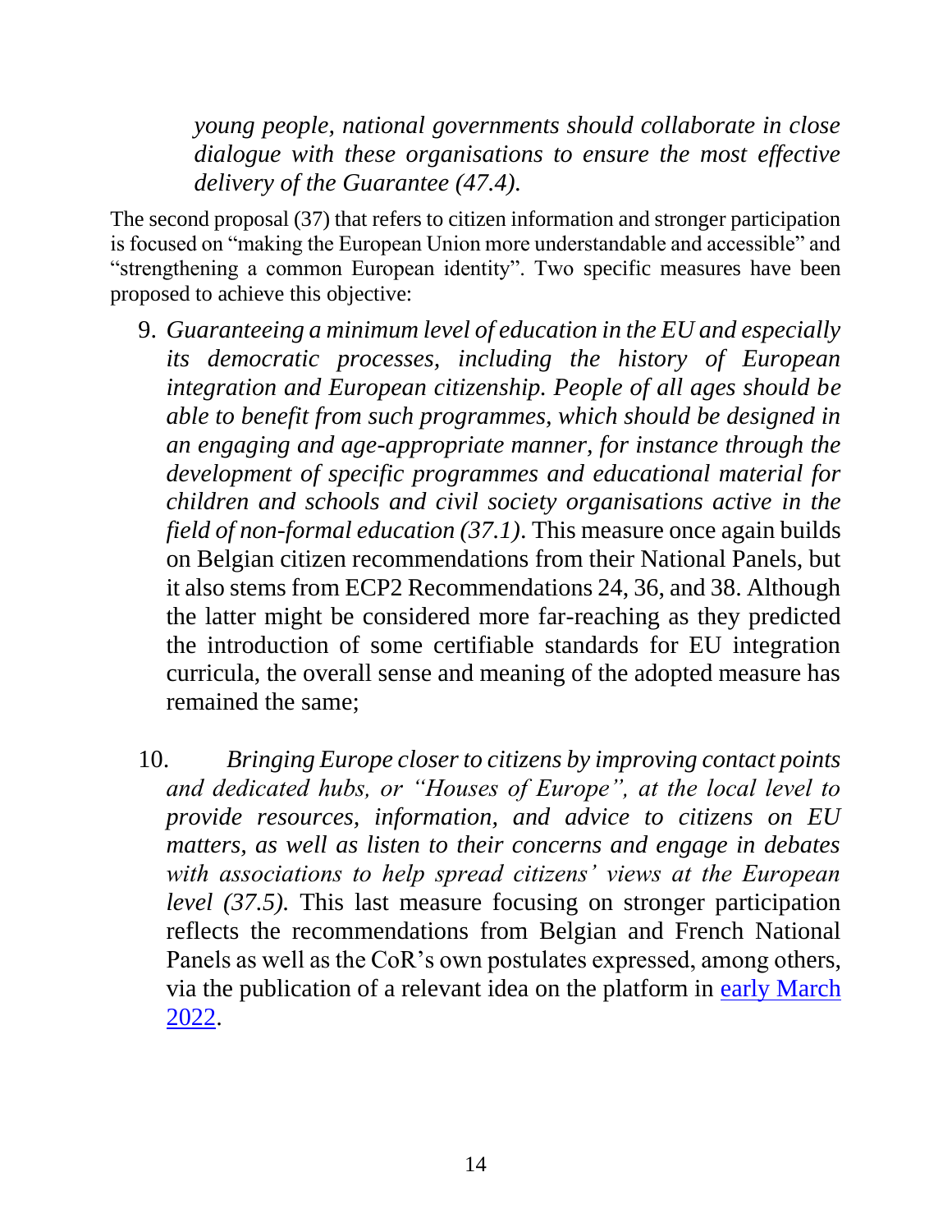*young people, national governments should collaborate in close dialogue with these organisations to ensure the most effective delivery of the Guarantee (47.4).*

The second proposal (37) that refers to citizen information and stronger participation is focused on "making the European Union more understandable and accessible" and "strengthening a common European identity". Two specific measures have been proposed to achieve this objective:

9. *Guaranteeing a minimum level of education in the EU and especially its democratic processes, including the history of European integration and European citizenship. People of all ages should be able to benefit from such programmes, which should be designed in an engaging and age-appropriate manner, for instance through the development of specific programmes and educational material for children and schools and civil society organisations active in the field of non-formal education (37.1)*. This measure once again builds on Belgian citizen recommendations from their National Panels, but it also stems from ECP2 Recommendations 24, 36, and 38. Although the latter might be considered more far-reaching as they predicted the introduction of some certifiable standards for EU integration curricula, the overall sense and meaning of the adopted measure has remained the same;

10. *Bringing Europe closer to citizens by improving contact points and dedicated hubs, or "Houses of Europe", at the local level to provide resources, information, and advice to citizens on EU matters, as well as listen to their concerns and engage in debates with associations to help spread citizens' views at the European level (37.5).* This last measure focusing on stronger participation reflects the recommendations from Belgian and French National Panels as well as the CoR's own postulates expressed, among others, via the publication of a relevant idea on the platform in early March 2022.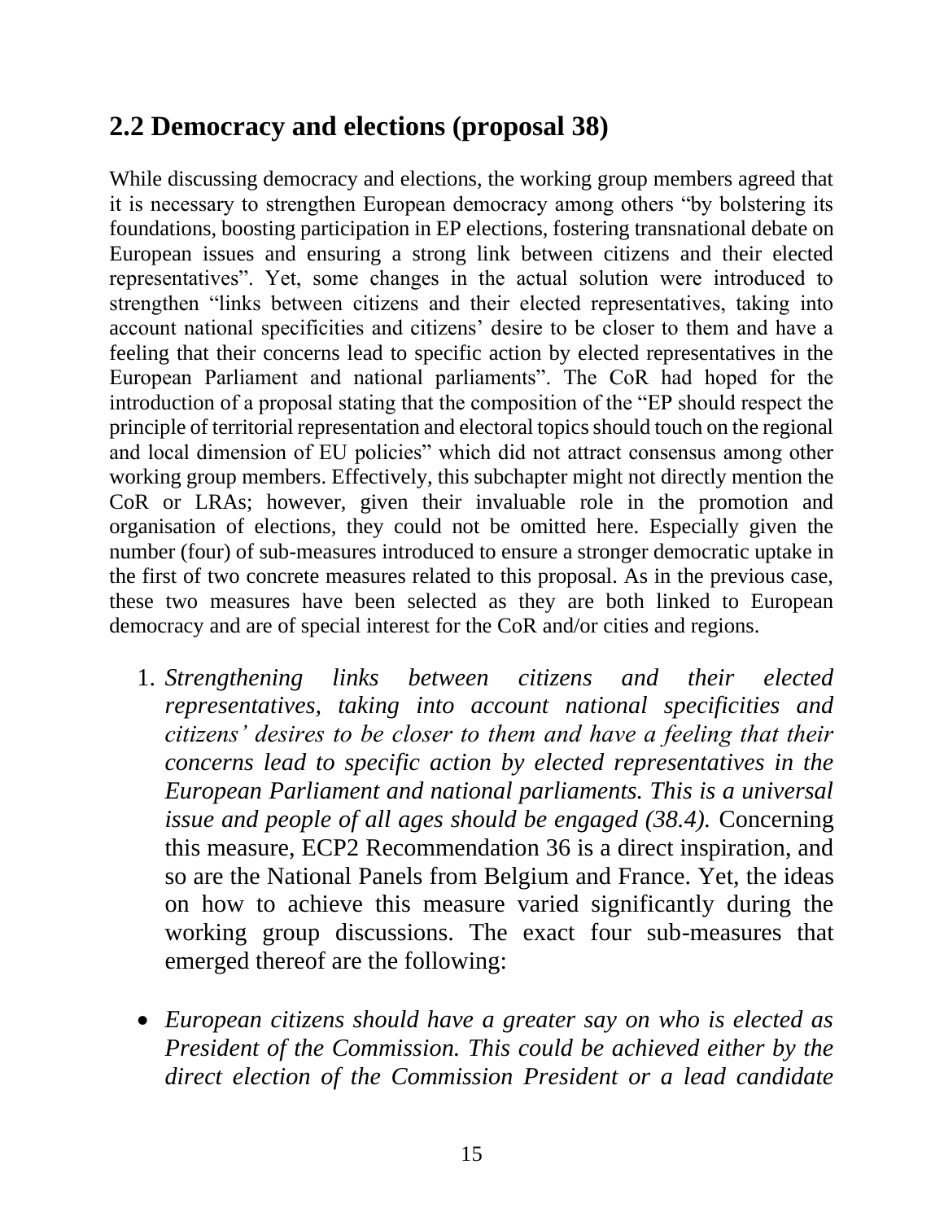## 2.2 Democracy and elections (proposal 38)

While discussing democracy and elections, the working group members agreed that it is necessary to strengthen European democracy among others "by bolstering its foundations, boosting participation in EP elections, fostering transnational debate on European issues and ensuring a strong link between citizens and their elected representatives". Yet, some changes in the actual solution were introduced to strengthen "links between citizens and their elected representatives, taking into account national specificities and citizens' desire to be closer to them and have a feeling that their concerns lead to specific action by elected representatives in the European Parliament and national parliaments". The CoR had hoped for the introduction of a proposal stating that the composition of the "EP should respect the principle of territorial representation and electoral topics should touch on the regional and local dimension of EU policies" which did not attract consensus among other working group members. Effectively, this subchapter might not directly mention the CoR or LRAs; however, given their invaluable role in the promotion and organisation of elections, they could not be omitted here. Especially given the number (four) of sub-measures introduced to ensure a stronger democratic uptake in the first of two concrete measures related to this proposal. As in the previous case, these two measures have been selected as they are both linked to European democracy and are of special interest for the CoR and/or cities and regions.

1. *Strengthening links between citizens and their elected representatives, taking into account national specificities and citizens' desires to be closer to them and have a feeling that their concerns lead to specific action by elected representatives in the European Parliament and national parliaments. This is a universal issue and people of all ages should be engaged (38.4).* Concerning this measure, ECP2 Recommendation 36 is a direct inspiration, and so are the National Panels from Belgium and France. Yet, the ideas on how to achieve this measure varied significantly during the working group discussions. The exact four sub-measures that emerged thereof are the following:

- *European citizens should have a greater say on who is elected as President of the Commission. This could be achieved either by the direct election of the Commission President or a lead candidate*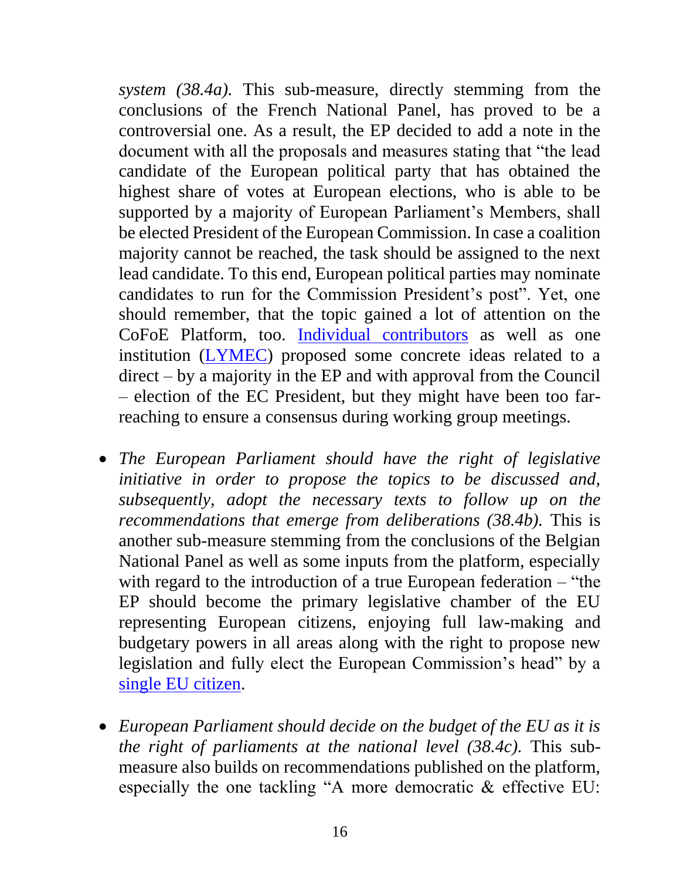*system (38.4a).* This sub-measure, directly stemming from the conclusions of the French National Panel, has proved to be a controversial one. As a result, the EP decided to add a note in the document with all the proposals and measures stating that "the lead candidate of the European political party that has obtained the highest share of votes at European elections, who is able to be supported by a majority of European Parliament's Members, shall be elected President of the European Commission. In case a coalition majority cannot be reached, the task should be assigned to the next lead candidate. To this end, European political parties may nominate candidates to run for the Commission President's post". Yet, one should remember, that the topic gained a lot of attention on the CoFoE Platform, too. Individual contributors as well as one institution (LYMEC) proposed some concrete ideas related to a direct – by a majority in the EP and with approval from the Council – election of the EC President, but they might have been too far-reaching to ensure a consensus during working group meetings.

- *The European Parliament should have the right of legislative initiative in order to propose the topics to be discussed and, subsequently, adopt the necessary texts to follow up on the recommendations that emerge from deliberations (38.4b).* This is another sub-measure stemming from the conclusions of the Belgian National Panel as well as some inputs from the platform, especially with regard to the introduction of a true European federation – "the EP should become the primary legislative chamber of the EU representing European citizens, enjoying full law-making and budgetary powers in all areas along with the right to propose new legislation and fully elect the European Commission's head" by a single EU citizen.

- *European Parliament should decide on the budget of the EU as it is the right of parliaments at the national level (38.4c).* This sub-measure also builds on recommendations published on the platform, especially the one tackling "A more democratic & effective EU: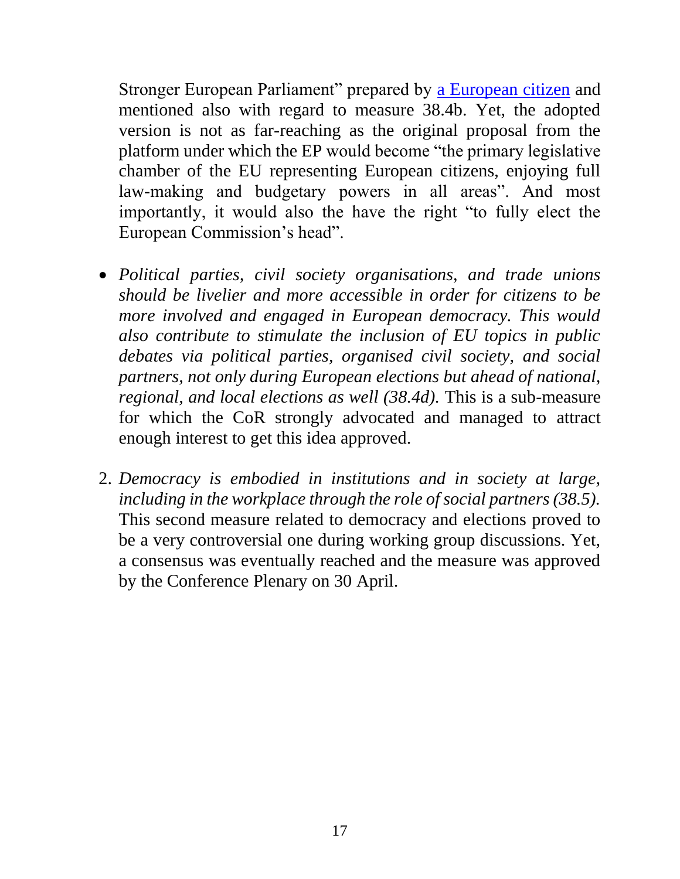Stronger European Parliament" prepared by [a European citizen] and mentioned also with regard to measure 38.4b. Yet, the adopted version is not as far-reaching as the original proposal from the platform under which the EP would become "the primary legislative chamber of the EU representing European citizens, enjoying full law-making and budgetary powers in all areas". And most importantly, it would also the have the right "to fully elect the European Commission's head".

- *Political parties, civil society organisations, and trade unions should be livelier and more accessible in order for citizens to be more involved and engaged in European democracy. This would also contribute to stimulate the inclusion of EU topics in public debates via political parties, organised civil society, and social partners, not only during European elections but ahead of national, regional, and local elections as well (38.4d).* This is a sub-measure for which the CoR strongly advocated and managed to attract enough interest to get this idea approved.

2. *Democracy is embodied in institutions and in society at large, including in the workplace through the role of social partners (38.5).* This second measure related to democracy and elections proved to be a very controversial one during working group discussions. Yet, a consensus was eventually reached and the measure was approved by the Conference Plenary on 30 April.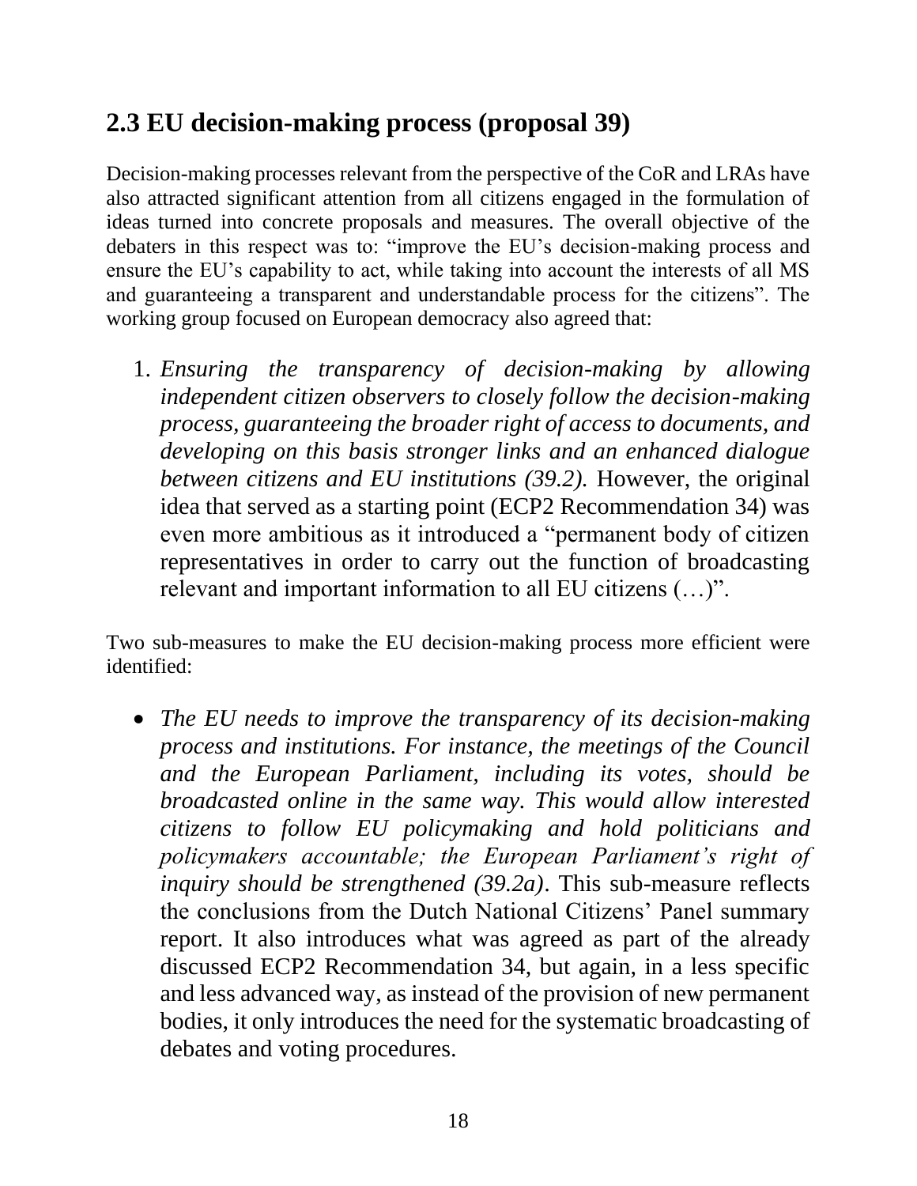## 2.3 EU decision-making process (proposal 39)

Decision-making processes relevant from the perspective of the CoR and LRAs have also attracted significant attention from all citizens engaged in the formulation of ideas turned into concrete proposals and measures. The overall objective of the debaters in this respect was to: "improve the EU's decision-making process and ensure the EU's capability to act, while taking into account the interests of all MS and guaranteeing a transparent and understandable process for the citizens". The working group focused on European democracy also agreed that:

1. *Ensuring the transparency of decision-making by allowing independent citizen observers to closely follow the decision-making process, guaranteeing the broader right of access to documents, and developing on this basis stronger links and an enhanced dialogue between citizens and EU institutions (39.2).* However, the original idea that served as a starting point (ECP2 Recommendation 34) was even more ambitious as it introduced a "permanent body of citizen representatives in order to carry out the function of broadcasting relevant and important information to all EU citizens (…)".

Two sub-measures to make the EU decision-making process more efficient were identified:

- *The EU needs to improve the transparency of its decision-making process and institutions. For instance, the meetings of the Council and the European Parliament, including its votes, should be broadcasted online in the same way. This would allow interested citizens to follow EU policymaking and hold politicians and policymakers accountable; the European Parliament's right of inquiry should be strengthened (39.2a)*. This sub-measure reflects the conclusions from the Dutch National Citizens' Panel summary report. It also introduces what was agreed as part of the already discussed ECP2 Recommendation 34, but again, in a less specific and less advanced way, as instead of the provision of new permanent bodies, it only introduces the need for the systematic broadcasting of debates and voting procedures.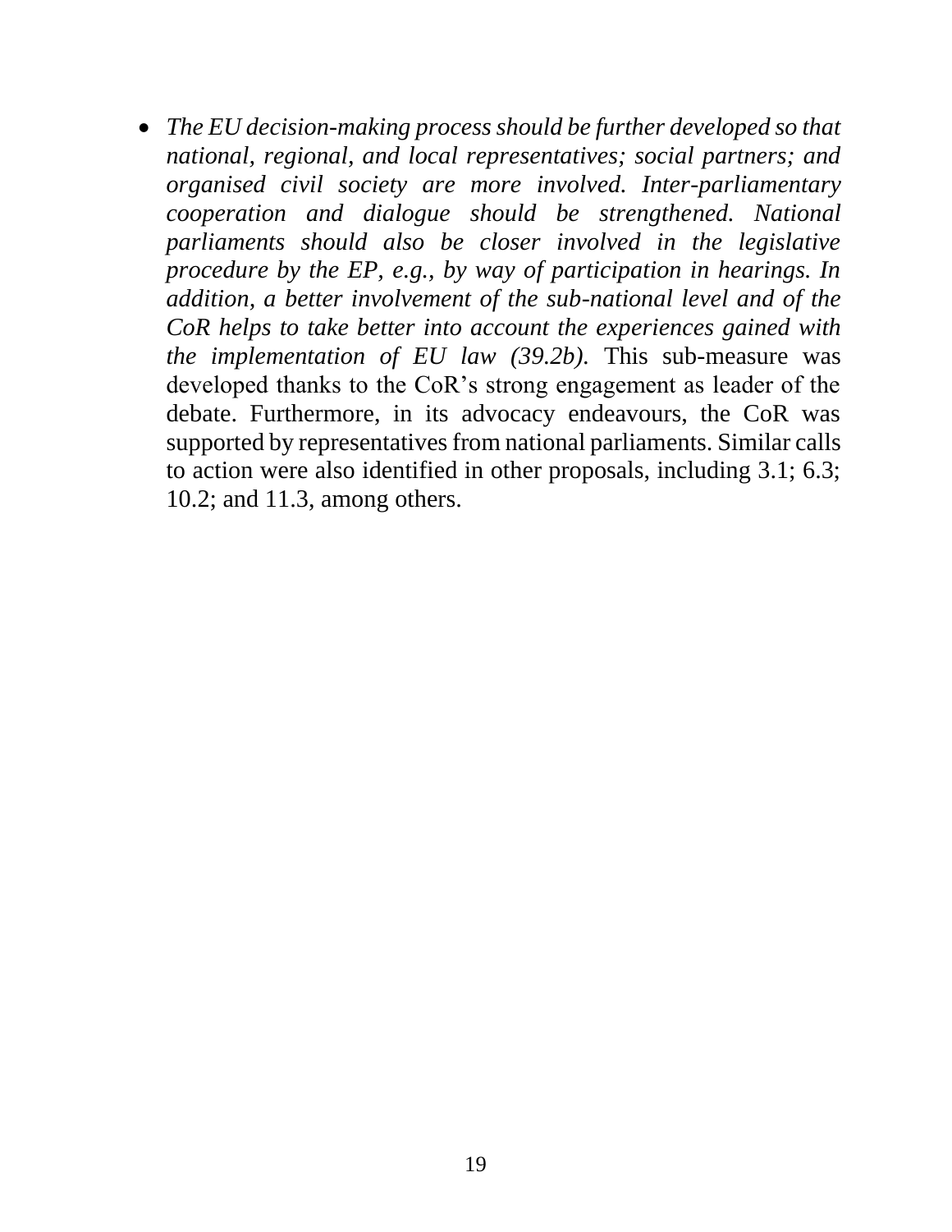- *The EU decision-making process should be further developed so that national, regional, and local representatives; social partners; and organised civil society are more involved. Inter-parliamentary cooperation and dialogue should be strengthened. National parliaments should also be closer involved in the legislative procedure by the EP, e.g., by way of participation in hearings. In addition, a better involvement of the sub-national level and of the CoR helps to take better into account the experiences gained with the implementation of EU law (39.2b).* This sub-measure was developed thanks to the CoR's strong engagement as leader of the debate. Furthermore, in its advocacy endeavours, the CoR was supported by representatives from national parliaments. Similar calls to action were also identified in other proposals, including 3.1; 6.3; 10.2; and 11.3, among others.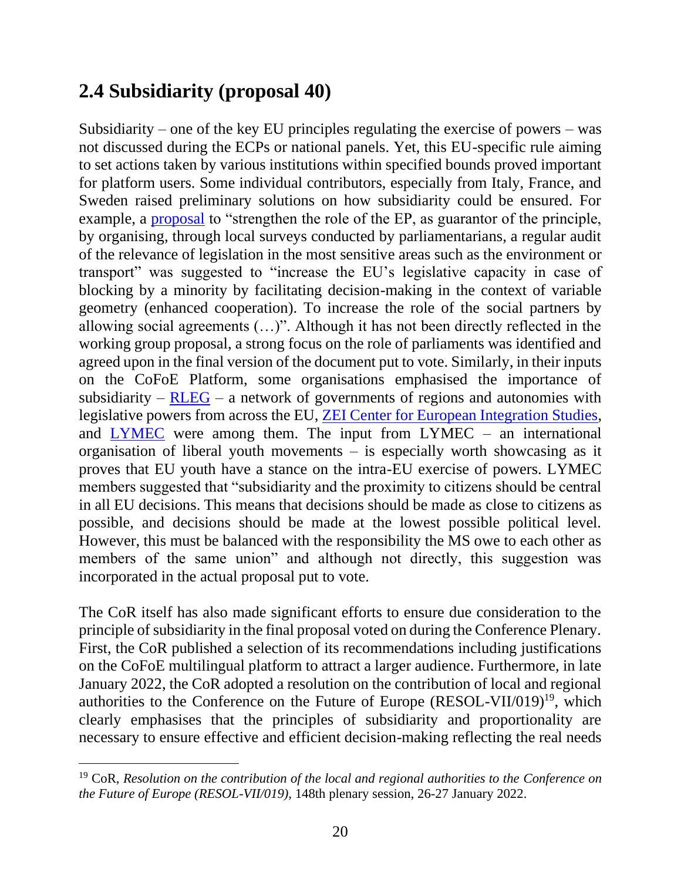## 2.4 Subsidiarity (proposal 40)

Subsidiarity – one of the key EU principles regulating the exercise of powers – was not discussed during the ECPs or national panels. Yet, this EU-specific rule aiming to set actions taken by various institutions within specified bounds proved important for platform users. Some individual contributors, especially from Italy, France, and Sweden raised preliminary solutions on how subsidiarity could be ensured. For example, a proposal to "strengthen the role of the EP, as guarantor of the principle, by organising, through local surveys conducted by parliamentarians, a regular audit of the relevance of legislation in the most sensitive areas such as the environment or transport" was suggested to "increase the EU's legislative capacity in case of blocking by a minority by facilitating decision-making in the context of variable geometry (enhanced cooperation). To increase the role of the social partners by allowing social agreements (…)". Although it has not been directly reflected in the working group proposal, a strong focus on the role of parliaments was identified and agreed upon in the final version of the document put to vote. Similarly, in their inputs on the CoFoE Platform, some organisations emphasised the importance of subsidiarity – RLEG – a network of governments of regions and autonomies with legislative powers from across the EU, ZEI Center for European Integration Studies, and LYMEC were among them. The input from LYMEC – an international organisation of liberal youth movements – is especially worth showcasing as it proves that EU youth have a stance on the intra-EU exercise of powers. LYMEC members suggested that "subsidiarity and the proximity to citizens should be central in all EU decisions. This means that decisions should be made as close to citizens as possible, and decisions should be made at the lowest possible political level. However, this must be balanced with the responsibility the MS owe to each other as members of the same union" and although not directly, this suggestion was incorporated in the actual proposal put to vote.

The CoR itself has also made significant efforts to ensure due consideration to the principle of subsidiarity in the final proposal voted on during the Conference Plenary. First, the CoR published a selection of its recommendations including justifications on the CoFoE multilingual platform to attract a larger audience. Furthermore, in late January 2022, the CoR adopted a resolution on the contribution of local and regional authorities to the Conference on the Future of Europe (RESOL-VII/019)[19], which clearly emphasises that the principles of subsidiarity and proportionality are necessary to ensure effective and efficient decision-making reflecting the real needs

[19] CoR, *Resolution on the contribution of the local and regional authorities to the Conference on the Future of Europe (RESOL-VII/019)*, 148th plenary session, 26-27 January 2022.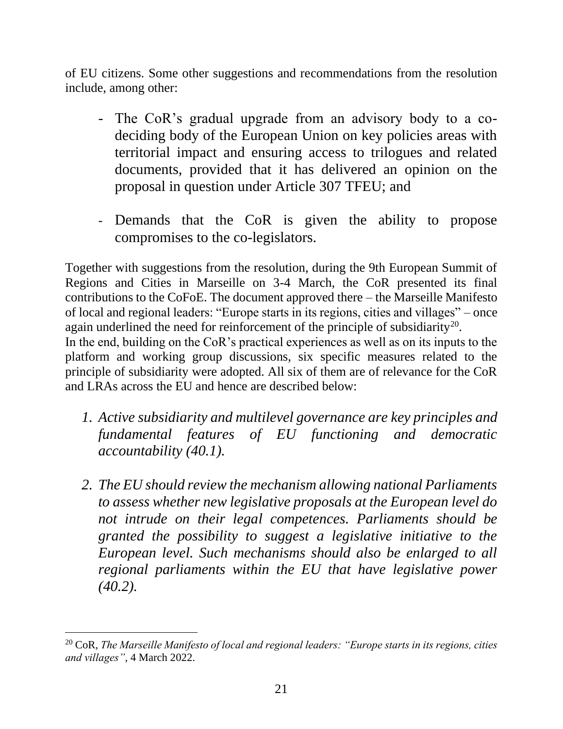of EU citizens. Some other suggestions and recommendations from the resolution include, among other:

- The CoR's gradual upgrade from an advisory body to a co-deciding body of the European Union on key policies areas with territorial impact and ensuring access to trilogues and related documents, provided that it has delivered an opinion on the proposal in question under Article 307 TFEU; and

- Demands that the CoR is given the ability to propose compromises to the co-legislators.

Together with suggestions from the resolution, during the 9th European Summit of Regions and Cities in Marseille on 3-4 March, the CoR presented its final contributions to the CoFoE. The document approved there – the Marseille Manifesto of local and regional leaders: "Europe starts in its regions, cities and villages" – once again underlined the need for reinforcement of the principle of subsidiarity[20].

In the end, building on the CoR's practical experiences as well as on its inputs to the platform and working group discussions, six specific measures related to the principle of subsidiarity were adopted. All six of them are of relevance for the CoR and LRAs across the EU and hence are described below:

1. *Active subsidiarity and multilevel governance are key principles and fundamental features of EU functioning and democratic accountability (40.1).*

2. *The EU should review the mechanism allowing national Parliaments to assess whether new legislative proposals at the European level do not intrude on their legal competences. Parliaments should be granted the possibility to suggest a legislative initiative to the European level. Such mechanisms should also be enlarged to all regional parliaments within the EU that have legislative power (40.2).*

---

[20] CoR, *The Marseille Manifesto of local and regional leaders: "Europe starts in its regions, cities and villages"*, 4 March 2022.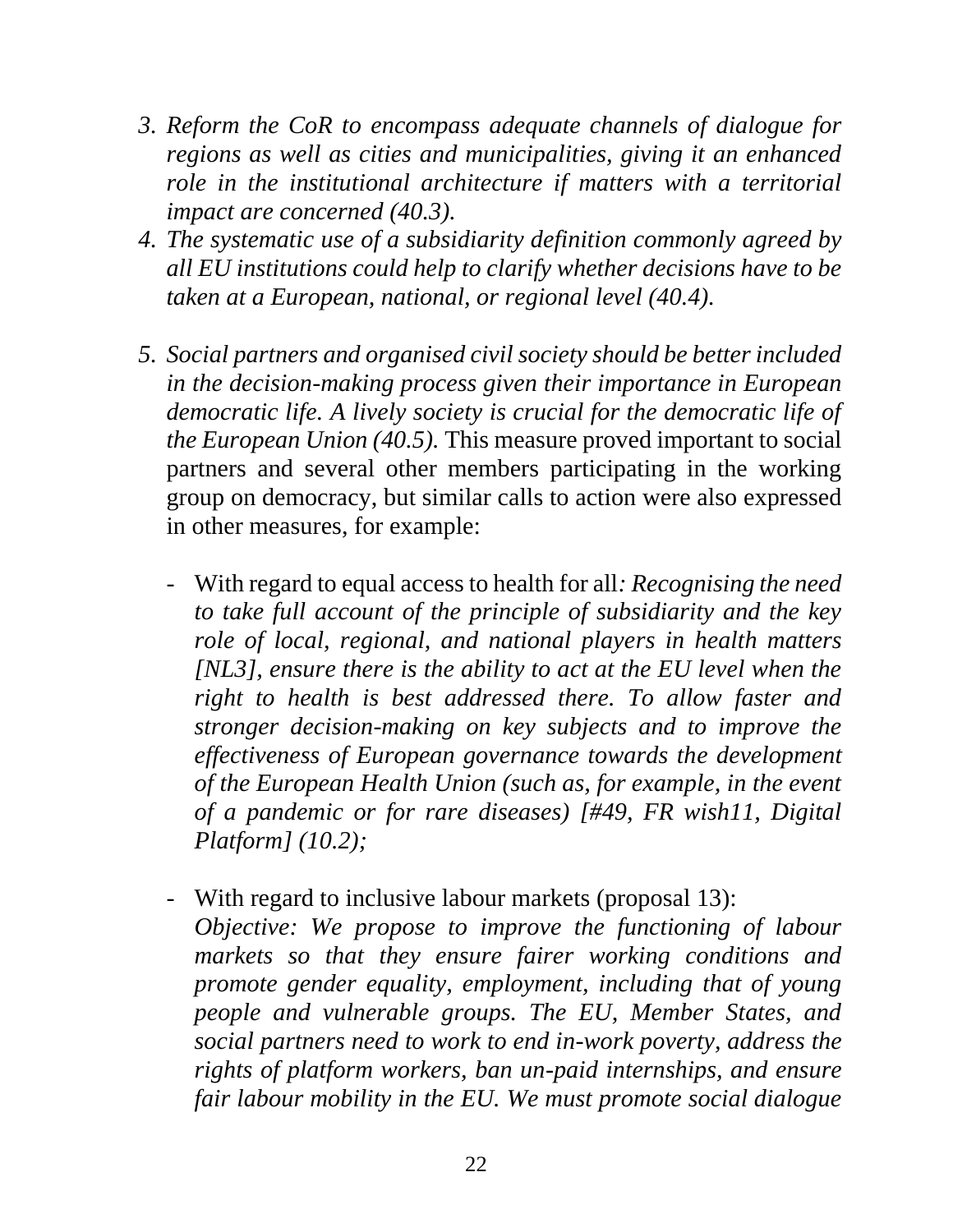3. *Reform the CoR to encompass adequate channels of dialogue for regions as well as cities and municipalities, giving it an enhanced role in the institutional architecture if matters with a territorial impact are concerned (40.3).*
4. *The systematic use of a subsidiarity definition commonly agreed by all EU institutions could help to clarify whether decisions have to be taken at a European, national, or regional level (40.4).*

5. *Social partners and organised civil society should be better included in the decision-making process given their importance in European democratic life. A lively society is crucial for the democratic life of the European Union (40.5).* This measure proved important to social partners and several other members participating in the working group on democracy, but similar calls to action were also expressed in other measures, for example:

   - With regard to equal access to health for all*: Recognising the need to take full account of the principle of subsidiarity and the key role of local, regional, and national players in health matters [NL3], ensure there is the ability to act at the EU level when the right to health is best addressed there. To allow faster and stronger decision-making on key subjects and to improve the effectiveness of European governance towards the development of the European Health Union (such as, for example, in the event of a pandemic or for rare diseases) [#49, FR wish11, Digital Platform] (10.2);*

   - With regard to inclusive labour markets (proposal 13):
     *Objective: We propose to improve the functioning of labour markets so that they ensure fairer working conditions and promote gender equality, employment, including that of young people and vulnerable groups. The EU, Member States, and social partners need to work to end in-work poverty, address the rights of platform workers, ban un-paid internships, and ensure fair labour mobility in the EU. We must promote social dialogue*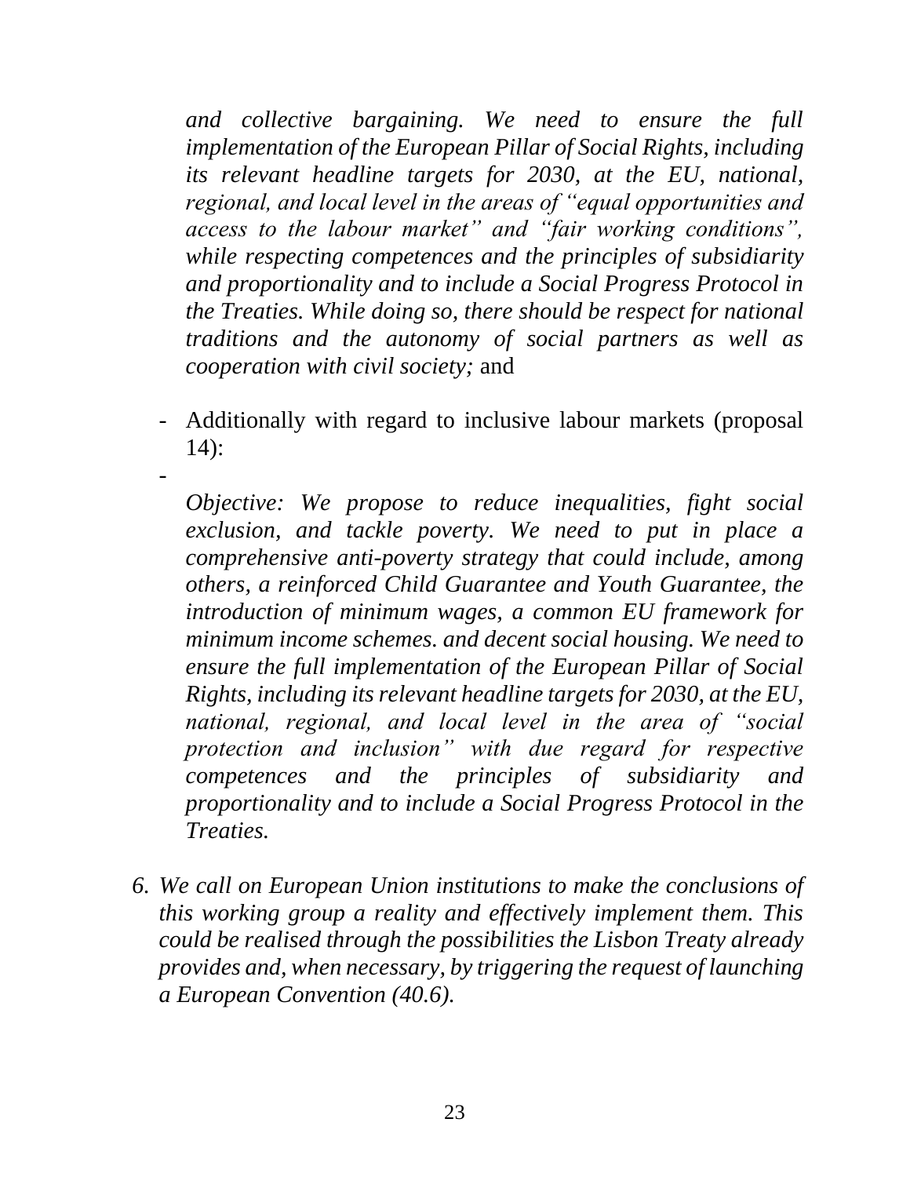*and collective bargaining. We need to ensure the full implementation of the European Pillar of Social Rights, including its relevant headline targets for 2030, at the EU, national, regional, and local level in the areas of "equal opportunities and access to the labour market" and "fair working conditions", while respecting competences and the principles of subsidiarity and proportionality and to include a Social Progress Protocol in the Treaties. While doing so, there should be respect for national traditions and the autonomy of social partners as well as cooperation with civil society;* and

- Additionally with regard to inclusive labour markets (proposal 14):
- *Objective: We propose to reduce inequalities, fight social exclusion, and tackle poverty. We need to put in place a comprehensive anti-poverty strategy that could include, among others, a reinforced Child Guarantee and Youth Guarantee, the introduction of minimum wages, a common EU framework for minimum income schemes. and decent social housing. We need to ensure the full implementation of the European Pillar of Social Rights, including its relevant headline targets for 2030, at the EU, national, regional, and local level in the area of "social protection and inclusion" with due regard for respective competences and the principles of subsidiarity and proportionality and to include a Social Progress Protocol in the Treaties.*

6. *We call on European Union institutions to make the conclusions of this working group a reality and effectively implement them. This could be realised through the possibilities the Lisbon Treaty already provides and, when necessary, by triggering the request of launching a European Convention (40.6).*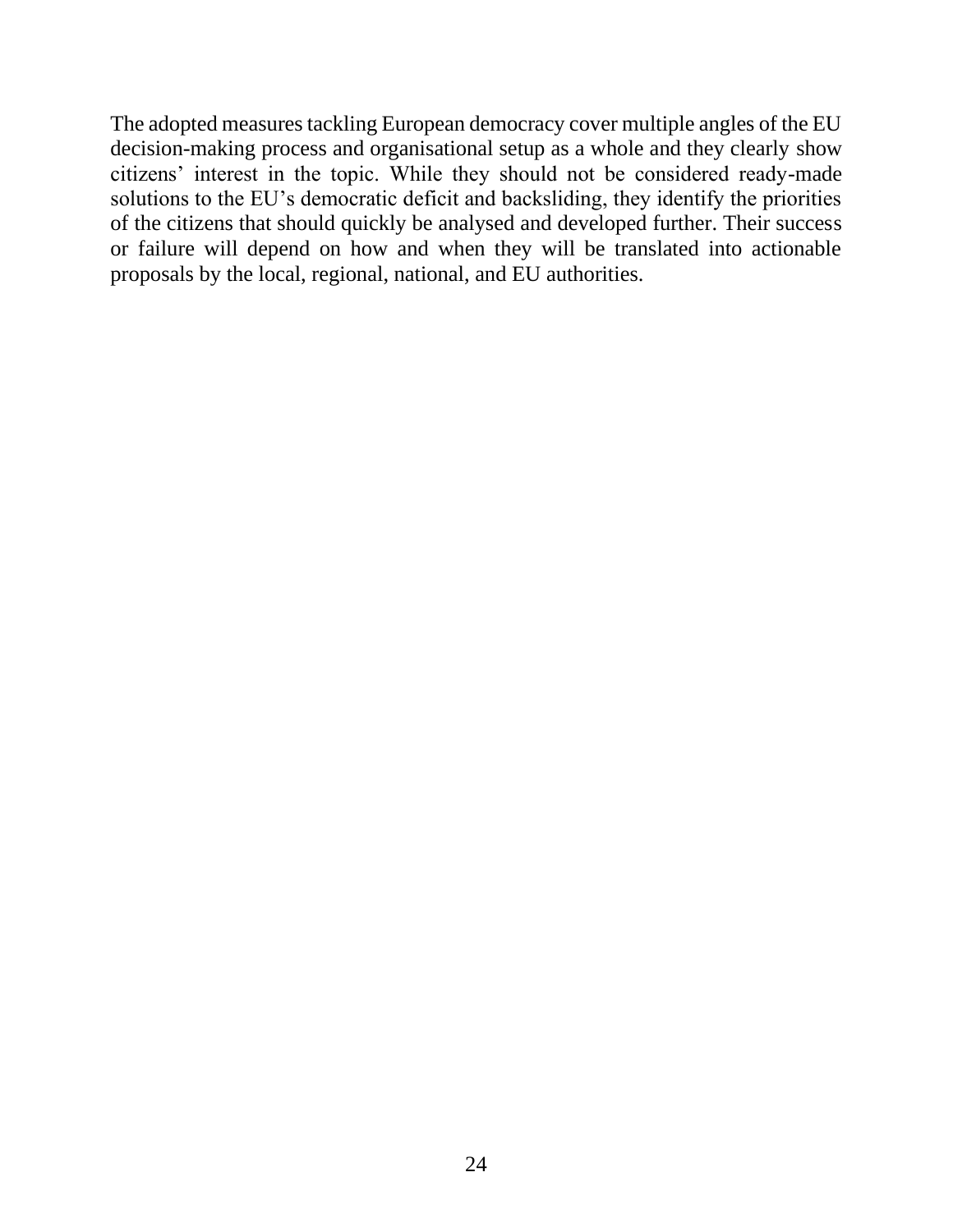The adopted measures tackling European democracy cover multiple angles of the EU decision-making process and organisational setup as a whole and they clearly show citizens' interest in the topic. While they should not be considered ready-made solutions to the EU's democratic deficit and backsliding, they identify the priorities of the citizens that should quickly be analysed and developed further. Their success or failure will depend on how and when they will be translated into actionable proposals by the local, regional, national, and EU authorities.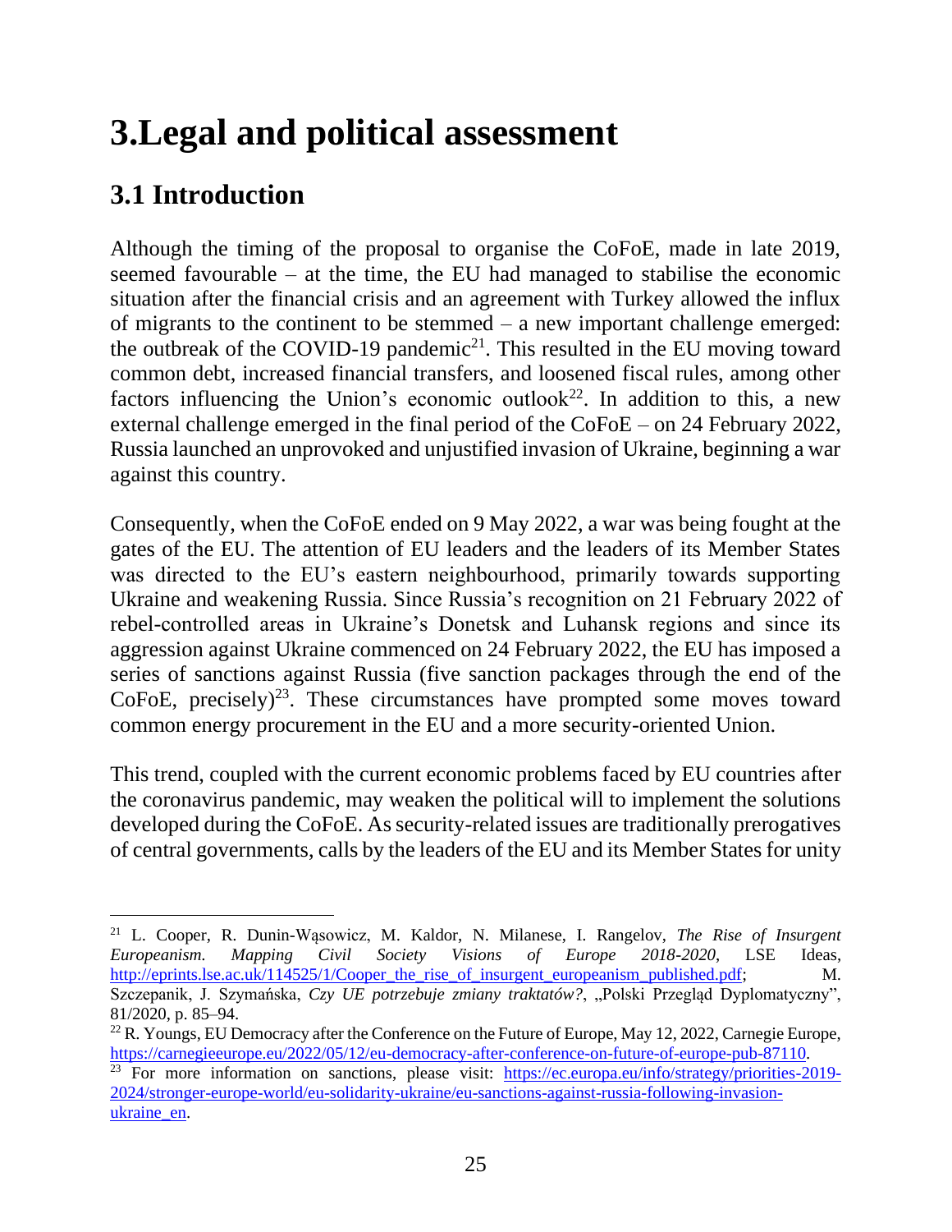# 3.Legal and political assessment

## 3.1 Introduction

Although the timing of the proposal to organise the CoFoE, made in late 2019, seemed favourable – at the time, the EU had managed to stabilise the economic situation after the financial crisis and an agreement with Turkey allowed the influx of migrants to the continent to be stemmed – a new important challenge emerged: the outbreak of the COVID-19 pandemic[21]. This resulted in the EU moving toward common debt, increased financial transfers, and loosened fiscal rules, among other factors influencing the Union's economic outlook[22]. In addition to this, a new external challenge emerged in the final period of the CoFoE – on 24 February 2022, Russia launched an unprovoked and unjustified invasion of Ukraine, beginning a war against this country.

Consequently, when the CoFoE ended on 9 May 2022, a war was being fought at the gates of the EU. The attention of EU leaders and the leaders of its Member States was directed to the EU's eastern neighbourhood, primarily towards supporting Ukraine and weakening Russia. Since Russia's recognition on 21 February 2022 of rebel-controlled areas in Ukraine's Donetsk and Luhansk regions and since its aggression against Ukraine commenced on 24 February 2022, the EU has imposed a series of sanctions against Russia (five sanction packages through the end of the CoFoE, precisely)[23]. These circumstances have prompted some moves toward common energy procurement in the EU and a more security-oriented Union.

This trend, coupled with the current economic problems faced by EU countries after the coronavirus pandemic, may weaken the political will to implement the solutions developed during the CoFoE. As security-related issues are traditionally prerogatives of central governments, calls by the leaders of the EU and its Member States for unity

---

[21] L. Cooper, R. Dunin-Wąsowicz, M. Kaldor, N. Milanese, I. Rangelov, *The Rise of Insurgent Europeanism. Mapping Civil Society Visions of Europe 2018-2020*, LSE Ideas, http://eprints.lse.ac.uk/114525/1/Cooper_the_rise_of_insurgent_europeanism_published.pdf; M. Szczepanik, J. Szymańska, *Czy UE potrzebuje zmiany traktatów?*, „Polski Przegląd Dyplomatyczny", 81/2020, p. 85–94.

[22] R. Youngs, EU Democracy after the Conference on the Future of Europe, May 12, 2022, Carnegie Europe, https://carnegieeurope.eu/2022/05/12/eu-democracy-after-conference-on-future-of-europe-pub-87110.

[23] For more information on sanctions, please visit: https://ec.europa.eu/info/strategy/priorities-2019-2024/stronger-europe-world/eu-solidarity-ukraine/eu-sanctions-against-russia-following-invasion-ukraine_en.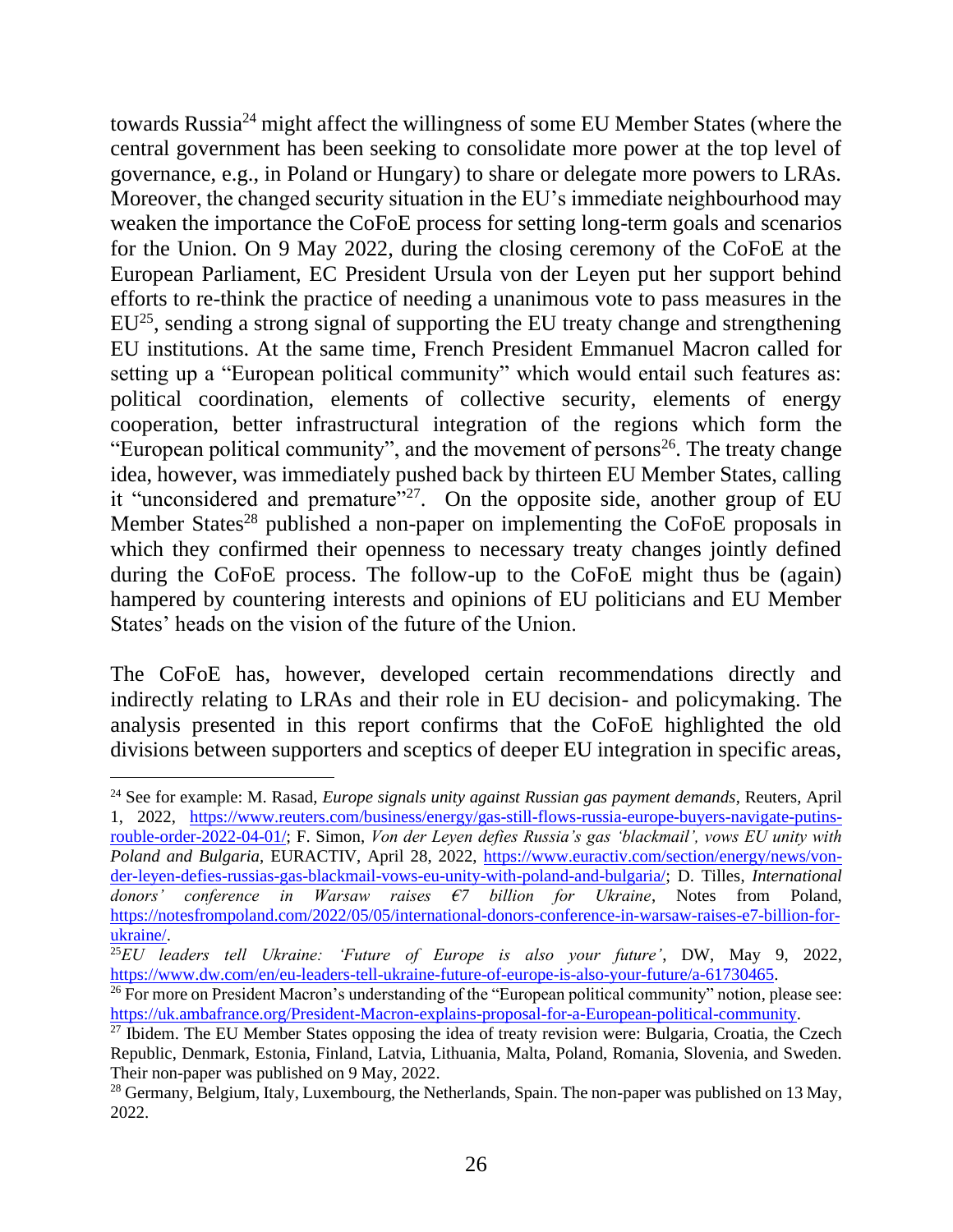towards Russia[24] might affect the willingness of some EU Member States (where the central government has been seeking to consolidate more power at the top level of governance, e.g., in Poland or Hungary) to share or delegate more powers to LRAs. Moreover, the changed security situation in the EU's immediate neighbourhood may weaken the importance the CoFoE process for setting long-term goals and scenarios for the Union. On 9 May 2022, during the closing ceremony of the CoFoE at the European Parliament, EC President Ursula von der Leyen put her support behind efforts to re-think the practice of needing a unanimous vote to pass measures in the EU[25], sending a strong signal of supporting the EU treaty change and strengthening EU institutions. At the same time, French President Emmanuel Macron called for setting up a "European political community" which would entail such features as: political coordination, elements of collective security, elements of energy cooperation, better infrastructural integration of the regions which form the "European political community", and the movement of persons[26]. The treaty change idea, however, was immediately pushed back by thirteen EU Member States, calling it "unconsidered and premature"[27]. On the opposite side, another group of EU Member States[28] published a non-paper on implementing the CoFoE proposals in which they confirmed their openness to necessary treaty changes jointly defined during the CoFoE process. The follow-up to the CoFoE might thus be (again) hampered by countering interests and opinions of EU politicians and EU Member States' heads on the vision of the future of the Union.

The CoFoE has, however, developed certain recommendations directly and indirectly relating to LRAs and their role in EU decision- and policymaking. The analysis presented in this report confirms that the CoFoE highlighted the old divisions between supporters and sceptics of deeper EU integration in specific areas,

---

[24] See for example: M. Rasad, *Europe signals unity against Russian gas payment demands*, Reuters, April 1, 2022, https://www.reuters.com/business/energy/gas-still-flows-russia-europe-buyers-navigate-putins-rouble-order-2022-04-01/; F. Simon, *Von der Leyen defies Russia's gas 'blackmail', vows EU unity with Poland and Bulgaria*, EURACTIV, April 28, 2022, https://www.euractiv.com/section/energy/news/von-der-leyen-defies-russias-gas-blackmail-vows-eu-unity-with-poland-and-bulgaria/; D. Tilles, *International donors' conference in Warsaw raises €7 billion for Ukraine*, Notes from Poland, https://notesfrompoland.com/2022/05/05/international-donors-conference-in-warsaw-raises-e7-billion-for-ukraine/.

[25] *EU leaders tell Ukraine: 'Future of Europe is also your future'*, DW, May 9, 2022, https://www.dw.com/en/eu-leaders-tell-ukraine-future-of-europe-is-also-your-future/a-61730465.

[26] For more on President Macron's understanding of the "European political community" notion, please see: https://uk.ambafrance.org/President-Macron-explains-proposal-for-a-European-political-community.

[27] Ibidem. The EU Member States opposing the idea of treaty revision were: Bulgaria, Croatia, the Czech Republic, Denmark, Estonia, Finland, Latvia, Lithuania, Malta, Poland, Romania, Slovenia, and Sweden. Their non-paper was published on 9 May, 2022.

[28] Germany, Belgium, Italy, Luxembourg, the Netherlands, Spain. The non-paper was published on 13 May, 2022.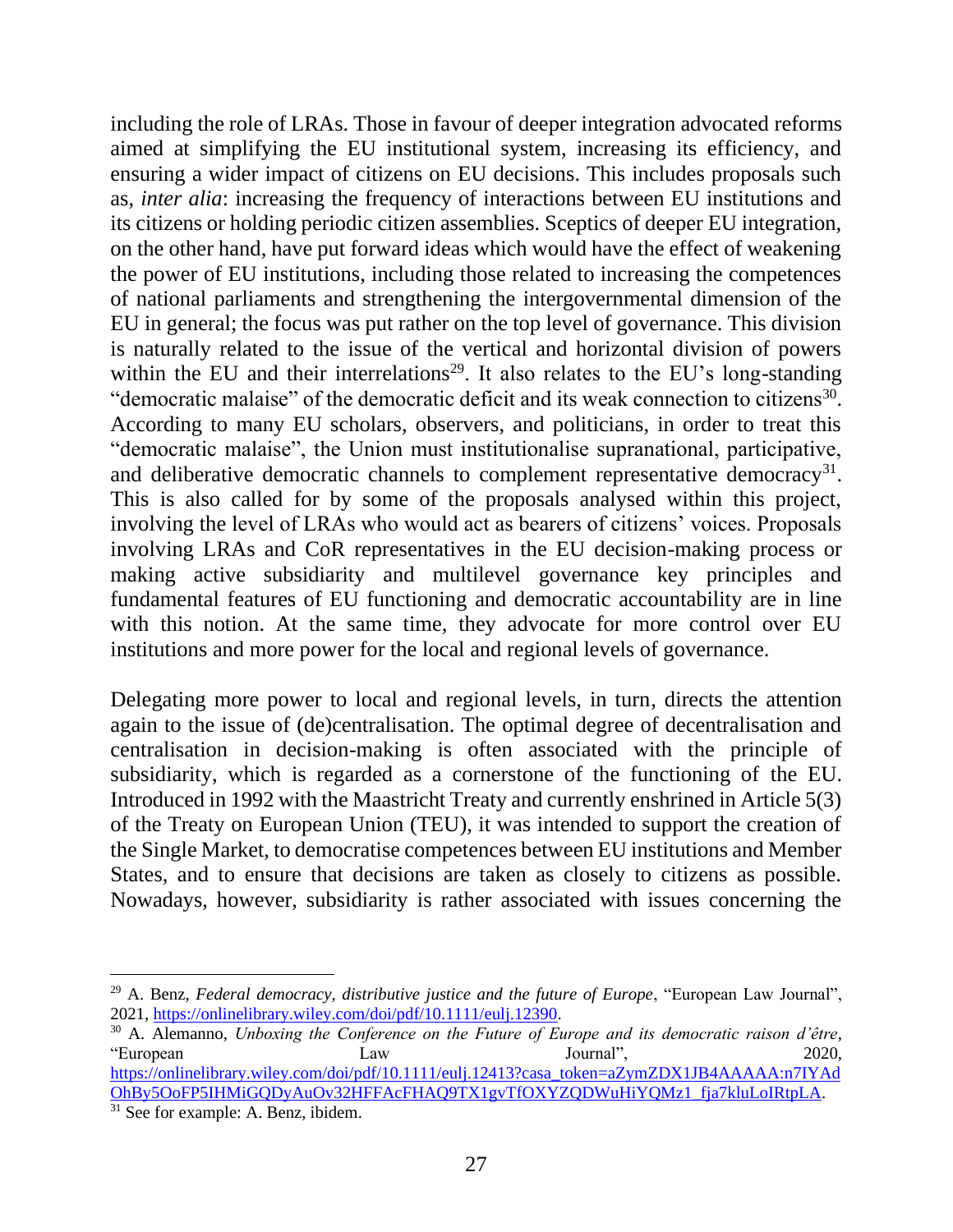including the role of LRAs. Those in favour of deeper integration advocated reforms aimed at simplifying the EU institutional system, increasing its efficiency, and ensuring a wider impact of citizens on EU decisions. This includes proposals such as, *inter alia*: increasing the frequency of interactions between EU institutions and its citizens or holding periodic citizen assemblies. Sceptics of deeper EU integration, on the other hand, have put forward ideas which would have the effect of weakening the power of EU institutions, including those related to increasing the competences of national parliaments and strengthening the intergovernmental dimension of the EU in general; the focus was put rather on the top level of governance. This division is naturally related to the issue of the vertical and horizontal division of powers within the EU and their interrelations[29]. It also relates to the EU's long-standing "democratic malaise" of the democratic deficit and its weak connection to citizens[30]. According to many EU scholars, observers, and politicians, in order to treat this "democratic malaise", the Union must institutionalise supranational, participative, and deliberative democratic channels to complement representative democracy[31]. This is also called for by some of the proposals analysed within this project, involving the level of LRAs who would act as bearers of citizens' voices. Proposals involving LRAs and CoR representatives in the EU decision-making process or making active subsidiarity and multilevel governance key principles and fundamental features of EU functioning and democratic accountability are in line with this notion. At the same time, they advocate for more control over EU institutions and more power for the local and regional levels of governance.

Delegating more power to local and regional levels, in turn, directs the attention again to the issue of (de)centralisation. The optimal degree of decentralisation and centralisation in decision-making is often associated with the principle of subsidiarity, which is regarded as a cornerstone of the functioning of the EU. Introduced in 1992 with the Maastricht Treaty and currently enshrined in Article 5(3) of the Treaty on European Union (TEU), it was intended to support the creation of the Single Market, to democratise competences between EU institutions and Member States, and to ensure that decisions are taken as closely to citizens as possible. Nowadays, however, subsidiarity is rather associated with issues concerning the

---

[29] A. Benz, *Federal democracy, distributive justice and the future of Europe*, "European Law Journal", 2021, https://onlinelibrary.wiley.com/doi/pdf/10.1111/eulj.12390.

[30] A. Alemanno, *Unboxing the Conference on the Future of Europe and its democratic raison d'être*, "European Law Journal", 2020, https://onlinelibrary.wiley.com/doi/pdf/10.1111/eulj.12413?casa_token=aZymZDX1JB4AAAAA:n7IYAdOhBy5OoFP5IHMiGQDyAuOv32HFFAcFHAQ9TX1gvTfOXYZQDWuHiYQMz1_fja7kluLoIRtpLA.

[31] See for example: A. Benz, ibidem.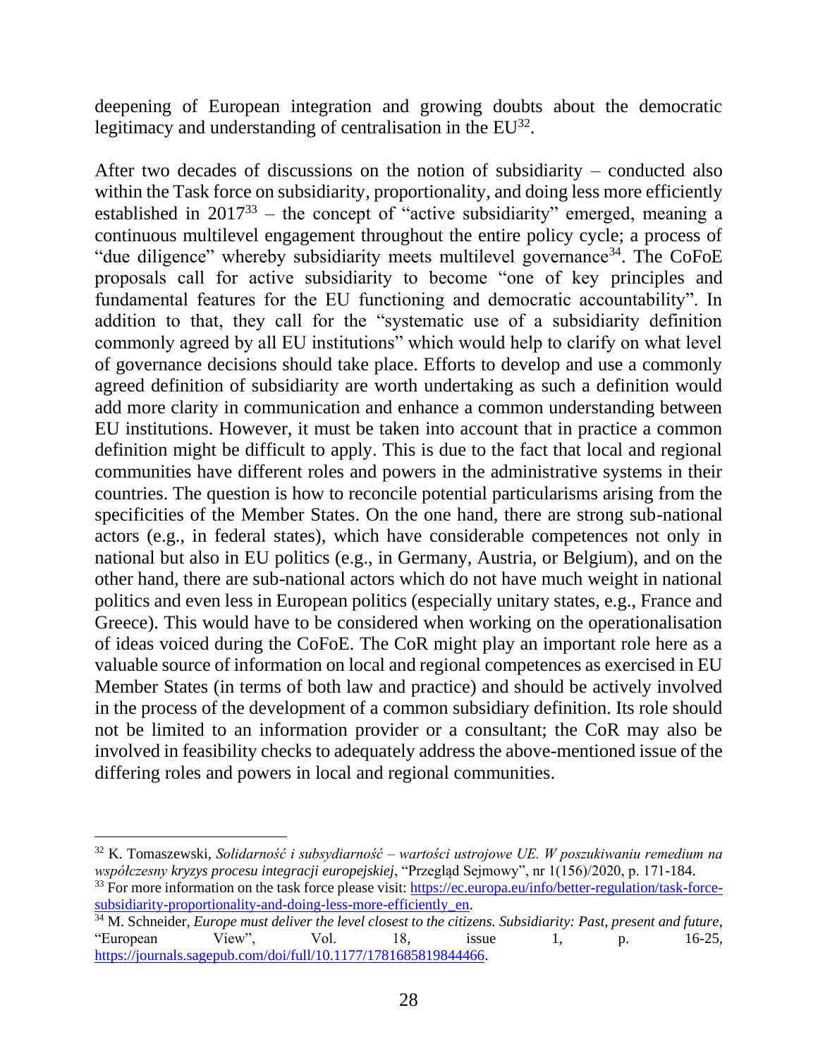deepening of European integration and growing doubts about the democratic legitimacy and understanding of centralisation in the EU[32].

After two decades of discussions on the notion of subsidiarity – conducted also within the Task force on subsidiarity, proportionality, and doing less more efficiently established in 2017[33] – the concept of "active subsidiarity" emerged, meaning a continuous multilevel engagement throughout the entire policy cycle; a process of "due diligence" whereby subsidiarity meets multilevel governance[34]. The CoFoE proposals call for active subsidiarity to become "one of key principles and fundamental features for the EU functioning and democratic accountability". In addition to that, they call for the "systematic use of a subsidiarity definition commonly agreed by all EU institutions" which would help to clarify on what level of governance decisions should take place. Efforts to develop and use a commonly agreed definition of subsidiarity are worth undertaking as such a definition would add more clarity in communication and enhance a common understanding between EU institutions. However, it must be taken into account that in practice a common definition might be difficult to apply. This is due to the fact that local and regional communities have different roles and powers in the administrative systems in their countries. The question is how to reconcile potential particularisms arising from the specificities of the Member States. On the one hand, there are strong sub-national actors (e.g., in federal states), which have considerable competences not only in national but also in EU politics (e.g., in Germany, Austria, or Belgium), and on the other hand, there are sub-national actors which do not have much weight in national politics and even less in European politics (especially unitary states, e.g., France and Greece). This would have to be considered when working on the operationalisation of ideas voiced during the CoFoE. The CoR might play an important role here as a valuable source of information on local and regional competences as exercised in EU Member States (in terms of both law and practice) and should be actively involved in the process of the development of a common subsidiary definition. Its role should not be limited to an information provider or a consultant; the CoR may also be involved in feasibility checks to adequately address the above-mentioned issue of the differing roles and powers in local and regional communities.

---

[32] K. Tomaszewski, *Solidarność i subsydiarność – wartości ustrojowe UE. W poszukiwaniu remedium na współczesny kryzys procesu integracji europejskiej*, "Przegląd Sejmowy", nr 1(156)/2020, p. 171-184.

[33] For more information on the task force please visit: https://ec.europa.eu/info/better-regulation/task-force-subsidiarity-proportionality-and-doing-less-more-efficiently_en.

[34] M. Schneider, *Europe must deliver the level closest to the citizens. Subsidiarity: Past, present and future*, "European View", Vol. 18, issue 1, p. 16-25, https://journals.sagepub.com/doi/full/10.1177/1781685819844466.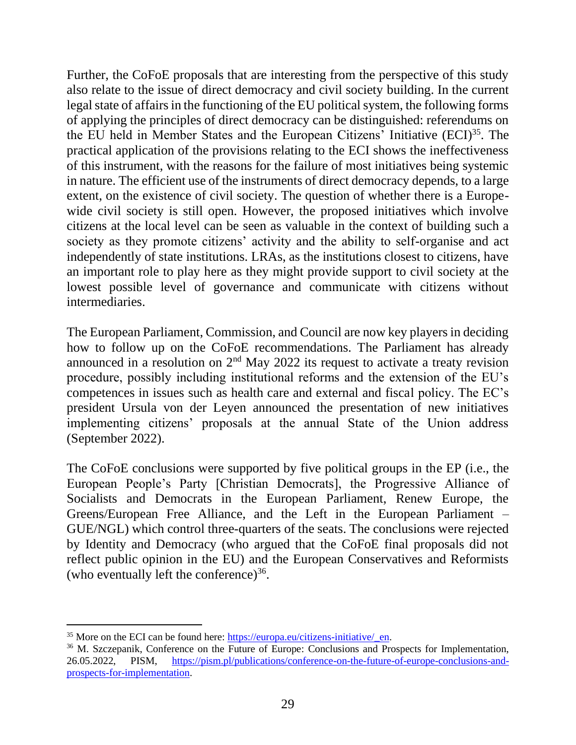Further, the CoFoE proposals that are interesting from the perspective of this study also relate to the issue of direct democracy and civil society building. In the current legal state of affairs in the functioning of the EU political system, the following forms of applying the principles of direct democracy can be distinguished: referendums on the EU held in Member States and the European Citizens' Initiative (ECI)[35]. The practical application of the provisions relating to the ECI shows the ineffectiveness of this instrument, with the reasons for the failure of most initiatives being systemic in nature. The efficient use of the instruments of direct democracy depends, to a large extent, on the existence of civil society. The question of whether there is a Europe-wide civil society is still open. However, the proposed initiatives which involve citizens at the local level can be seen as valuable in the context of building such a society as they promote citizens' activity and the ability to self-organise and act independently of state institutions. LRAs, as the institutions closest to citizens, have an important role to play here as they might provide support to civil society at the lowest possible level of governance and communicate with citizens without intermediaries.

The European Parliament, Commission, and Council are now key players in deciding how to follow up on the CoFoE recommendations. The Parliament has already announced in a resolution on 2nd May 2022 its request to activate a treaty revision procedure, possibly including institutional reforms and the extension of the EU's competences in issues such as health care and external and fiscal policy. The EC's president Ursula von der Leyen announced the presentation of new initiatives implementing citizens' proposals at the annual State of the Union address (September 2022).

The CoFoE conclusions were supported by five political groups in the EP (i.e., the European People's Party [Christian Democrats], the Progressive Alliance of Socialists and Democrats in the European Parliament, Renew Europe, the Greens/European Free Alliance, and the Left in the European Parliament – GUE/NGL) which control three-quarters of the seats. The conclusions were rejected by Identity and Democracy (who argued that the CoFoE final proposals did not reflect public opinion in the EU) and the European Conservatives and Reformists (who eventually left the conference)[36].

---

[35] More on the ECI can be found here: https://europa.eu/citizens-initiative/_en.

[36] M. Szczepanik, Conference on the Future of Europe: Conclusions and Prospects for Implementation, 26.05.2022, PISM, https://pism.pl/publications/conference-on-the-future-of-europe-conclusions-and-prospects-for-implementation.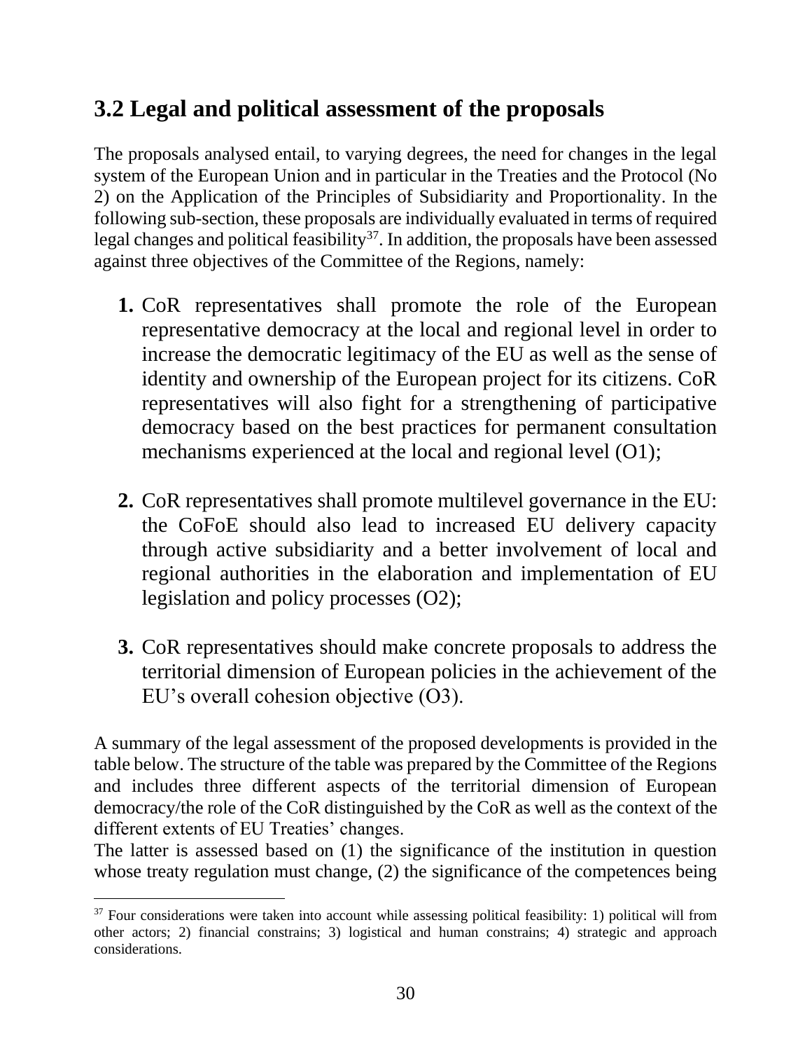## 3.2 Legal and political assessment of the proposals

The proposals analysed entail, to varying degrees, the need for changes in the legal system of the European Union and in particular in the Treaties and the Protocol (No 2) on the Application of the Principles of Subsidiarity and Proportionality. In the following sub-section, these proposals are individually evaluated in terms of required legal changes and political feasibility[37]. In addition, the proposals have been assessed against three objectives of the Committee of the Regions, namely:

1. CoR representatives shall promote the role of the European representative democracy at the local and regional level in order to increase the democratic legitimacy of the EU as well as the sense of identity and ownership of the European project for its citizens. CoR representatives will also fight for a strengthening of participative democracy based on the best practices for permanent consultation mechanisms experienced at the local and regional level (O1);

2. CoR representatives shall promote multilevel governance in the EU: the CoFoE should also lead to increased EU delivery capacity through active subsidiarity and a better involvement of local and regional authorities in the elaboration and implementation of EU legislation and policy processes (O2);

3. CoR representatives should make concrete proposals to address the territorial dimension of European policies in the achievement of the EU's overall cohesion objective (O3).

A summary of the legal assessment of the proposed developments is provided in the table below. The structure of the table was prepared by the Committee of the Regions and includes three different aspects of the territorial dimension of European democracy/the role of the CoR distinguished by the CoR as well as the context of the different extents of EU Treaties' changes.

The latter is assessed based on (1) the significance of the institution in question whose treaty regulation must change, (2) the significance of the competences being

[37] Four considerations were taken into account while assessing political feasibility: 1) political will from other actors; 2) financial constrains; 3) logistical and human constrains; 4) strategic and approach considerations.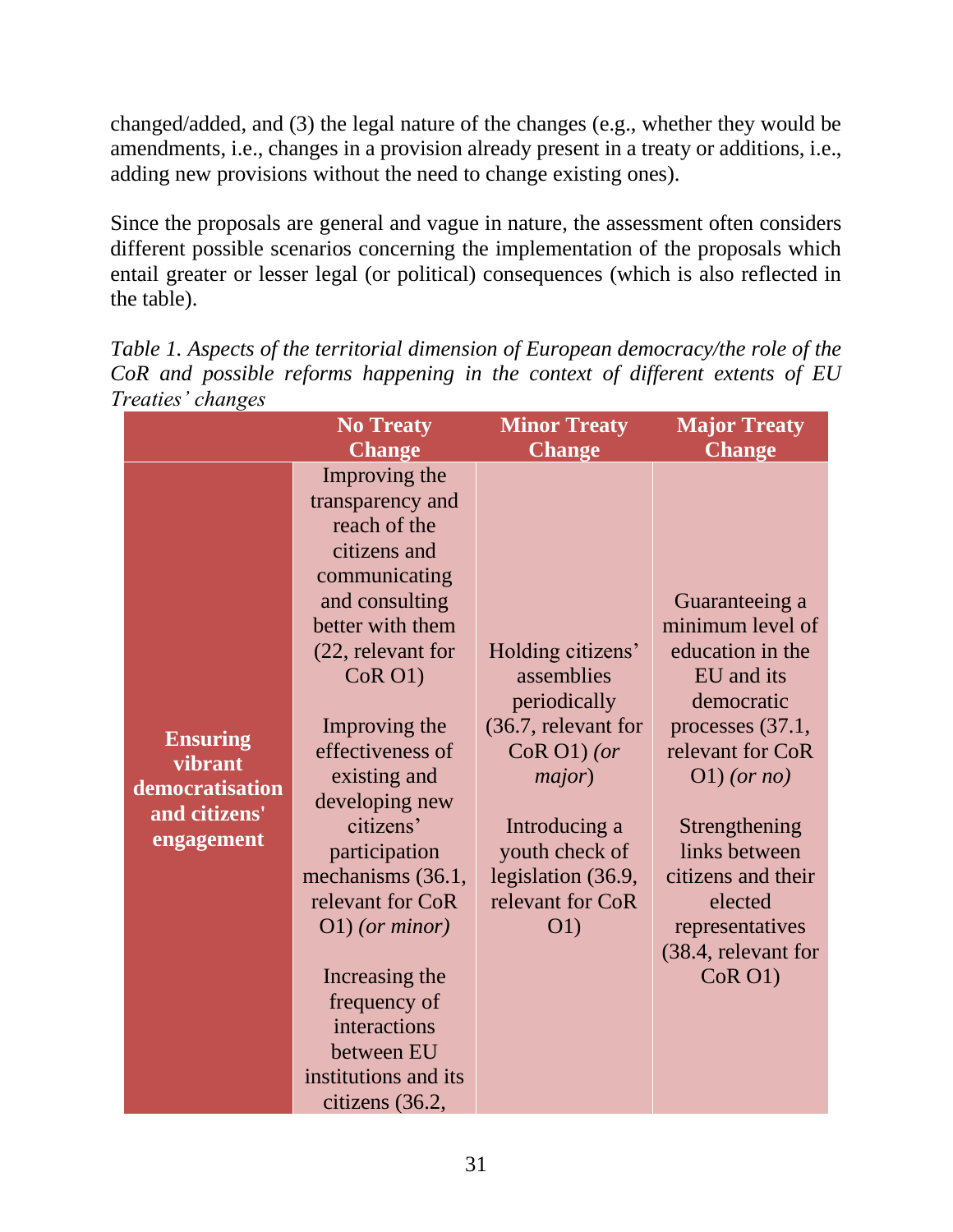changed/added, and (3) the legal nature of the changes (e.g., whether they would be amendments, i.e., changes in a provision already present in a treaty or additions, i.e., adding new provisions without the need to change existing ones).

Since the proposals are general and vague in nature, the assessment often considers different possible scenarios concerning the implementation of the proposals which entail greater or lesser legal (or political) consequences (which is also reflected in the table).

*Table 1. Aspects of the territorial dimension of European democracy/the role of the CoR and possible reforms happening in the context of different extents of EU Treaties' changes*

| | **No Treaty Change** | **Minor Treaty Change** | **Major Treaty Change** |
|---|---|---|---|
| **Ensuring vibrant democratisation and citizens' engagement** | Improving the transparency and reach of the citizens and communicating and consulting better with them (22, relevant for CoR O1)<br><br>Improving the effectiveness of existing and developing new citizens' participation mechanisms (36.1, relevant for CoR O1) *(or minor)*<br><br>Increasing the frequency of interactions between EU institutions and its citizens (36.2, | Holding citizens' assemblies periodically (36.7, relevant for CoR O1) *(or major)*<br><br>Introducing a youth check of legislation (36.9, relevant for CoR O1) | Guaranteeing a minimum level of education in the EU and its democratic processes (37.1, relevant for CoR O1) *(or no)*<br><br>Strengthening links between citizens and their elected representatives (38.4, relevant for CoR O1) |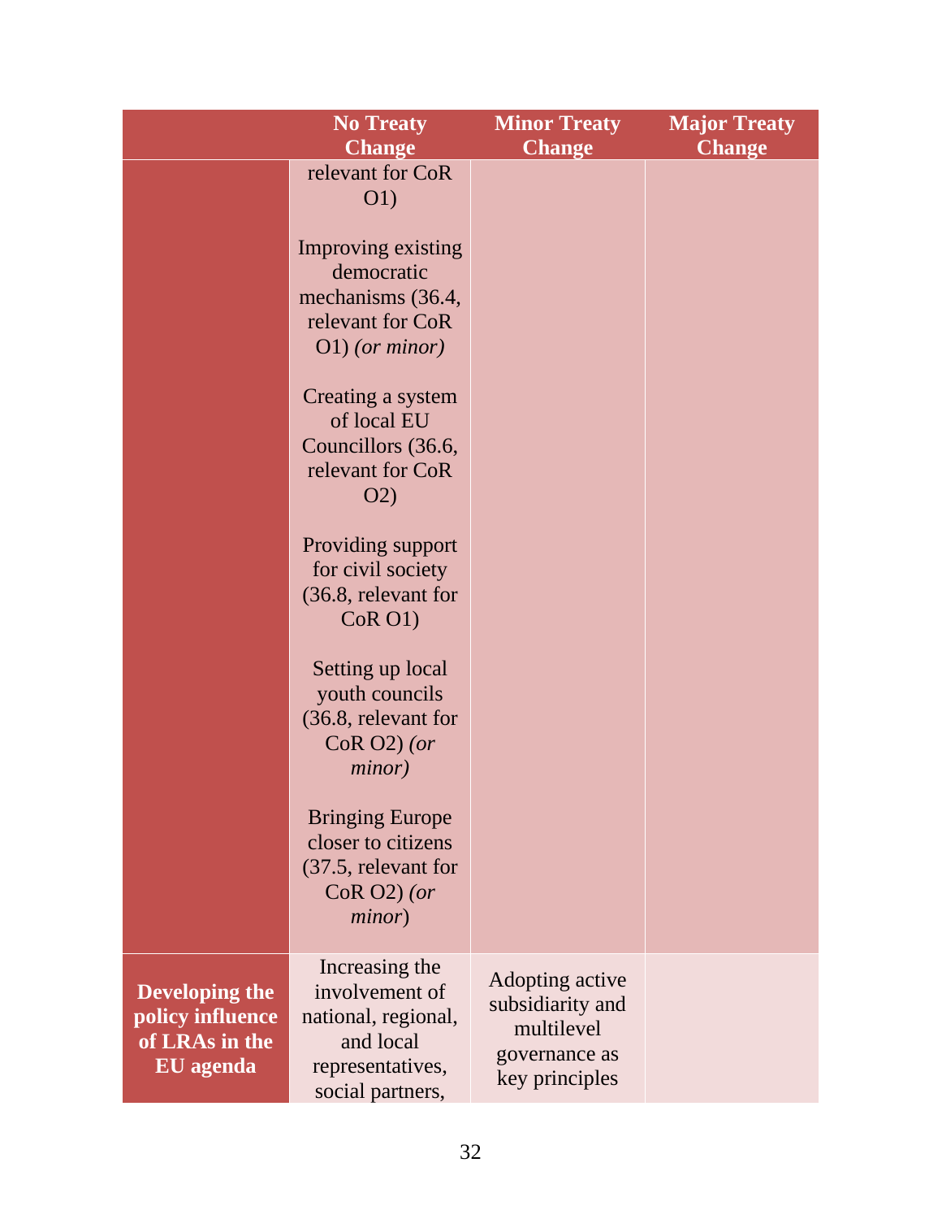| | No Treaty Change | Minor Treaty Change | Major Treaty Change |
|---|---|---|---|
| | relevant for CoR O1)<br><br>Improving existing democratic mechanisms (36.4, relevant for CoR O1) *(or minor)*<br><br>Creating a system of local EU Councillors (36.6, relevant for CoR O2)<br><br>Providing support for civil society (36.8, relevant for CoR O1)<br><br>Setting up local youth councils (36.8, relevant for CoR O2) *(or minor)*<br><br>Bringing Europe closer to citizens (37.5, relevant for CoR O2) *(or minor)* | | |
| **Developing the policy influence of LRAs in the EU agenda** | Increasing the involvement of national, regional, and local representatives, social partners, | Adopting active subsidiarity and multilevel governance as key principles | |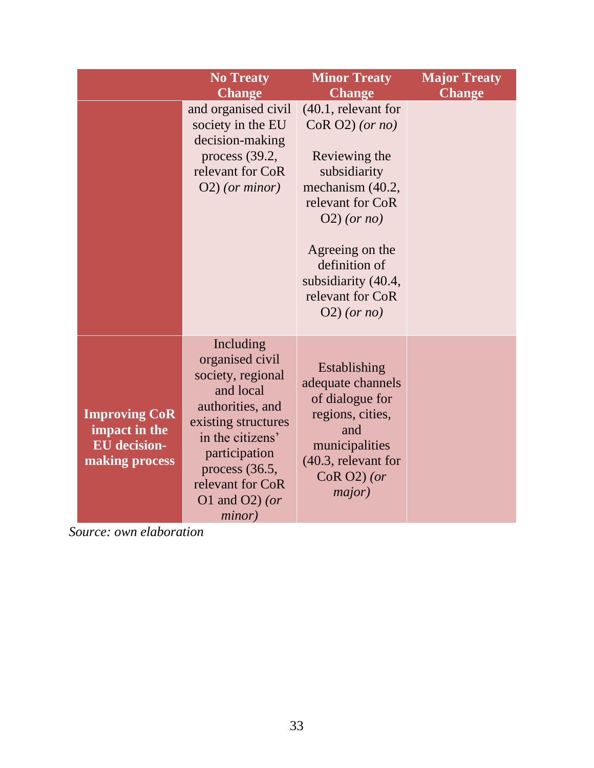| | No Treaty Change | Minor Treaty Change | Major Treaty Change |
|---|---|---|---|
| | and organised civil society in the EU decision-making process (39.2, relevant for CoR O2) *(or minor)* | (40.1, relevant for CoR O2) *(or no)*<br><br>Reviewing the subsidiarity mechanism (40.2, relevant for CoR O2) *(or no)*<br><br>Agreeing on the definition of subsidiarity (40.4, relevant for CoR O2) *(or no)* | |
| **Improving CoR impact in the EU decision-making process** | Including organised civil society, regional and local authorities, and existing structures in the citizens' participation process (36.5, relevant for CoR O1 and O2) *(or minor)* | Establishing adequate channels of dialogue for regions, cities, and municipalities (40.3, relevant for CoR O2) *(or major)* | |

*Source: own elaboration*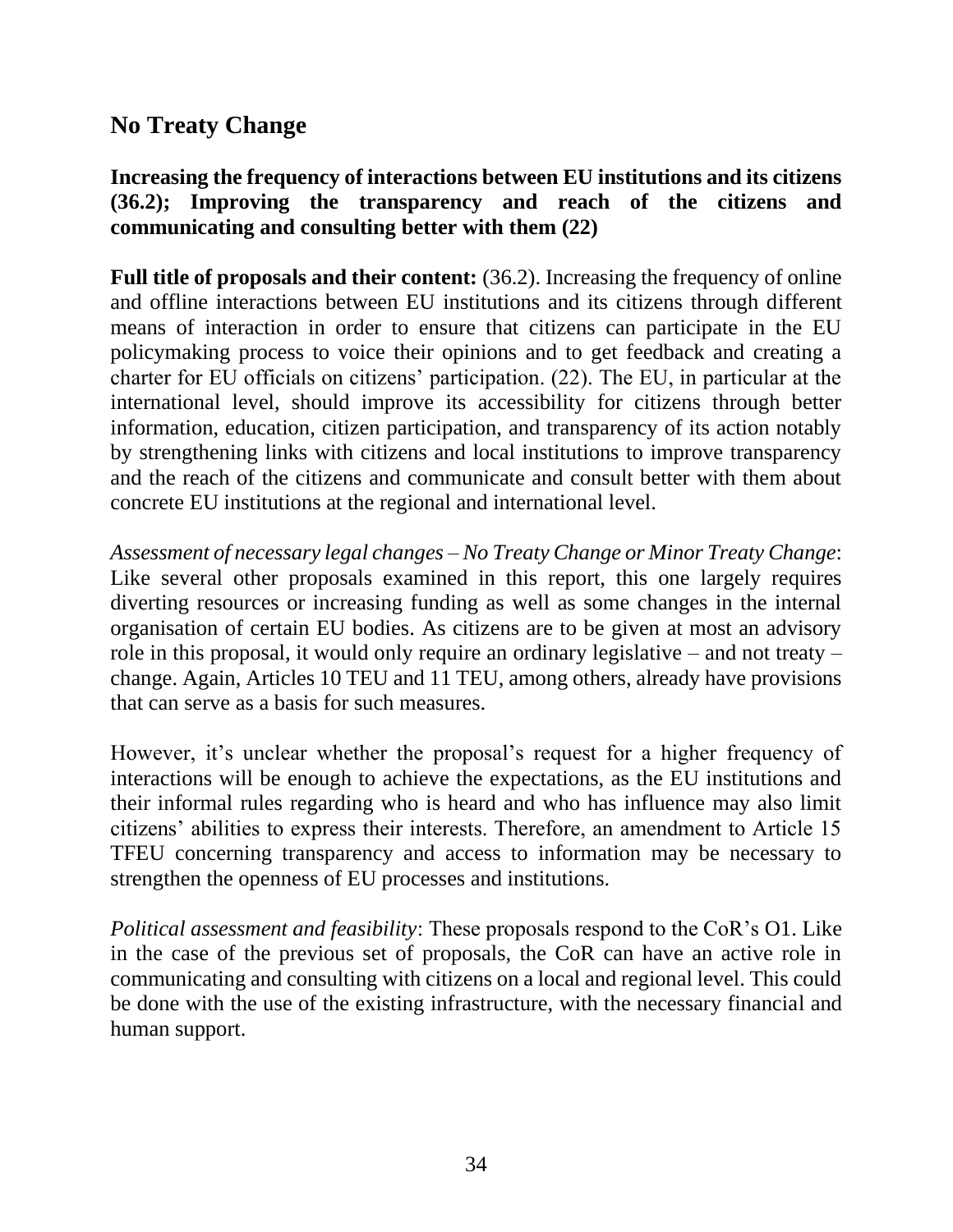## No Treaty Change

### Increasing the frequency of interactions between EU institutions and its citizens (36.2); Improving the transparency and reach of the citizens and communicating and consulting better with them (22)

**Full title of proposals and their content:** (36.2). Increasing the frequency of online and offline interactions between EU institutions and its citizens through different means of interaction in order to ensure that citizens can participate in the EU policymaking process to voice their opinions and to get feedback and creating a charter for EU officials on citizens' participation. (22). The EU, in particular at the international level, should improve its accessibility for citizens through better information, education, citizen participation, and transparency of its action notably by strengthening links with citizens and local institutions to improve transparency and the reach of the citizens and communicate and consult better with them about concrete EU institutions at the regional and international level.

*Assessment of necessary legal changes – No Treaty Change or Minor Treaty Change*: Like several other proposals examined in this report, this one largely requires diverting resources or increasing funding as well as some changes in the internal organisation of certain EU bodies. As citizens are to be given at most an advisory role in this proposal, it would only require an ordinary legislative – and not treaty – change. Again, Articles 10 TEU and 11 TEU, among others, already have provisions that can serve as a basis for such measures.

However, it's unclear whether the proposal's request for a higher frequency of interactions will be enough to achieve the expectations, as the EU institutions and their informal rules regarding who is heard and who has influence may also limit citizens' abilities to express their interests. Therefore, an amendment to Article 15 TFEU concerning transparency and access to information may be necessary to strengthen the openness of EU processes and institutions.

*Political assessment and feasibility*: These proposals respond to the CoR's O1. Like in the case of the previous set of proposals, the CoR can have an active role in communicating and consulting with citizens on a local and regional level. This could be done with the use of the existing infrastructure, with the necessary financial and human support.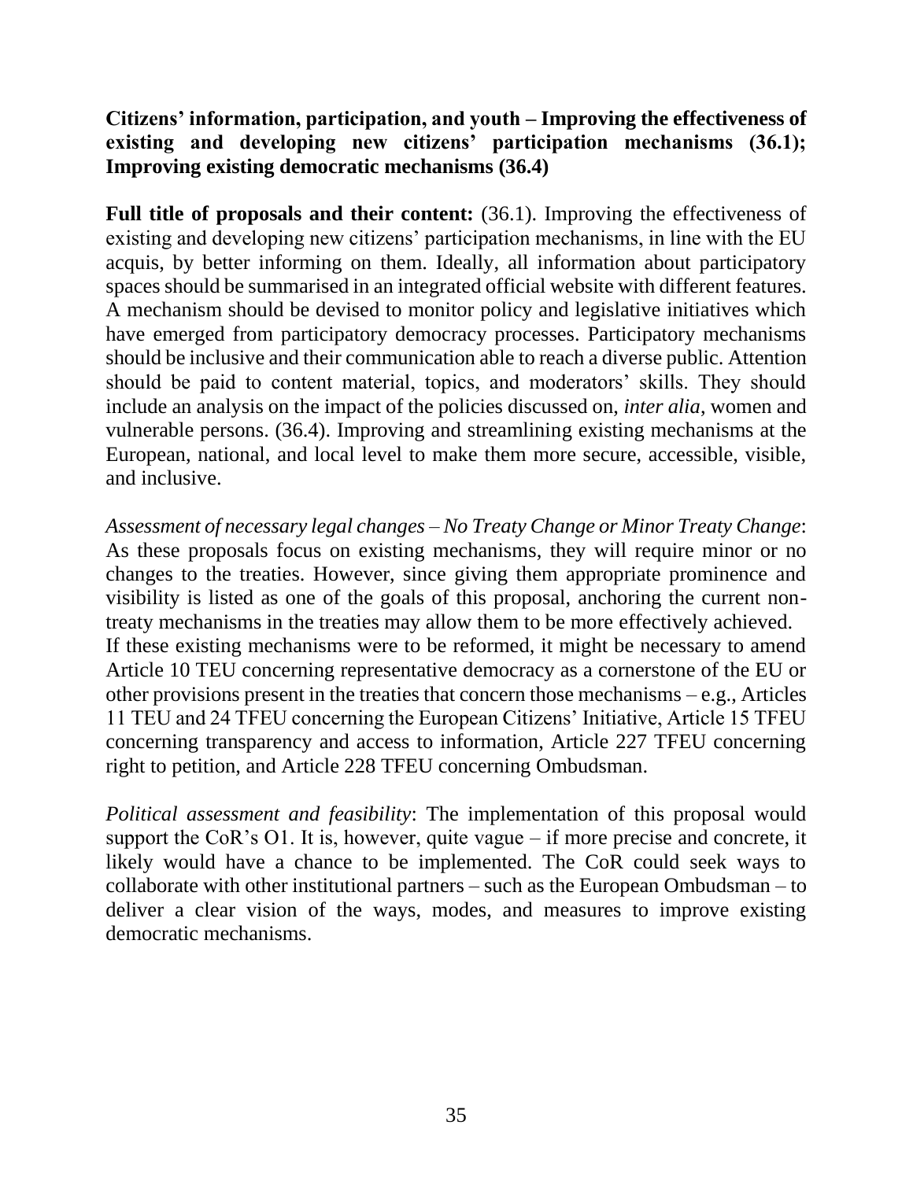**Citizens' information, participation, and youth – Improving the effectiveness of existing and developing new citizens' participation mechanisms (36.1); Improving existing democratic mechanisms (36.4)**

**Full title of proposals and their content:** (36.1). Improving the effectiveness of existing and developing new citizens' participation mechanisms, in line with the EU acquis, by better informing on them. Ideally, all information about participatory spaces should be summarised in an integrated official website with different features. A mechanism should be devised to monitor policy and legislative initiatives which have emerged from participatory democracy processes. Participatory mechanisms should be inclusive and their communication able to reach a diverse public. Attention should be paid to content material, topics, and moderators' skills. They should include an analysis on the impact of the policies discussed on, *inter alia*, women and vulnerable persons. (36.4). Improving and streamlining existing mechanisms at the European, national, and local level to make them more secure, accessible, visible, and inclusive.

*Assessment of necessary legal changes – No Treaty Change or Minor Treaty Change*: As these proposals focus on existing mechanisms, they will require minor or no changes to the treaties. However, since giving them appropriate prominence and visibility is listed as one of the goals of this proposal, anchoring the current non-treaty mechanisms in the treaties may allow them to be more effectively achieved.
If these existing mechanisms were to be reformed, it might be necessary to amend Article 10 TEU concerning representative democracy as a cornerstone of the EU or other provisions present in the treaties that concern those mechanisms – e.g., Articles 11 TEU and 24 TFEU concerning the European Citizens' Initiative, Article 15 TFEU concerning transparency and access to information, Article 227 TFEU concerning right to petition, and Article 228 TFEU concerning Ombudsman.

*Political assessment and feasibility*: The implementation of this proposal would support the CoR's O1. It is, however, quite vague – if more precise and concrete, it likely would have a chance to be implemented. The CoR could seek ways to collaborate with other institutional partners – such as the European Ombudsman – to deliver a clear vision of the ways, modes, and measures to improve existing democratic mechanisms.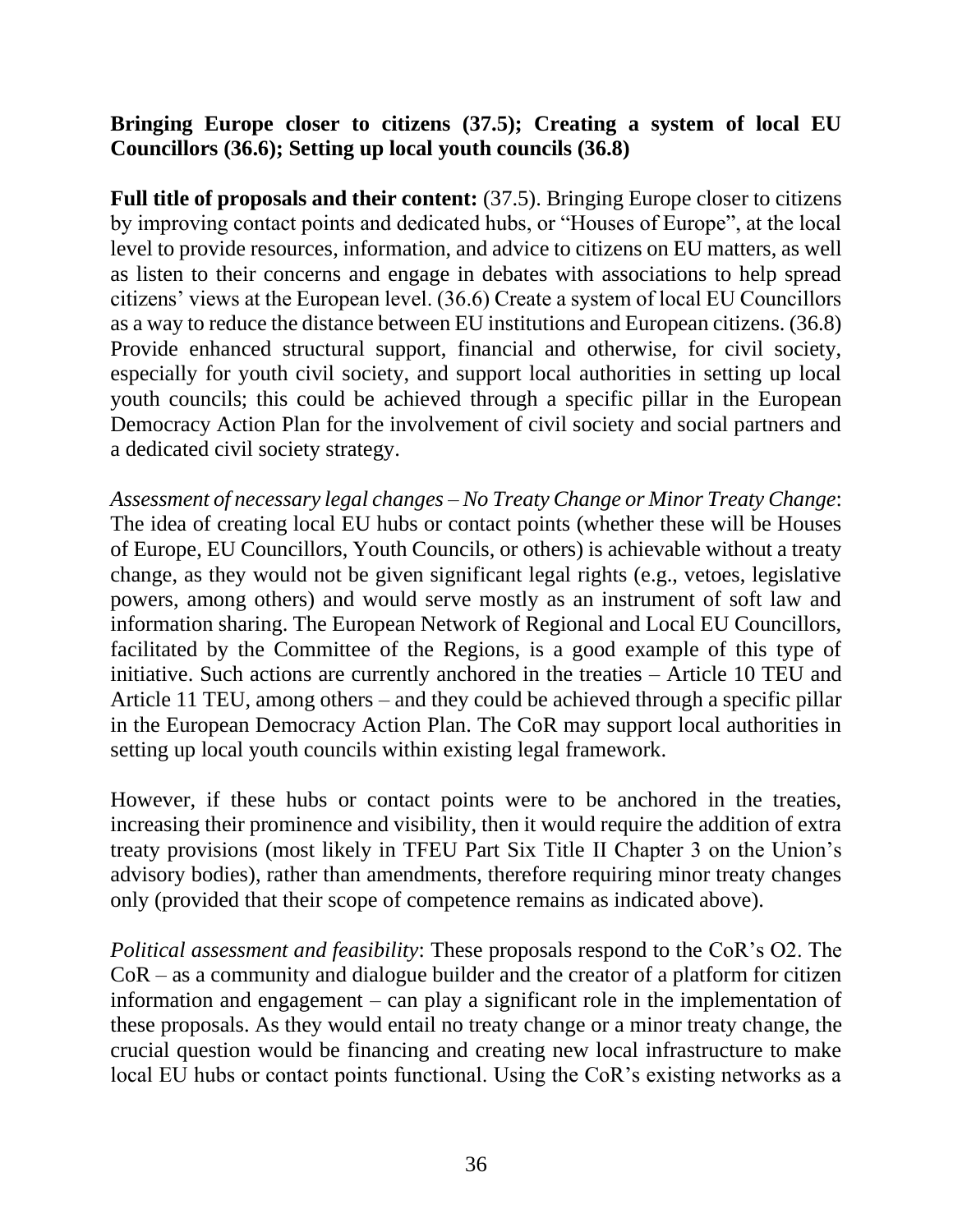**Bringing Europe closer to citizens (37.5); Creating a system of local EU Councillors (36.6); Setting up local youth councils (36.8)**

**Full title of proposals and their content:** (37.5). Bringing Europe closer to citizens by improving contact points and dedicated hubs, or “Houses of Europe”, at the local level to provide resources, information, and advice to citizens on EU matters, as well as listen to their concerns and engage in debates with associations to help spread citizens’ views at the European level. (36.6) Create a system of local EU Councillors as a way to reduce the distance between EU institutions and European citizens. (36.8) Provide enhanced structural support, financial and otherwise, for civil society, especially for youth civil society, and support local authorities in setting up local youth councils; this could be achieved through a specific pillar in the European Democracy Action Plan for the involvement of civil society and social partners and a dedicated civil society strategy.

*Assessment of necessary legal changes – No Treaty Change or Minor Treaty Change*: The idea of creating local EU hubs or contact points (whether these will be Houses of Europe, EU Councillors, Youth Councils, or others) is achievable without a treaty change, as they would not be given significant legal rights (e.g., vetoes, legislative powers, among others) and would serve mostly as an instrument of soft law and information sharing. The European Network of Regional and Local EU Councillors, facilitated by the Committee of the Regions, is a good example of this type of initiative. Such actions are currently anchored in the treaties – Article 10 TEU and Article 11 TEU, among others – and they could be achieved through a specific pillar in the European Democracy Action Plan. The CoR may support local authorities in setting up local youth councils within existing legal framework.

However, if these hubs or contact points were to be anchored in the treaties, increasing their prominence and visibility, then it would require the addition of extra treaty provisions (most likely in TFEU Part Six Title II Chapter 3 on the Union’s advisory bodies), rather than amendments, therefore requiring minor treaty changes only (provided that their scope of competence remains as indicated above).

*Political assessment and feasibility*: These proposals respond to the CoR’s O2. The CoR – as a community and dialogue builder and the creator of a platform for citizen information and engagement – can play a significant role in the implementation of these proposals. As they would entail no treaty change or a minor treaty change, the crucial question would be financing and creating new local infrastructure to make local EU hubs or contact points functional. Using the CoR’s existing networks as a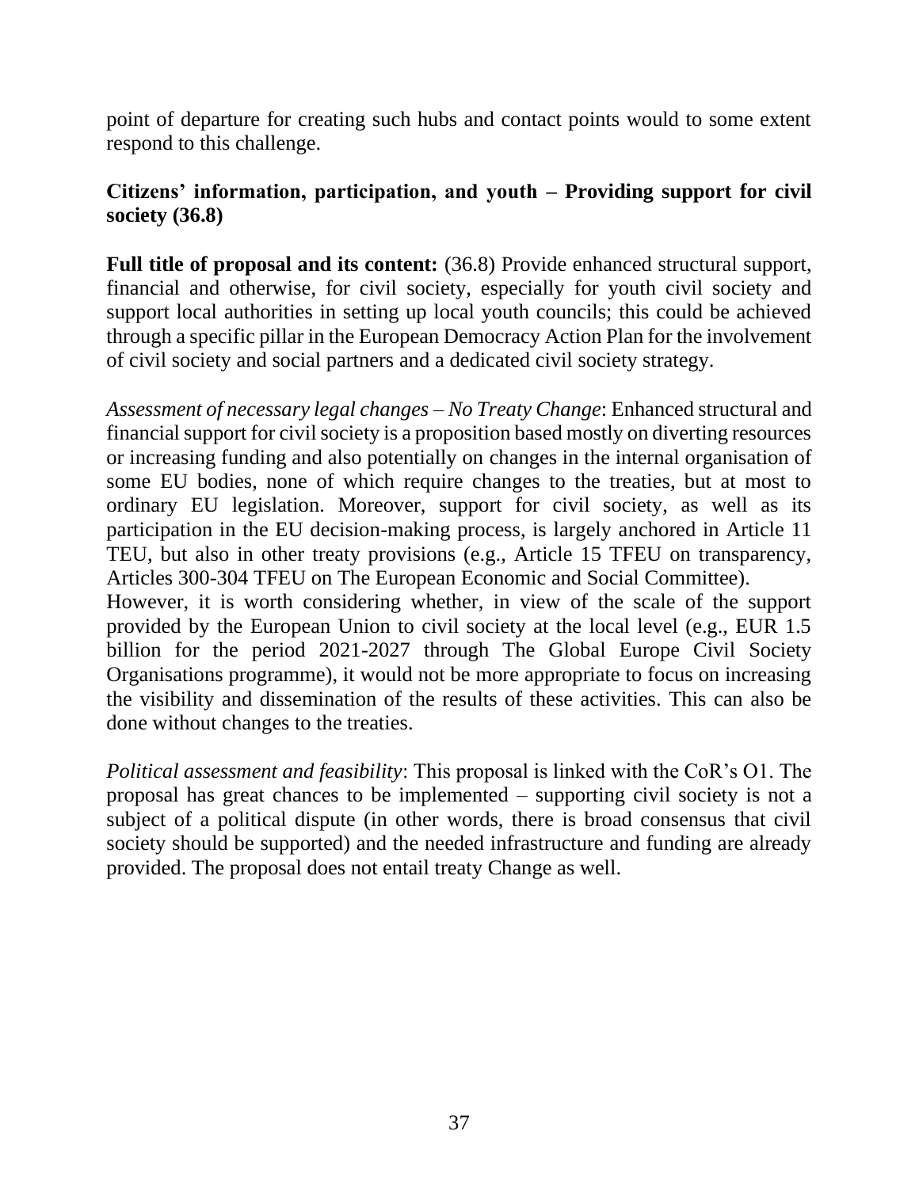point of departure for creating such hubs and contact points would to some extent respond to this challenge.

### Citizens' information, participation, and youth – Providing support for civil society (36.8)

**Full title of proposal and its content:** (36.8) Provide enhanced structural support, financial and otherwise, for civil society, especially for youth civil society and support local authorities in setting up local youth councils; this could be achieved through a specific pillar in the European Democracy Action Plan for the involvement of civil society and social partners and a dedicated civil society strategy.

*Assessment of necessary legal changes – No Treaty Change*: Enhanced structural and financial support for civil society is a proposition based mostly on diverting resources or increasing funding and also potentially on changes in the internal organisation of some EU bodies, none of which require changes to the treaties, but at most to ordinary EU legislation. Moreover, support for civil society, as well as its participation in the EU decision-making process, is largely anchored in Article 11 TEU, but also in other treaty provisions (e.g., Article 15 TFEU on transparency, Articles 300-304 TFEU on The European Economic and Social Committee).
However, it is worth considering whether, in view of the scale of the support provided by the European Union to civil society at the local level (e.g., EUR 1.5 billion for the period 2021-2027 through The Global Europe Civil Society Organisations programme), it would not be more appropriate to focus on increasing the visibility and dissemination of the results of these activities. This can also be done without changes to the treaties.

*Political assessment and feasibility*: This proposal is linked with the CoR's O1. The proposal has great chances to be implemented – supporting civil society is not a subject of a political dispute (in other words, there is broad consensus that civil society should be supported) and the needed infrastructure and funding are already provided. The proposal does not entail treaty Change as well.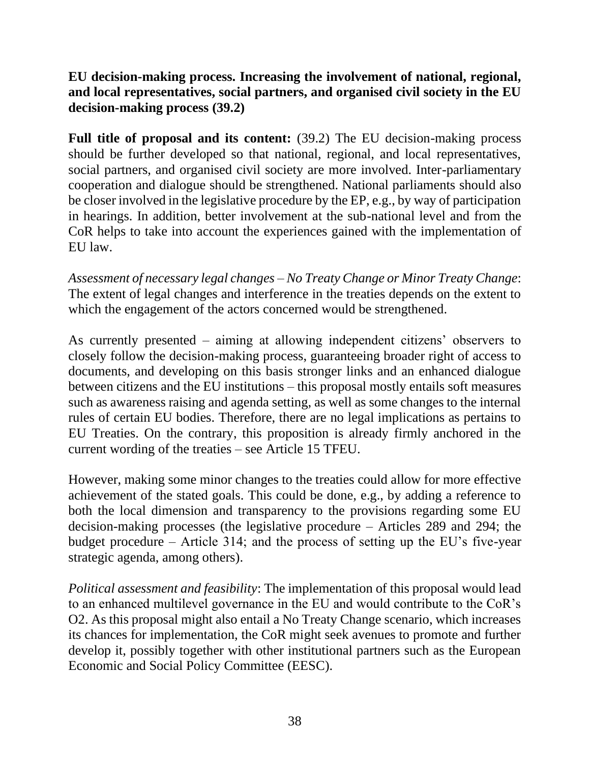**EU decision-making process. Increasing the involvement of national, regional, and local representatives, social partners, and organised civil society in the EU decision-making process (39.2)**

**Full title of proposal and its content:** (39.2) The EU decision-making process should be further developed so that national, regional, and local representatives, social partners, and organised civil society are more involved. Inter-parliamentary cooperation and dialogue should be strengthened. National parliaments should also be closer involved in the legislative procedure by the EP, e.g., by way of participation in hearings. In addition, better involvement at the sub-national level and from the CoR helps to take into account the experiences gained with the implementation of EU law.

*Assessment of necessary legal changes – No Treaty Change or Minor Treaty Change*: The extent of legal changes and interference in the treaties depends on the extent to which the engagement of the actors concerned would be strengthened.

As currently presented – aiming at allowing independent citizens' observers to closely follow the decision-making process, guaranteeing broader right of access to documents, and developing on this basis stronger links and an enhanced dialogue between citizens and the EU institutions – this proposal mostly entails soft measures such as awareness raising and agenda setting, as well as some changes to the internal rules of certain EU bodies. Therefore, there are no legal implications as pertains to EU Treaties. On the contrary, this proposition is already firmly anchored in the current wording of the treaties – see Article 15 TFEU.

However, making some minor changes to the treaties could allow for more effective achievement of the stated goals. This could be done, e.g., by adding a reference to both the local dimension and transparency to the provisions regarding some EU decision-making processes (the legislative procedure – Articles 289 and 294; the budget procedure – Article 314; and the process of setting up the EU's five-year strategic agenda, among others).

*Political assessment and feasibility*: The implementation of this proposal would lead to an enhanced multilevel governance in the EU and would contribute to the CoR's O2. As this proposal might also entail a No Treaty Change scenario, which increases its chances for implementation, the CoR might seek avenues to promote and further develop it, possibly together with other institutional partners such as the European Economic and Social Policy Committee (EESC).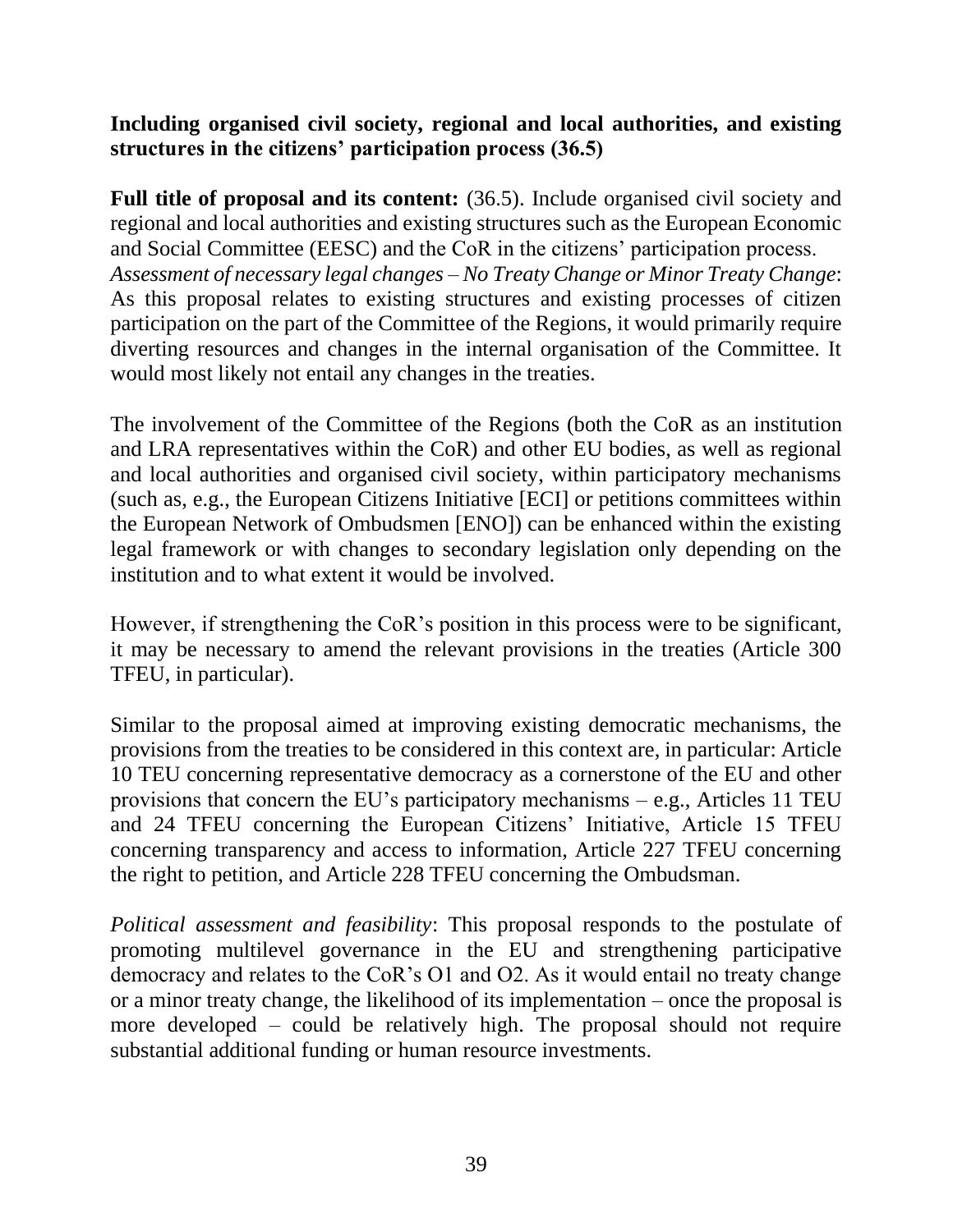**Including organised civil society, regional and local authorities, and existing structures in the citizens' participation process (36.5)**

**Full title of proposal and its content:** (36.5). Include organised civil society and regional and local authorities and existing structures such as the European Economic and Social Committee (EESC) and the CoR in the citizens' participation process.
*Assessment of necessary legal changes – No Treaty Change or Minor Treaty Change*: As this proposal relates to existing structures and existing processes of citizen participation on the part of the Committee of the Regions, it would primarily require diverting resources and changes in the internal organisation of the Committee. It would most likely not entail any changes in the treaties.

The involvement of the Committee of the Regions (both the CoR as an institution and LRA representatives within the CoR) and other EU bodies, as well as regional and local authorities and organised civil society, within participatory mechanisms (such as, e.g., the European Citizens Initiative [ECI] or petitions committees within the European Network of Ombudsmen [ENO]) can be enhanced within the existing legal framework or with changes to secondary legislation only depending on the institution and to what extent it would be involved.

However, if strengthening the CoR's position in this process were to be significant, it may be necessary to amend the relevant provisions in the treaties (Article 300 TFEU, in particular).

Similar to the proposal aimed at improving existing democratic mechanisms, the provisions from the treaties to be considered in this context are, in particular: Article 10 TEU concerning representative democracy as a cornerstone of the EU and other provisions that concern the EU's participatory mechanisms – e.g., Articles 11 TEU and 24 TFEU concerning the European Citizens' Initiative, Article 15 TFEU concerning transparency and access to information, Article 227 TFEU concerning the right to petition, and Article 228 TFEU concerning the Ombudsman.

*Political assessment and feasibility*: This proposal responds to the postulate of promoting multilevel governance in the EU and strengthening participative democracy and relates to the CoR's O1 and O2. As it would entail no treaty change or a minor treaty change, the likelihood of its implementation – once the proposal is more developed – could be relatively high. The proposal should not require substantial additional funding or human resource investments.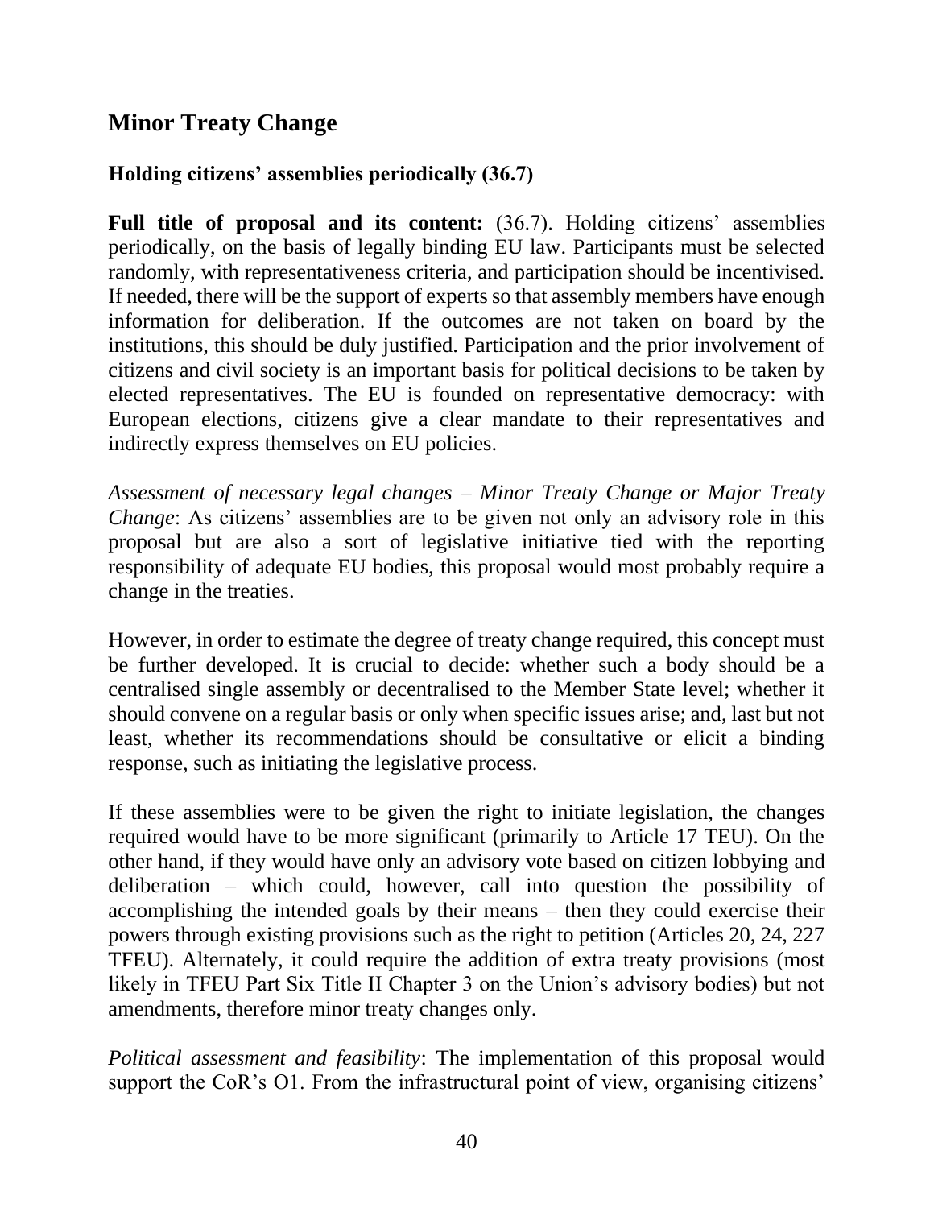## Minor Treaty Change

### Holding citizens' assemblies periodically (36.7)

**Full title of proposal and its content:** (36.7). Holding citizens' assemblies periodically, on the basis of legally binding EU law. Participants must be selected randomly, with representativeness criteria, and participation should be incentivised. If needed, there will be the support of experts so that assembly members have enough information for deliberation. If the outcomes are not taken on board by the institutions, this should be duly justified. Participation and the prior involvement of citizens and civil society is an important basis for political decisions to be taken by elected representatives. The EU is founded on representative democracy: with European elections, citizens give a clear mandate to their representatives and indirectly express themselves on EU policies.

*Assessment of necessary legal changes – Minor Treaty Change or Major Treaty Change*: As citizens' assemblies are to be given not only an advisory role in this proposal but are also a sort of legislative initiative tied with the reporting responsibility of adequate EU bodies, this proposal would most probably require a change in the treaties.

However, in order to estimate the degree of treaty change required, this concept must be further developed. It is crucial to decide: whether such a body should be a centralised single assembly or decentralised to the Member State level; whether it should convene on a regular basis or only when specific issues arise; and, last but not least, whether its recommendations should be consultative or elicit a binding response, such as initiating the legislative process.

If these assemblies were to be given the right to initiate legislation, the changes required would have to be more significant (primarily to Article 17 TEU). On the other hand, if they would have only an advisory vote based on citizen lobbying and deliberation – which could, however, call into question the possibility of accomplishing the intended goals by their means – then they could exercise their powers through existing provisions such as the right to petition (Articles 20, 24, 227 TFEU). Alternately, it could require the addition of extra treaty provisions (most likely in TFEU Part Six Title II Chapter 3 on the Union's advisory bodies) but not amendments, therefore minor treaty changes only.

*Political assessment and feasibility*: The implementation of this proposal would support the CoR's O1. From the infrastructural point of view, organising citizens'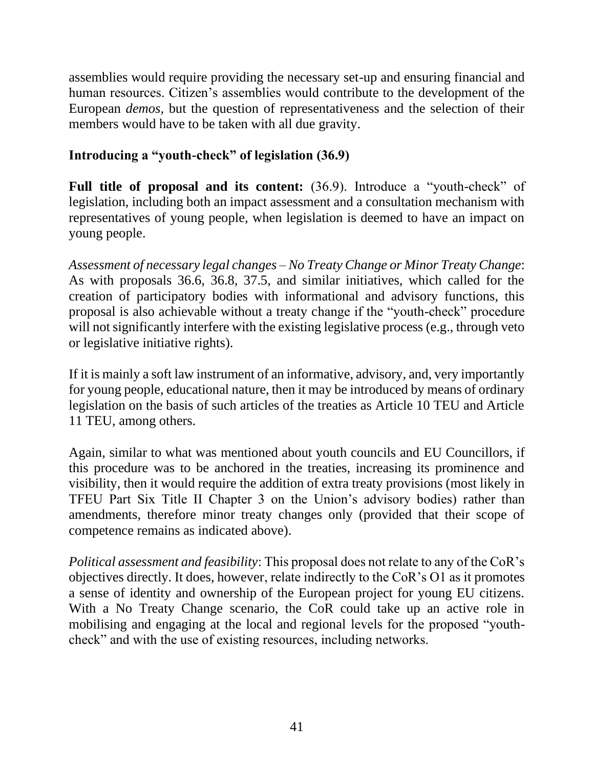assemblies would require providing the necessary set-up and ensuring financial and human resources. Citizen's assemblies would contribute to the development of the European *demos*, but the question of representativeness and the selection of their members would have to be taken with all due gravity.

### Introducing a "youth-check" of legislation (36.9)

**Full title of proposal and its content:** (36.9). Introduce a "youth-check" of legislation, including both an impact assessment and a consultation mechanism with representatives of young people, when legislation is deemed to have an impact on young people.

*Assessment of necessary legal changes – No Treaty Change or Minor Treaty Change*: As with proposals 36.6, 36.8, 37.5, and similar initiatives, which called for the creation of participatory bodies with informational and advisory functions, this proposal is also achievable without a treaty change if the "youth-check" procedure will not significantly interfere with the existing legislative process (e.g., through veto or legislative initiative rights).

If it is mainly a soft law instrument of an informative, advisory, and, very importantly for young people, educational nature, then it may be introduced by means of ordinary legislation on the basis of such articles of the treaties as Article 10 TEU and Article 11 TEU, among others.

Again, similar to what was mentioned about youth councils and EU Councillors, if this procedure was to be anchored in the treaties, increasing its prominence and visibility, then it would require the addition of extra treaty provisions (most likely in TFEU Part Six Title II Chapter 3 on the Union's advisory bodies) rather than amendments, therefore minor treaty changes only (provided that their scope of competence remains as indicated above).

*Political assessment and feasibility*: This proposal does not relate to any of the CoR's objectives directly. It does, however, relate indirectly to the CoR's O1 as it promotes a sense of identity and ownership of the European project for young EU citizens. With a No Treaty Change scenario, the CoR could take up an active role in mobilising and engaging at the local and regional levels for the proposed "youth-check" and with the use of existing resources, including networks.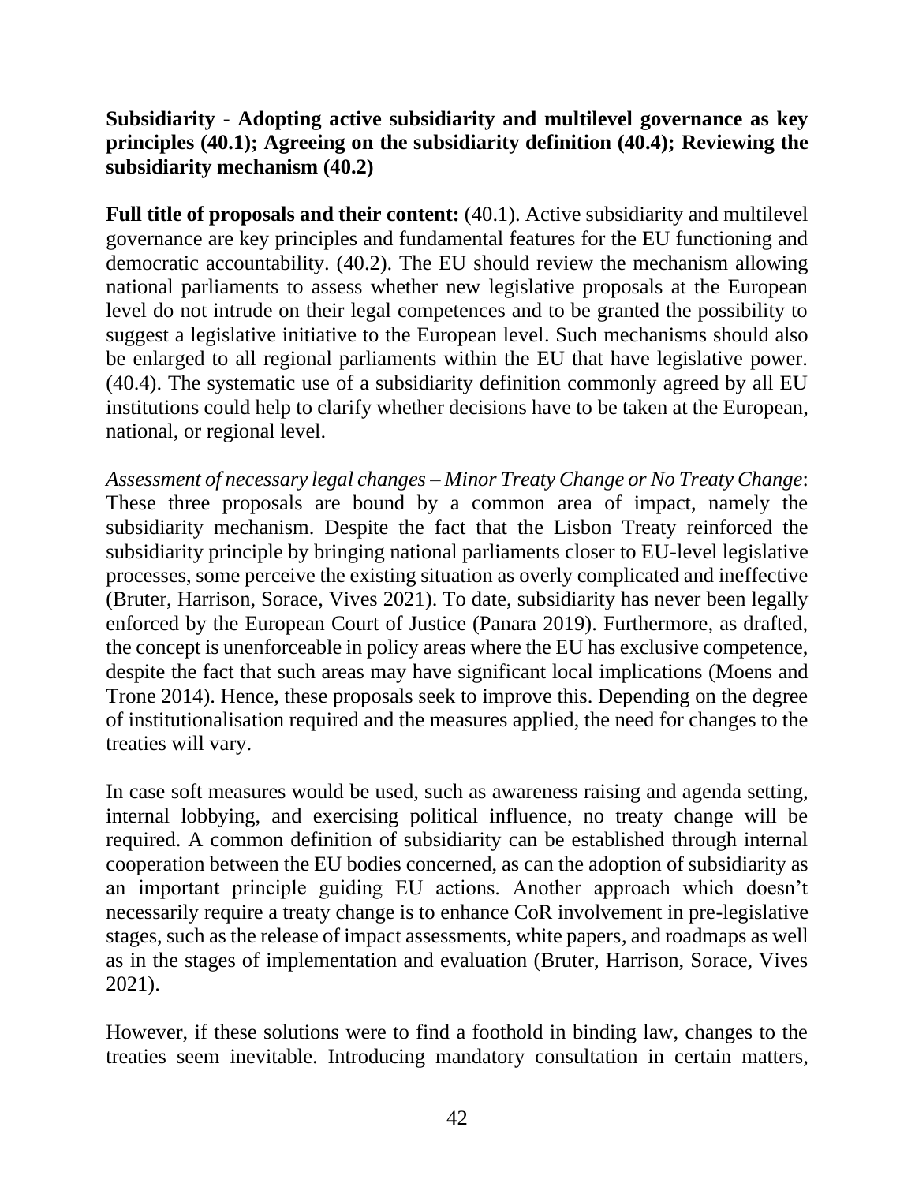**Subsidiarity - Adopting active subsidiarity and multilevel governance as key principles (40.1); Agreeing on the subsidiarity definition (40.4); Reviewing the subsidiarity mechanism (40.2)**

**Full title of proposals and their content:** (40.1). Active subsidiarity and multilevel governance are key principles and fundamental features for the EU functioning and democratic accountability. (40.2). The EU should review the mechanism allowing national parliaments to assess whether new legislative proposals at the European level do not intrude on their legal competences and to be granted the possibility to suggest a legislative initiative to the European level. Such mechanisms should also be enlarged to all regional parliaments within the EU that have legislative power. (40.4). The systematic use of a subsidiarity definition commonly agreed by all EU institutions could help to clarify whether decisions have to be taken at the European, national, or regional level.

*Assessment of necessary legal changes – Minor Treaty Change or No Treaty Change*: These three proposals are bound by a common area of impact, namely the subsidiarity mechanism. Despite the fact that the Lisbon Treaty reinforced the subsidiarity principle by bringing national parliaments closer to EU-level legislative processes, some perceive the existing situation as overly complicated and ineffective (Bruter, Harrison, Sorace, Vives 2021). To date, subsidiarity has never been legally enforced by the European Court of Justice (Panara 2019). Furthermore, as drafted, the concept is unenforceable in policy areas where the EU has exclusive competence, despite the fact that such areas may have significant local implications (Moens and Trone 2014). Hence, these proposals seek to improve this. Depending on the degree of institutionalisation required and the measures applied, the need for changes to the treaties will vary.

In case soft measures would be used, such as awareness raising and agenda setting, internal lobbying, and exercising political influence, no treaty change will be required. A common definition of subsidiarity can be established through internal cooperation between the EU bodies concerned, as can the adoption of subsidiarity as an important principle guiding EU actions. Another approach which doesn't necessarily require a treaty change is to enhance CoR involvement in pre-legislative stages, such as the release of impact assessments, white papers, and roadmaps as well as in the stages of implementation and evaluation (Bruter, Harrison, Sorace, Vives 2021).

However, if these solutions were to find a foothold in binding law, changes to the treaties seem inevitable. Introducing mandatory consultation in certain matters,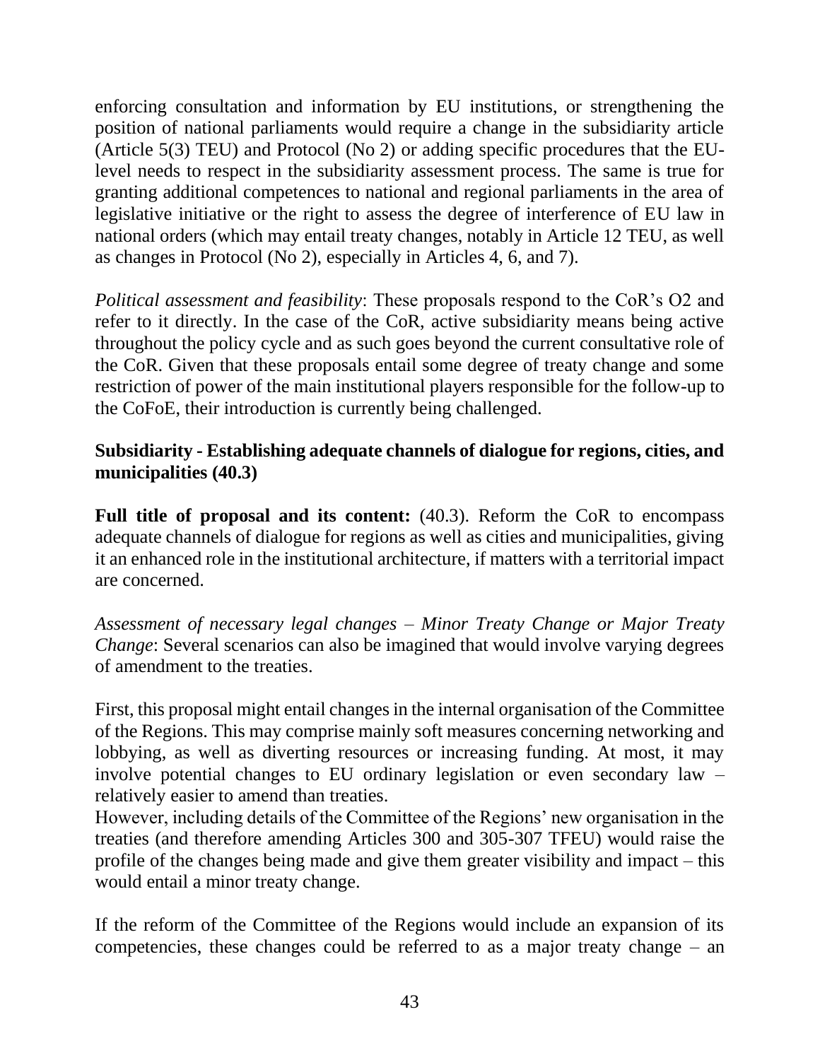enforcing consultation and information by EU institutions, or strengthening the position of national parliaments would require a change in the subsidiarity article (Article 5(3) TEU) and Protocol (No 2) or adding specific procedures that the EU-level needs to respect in the subsidiarity assessment process. The same is true for granting additional competences to national and regional parliaments in the area of legislative initiative or the right to assess the degree of interference of EU law in national orders (which may entail treaty changes, notably in Article 12 TEU, as well as changes in Protocol (No 2), especially in Articles 4, 6, and 7).

*Political assessment and feasibility*: These proposals respond to the CoR's O2 and refer to it directly. In the case of the CoR, active subsidiarity means being active throughout the policy cycle and as such goes beyond the current consultative role of the CoR. Given that these proposals entail some degree of treaty change and some restriction of power of the main institutional players responsible for the follow-up to the CoFoE, their introduction is currently being challenged.

**Subsidiarity - Establishing adequate channels of dialogue for regions, cities, and municipalities (40.3)**

**Full title of proposal and its content:** (40.3). Reform the CoR to encompass adequate channels of dialogue for regions as well as cities and municipalities, giving it an enhanced role in the institutional architecture, if matters with a territorial impact are concerned.

*Assessment of necessary legal changes – Minor Treaty Change or Major Treaty Change*: Several scenarios can also be imagined that would involve varying degrees of amendment to the treaties.

First, this proposal might entail changes in the internal organisation of the Committee of the Regions. This may comprise mainly soft measures concerning networking and lobbying, as well as diverting resources or increasing funding. At most, it may involve potential changes to EU ordinary legislation or even secondary law – relatively easier to amend than treaties.

However, including details of the Committee of the Regions' new organisation in the treaties (and therefore amending Articles 300 and 305-307 TFEU) would raise the profile of the changes being made and give them greater visibility and impact – this would entail a minor treaty change.

If the reform of the Committee of the Regions would include an expansion of its competencies, these changes could be referred to as a major treaty change – an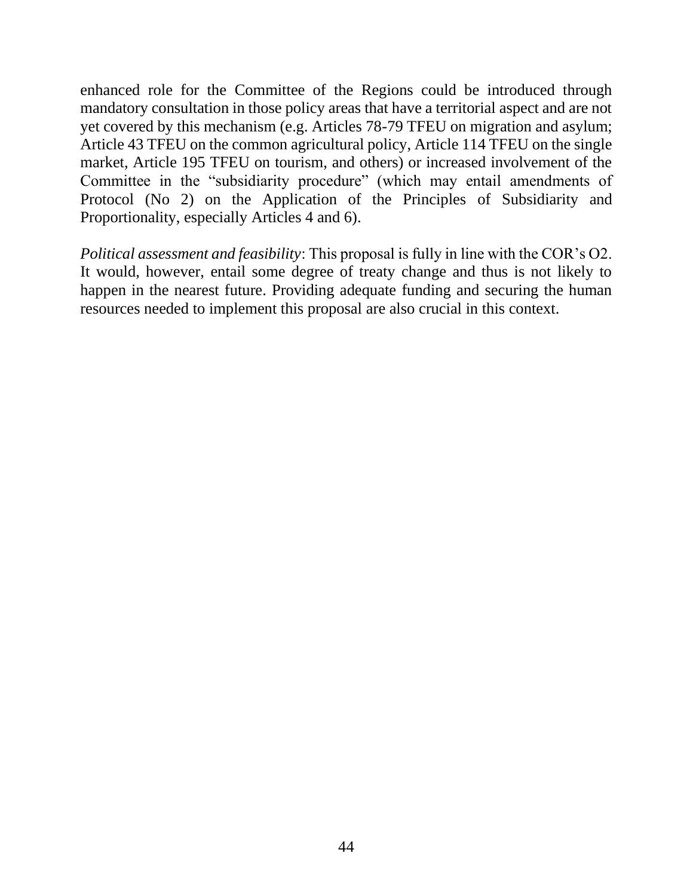enhanced role for the Committee of the Regions could be introduced through mandatory consultation in those policy areas that have a territorial aspect and are not yet covered by this mechanism (e.g. Articles 78-79 TFEU on migration and asylum; Article 43 TFEU on the common agricultural policy, Article 114 TFEU on the single market, Article 195 TFEU on tourism, and others) or increased involvement of the Committee in the "subsidiarity procedure" (which may entail amendments of Protocol (No 2) on the Application of the Principles of Subsidiarity and Proportionality, especially Articles 4 and 6).

*Political assessment and feasibility*: This proposal is fully in line with the COR's O2. It would, however, entail some degree of treaty change and thus is not likely to happen in the nearest future. Providing adequate funding and securing the human resources needed to implement this proposal are also crucial in this context.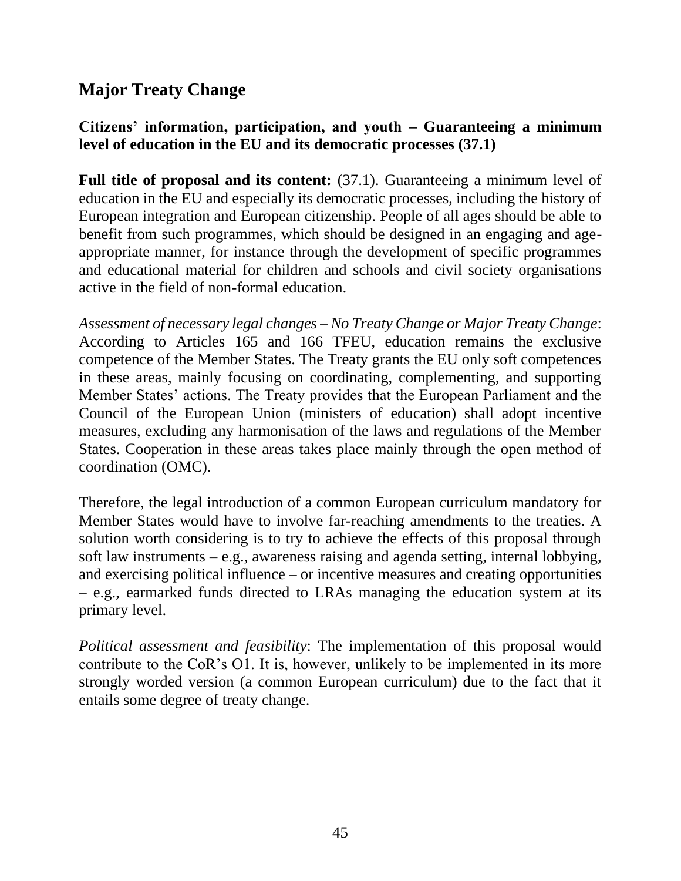## Major Treaty Change

### Citizens' information, participation, and youth – Guaranteeing a minimum level of education in the EU and its democratic processes (37.1)

**Full title of proposal and its content:** (37.1). Guaranteeing a minimum level of education in the EU and especially its democratic processes, including the history of European integration and European citizenship. People of all ages should be able to benefit from such programmes, which should be designed in an engaging and age-appropriate manner, for instance through the development of specific programmes and educational material for children and schools and civil society organisations active in the field of non-formal education.

*Assessment of necessary legal changes – No Treaty Change or Major Treaty Change*: According to Articles 165 and 166 TFEU, education remains the exclusive competence of the Member States. The Treaty grants the EU only soft competences in these areas, mainly focusing on coordinating, complementing, and supporting Member States' actions. The Treaty provides that the European Parliament and the Council of the European Union (ministers of education) shall adopt incentive measures, excluding any harmonisation of the laws and regulations of the Member States. Cooperation in these areas takes place mainly through the open method of coordination (OMC).

Therefore, the legal introduction of a common European curriculum mandatory for Member States would have to involve far-reaching amendments to the treaties. A solution worth considering is to try to achieve the effects of this proposal through soft law instruments – e.g., awareness raising and agenda setting, internal lobbying, and exercising political influence – or incentive measures and creating opportunities – e.g., earmarked funds directed to LRAs managing the education system at its primary level.

*Political assessment and feasibility*: The implementation of this proposal would contribute to the CoR's O1. It is, however, unlikely to be implemented in its more strongly worded version (a common European curriculum) due to the fact that it entails some degree of treaty change.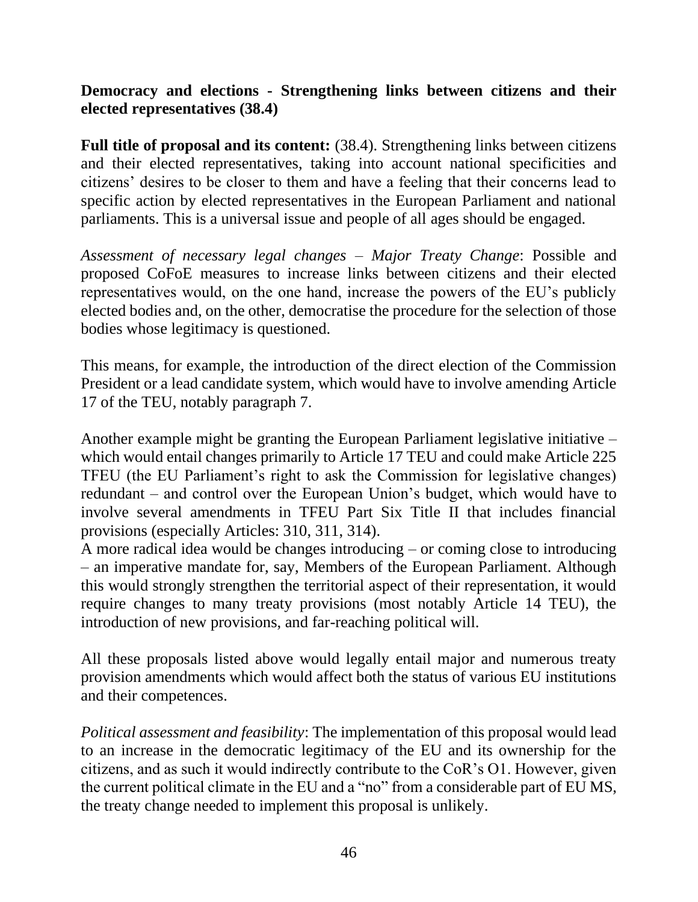**Democracy and elections - Strengthening links between citizens and their elected representatives (38.4)**

**Full title of proposal and its content:** (38.4). Strengthening links between citizens and their elected representatives, taking into account national specificities and citizens' desires to be closer to them and have a feeling that their concerns lead to specific action by elected representatives in the European Parliament and national parliaments. This is a universal issue and people of all ages should be engaged.

*Assessment of necessary legal changes – Major Treaty Change*: Possible and proposed CoFoE measures to increase links between citizens and their elected representatives would, on the one hand, increase the powers of the EU's publicly elected bodies and, on the other, democratise the procedure for the selection of those bodies whose legitimacy is questioned.

This means, for example, the introduction of the direct election of the Commission President or a lead candidate system, which would have to involve amending Article 17 of the TEU, notably paragraph 7.

Another example might be granting the European Parliament legislative initiative – which would entail changes primarily to Article 17 TEU and could make Article 225 TFEU (the EU Parliament's right to ask the Commission for legislative changes) redundant – and control over the European Union's budget, which would have to involve several amendments in TFEU Part Six Title II that includes financial provisions (especially Articles: 310, 311, 314).

A more radical idea would be changes introducing – or coming close to introducing – an imperative mandate for, say, Members of the European Parliament. Although this would strongly strengthen the territorial aspect of their representation, it would require changes to many treaty provisions (most notably Article 14 TEU), the introduction of new provisions, and far-reaching political will.

All these proposals listed above would legally entail major and numerous treaty provision amendments which would affect both the status of various EU institutions and their competences.

*Political assessment and feasibility*: The implementation of this proposal would lead to an increase in the democratic legitimacy of the EU and its ownership for the citizens, and as such it would indirectly contribute to the CoR's O1. However, given the current political climate in the EU and a "no" from a considerable part of EU MS, the treaty change needed to implement this proposal is unlikely.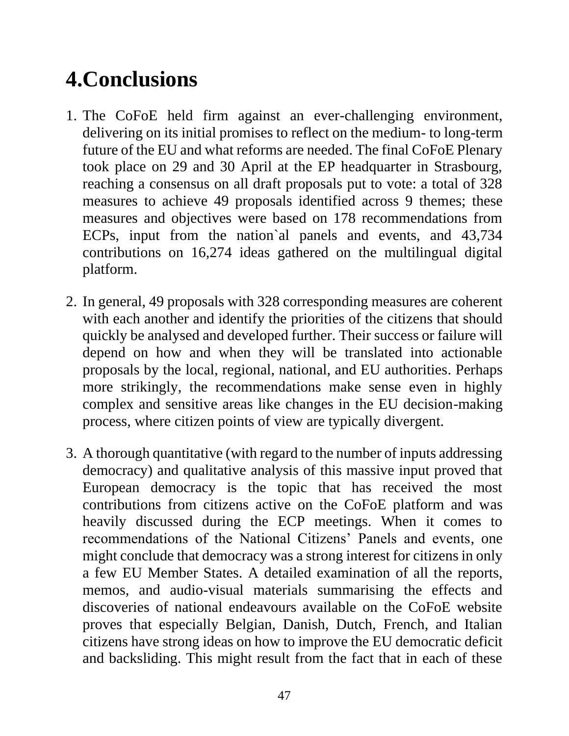# 4.Conclusions

1. The CoFoE held firm against an ever-challenging environment, delivering on its initial promises to reflect on the medium- to long-term future of the EU and what reforms are needed. The final CoFoE Plenary took place on 29 and 30 April at the EP headquarter in Strasbourg, reaching a consensus on all draft proposals put to vote: a total of 328 measures to achieve 49 proposals identified across 9 themes; these measures and objectives were based on 178 recommendations from ECPs, input from the nation`al panels and events, and 43,734 contributions on 16,274 ideas gathered on the multilingual digital platform.

2. In general, 49 proposals with 328 corresponding measures are coherent with each another and identify the priorities of the citizens that should quickly be analysed and developed further. Their success or failure will depend on how and when they will be translated into actionable proposals by the local, regional, national, and EU authorities. Perhaps more strikingly, the recommendations make sense even in highly complex and sensitive areas like changes in the EU decision-making process, where citizen points of view are typically divergent.

3. A thorough quantitative (with regard to the number of inputs addressing democracy) and qualitative analysis of this massive input proved that European democracy is the topic that has received the most contributions from citizens active on the CoFoE platform and was heavily discussed during the ECP meetings. When it comes to recommendations of the National Citizens' Panels and events, one might conclude that democracy was a strong interest for citizens in only a few EU Member States. A detailed examination of all the reports, memos, and audio-visual materials summarising the effects and discoveries of national endeavours available on the CoFoE website proves that especially Belgian, Danish, Dutch, French, and Italian citizens have strong ideas on how to improve the EU democratic deficit and backsliding. This might result from the fact that in each of these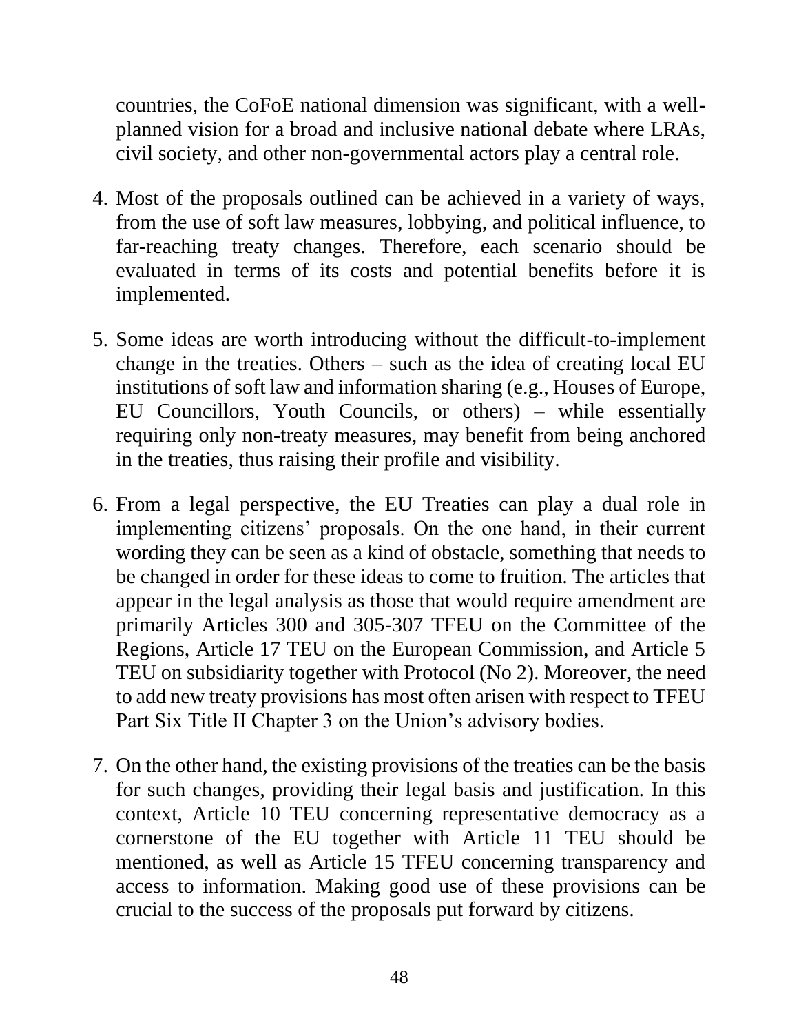countries, the CoFoE national dimension was significant, with a well-planned vision for a broad and inclusive national debate where LRAs, civil society, and other non-governmental actors play a central role.

4. Most of the proposals outlined can be achieved in a variety of ways, from the use of soft law measures, lobbying, and political influence, to far-reaching treaty changes. Therefore, each scenario should be evaluated in terms of its costs and potential benefits before it is implemented.

5. Some ideas are worth introducing without the difficult-to-implement change in the treaties. Others – such as the idea of creating local EU institutions of soft law and information sharing (e.g., Houses of Europe, EU Councillors, Youth Councils, or others) – while essentially requiring only non-treaty measures, may benefit from being anchored in the treaties, thus raising their profile and visibility.

6. From a legal perspective, the EU Treaties can play a dual role in implementing citizens' proposals. On the one hand, in their current wording they can be seen as a kind of obstacle, something that needs to be changed in order for these ideas to come to fruition. The articles that appear in the legal analysis as those that would require amendment are primarily Articles 300 and 305-307 TFEU on the Committee of the Regions, Article 17 TEU on the European Commission, and Article 5 TEU on subsidiarity together with Protocol (No 2). Moreover, the need to add new treaty provisions has most often arisen with respect to TFEU Part Six Title II Chapter 3 on the Union's advisory bodies.

7. On the other hand, the existing provisions of the treaties can be the basis for such changes, providing their legal basis and justification. In this context, Article 10 TEU concerning representative democracy as a cornerstone of the EU together with Article 11 TEU should be mentioned, as well as Article 15 TFEU concerning transparency and access to information. Making good use of these provisions can be crucial to the success of the proposals put forward by citizens.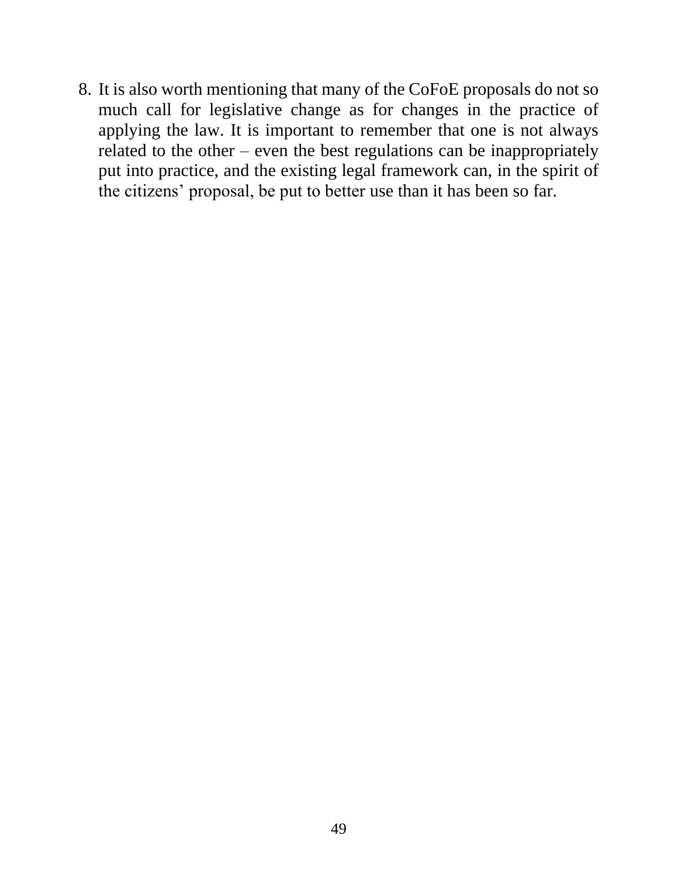8. It is also worth mentioning that many of the CoFoE proposals do not so much call for legislative change as for changes in the practice of applying the law. It is important to remember that one is not always related to the other – even the best regulations can be inappropriately put into practice, and the existing legal framework can, in the spirit of the citizens' proposal, be put to better use than it has been so far.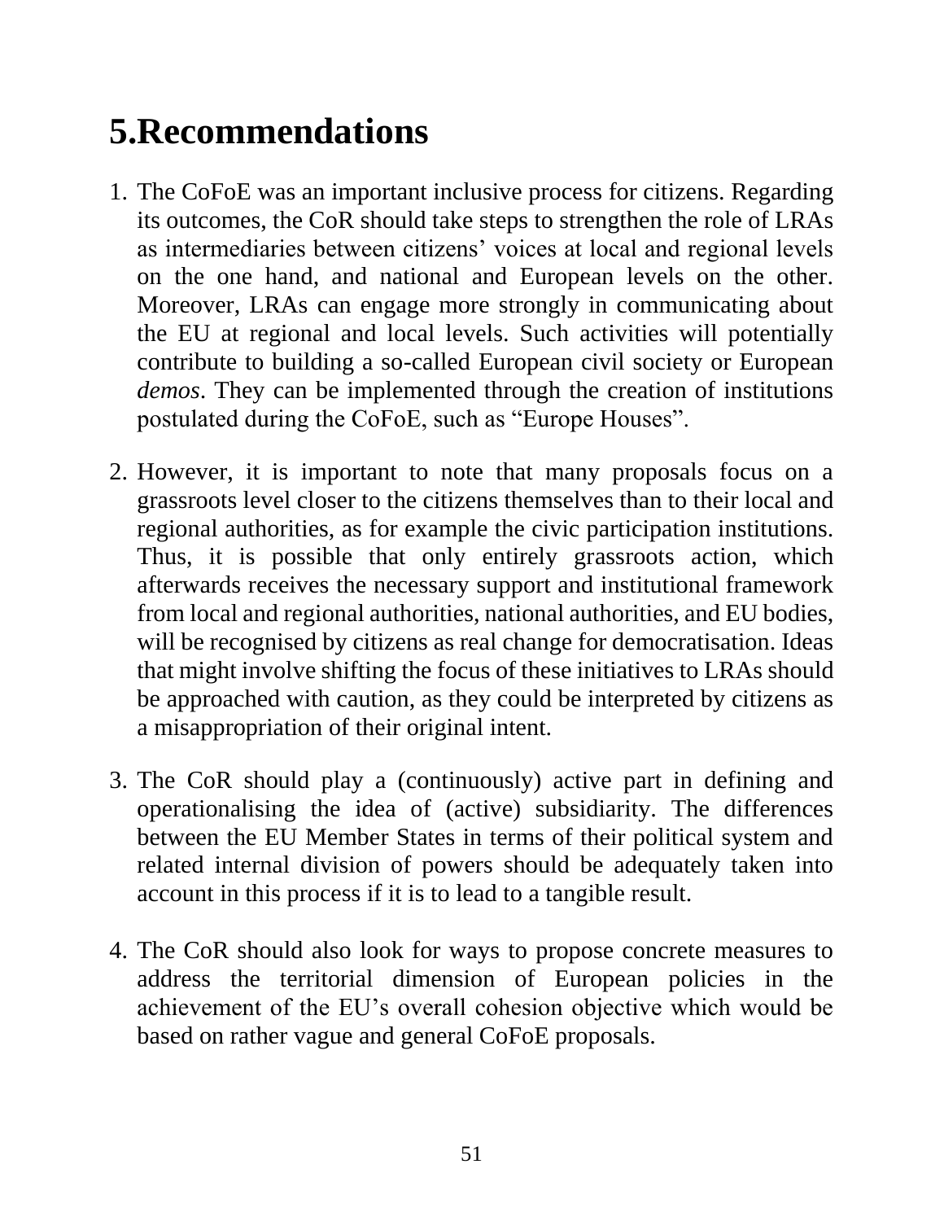# 5.Recommendations

1. The CoFoE was an important inclusive process for citizens. Regarding its outcomes, the CoR should take steps to strengthen the role of LRAs as intermediaries between citizens' voices at local and regional levels on the one hand, and national and European levels on the other. Moreover, LRAs can engage more strongly in communicating about the EU at regional and local levels. Such activities will potentially contribute to building a so-called European civil society or European *demos*. They can be implemented through the creation of institutions postulated during the CoFoE, such as "Europe Houses".

2. However, it is important to note that many proposals focus on a grassroots level closer to the citizens themselves than to their local and regional authorities, as for example the civic participation institutions. Thus, it is possible that only entirely grassroots action, which afterwards receives the necessary support and institutional framework from local and regional authorities, national authorities, and EU bodies, will be recognised by citizens as real change for democratisation. Ideas that might involve shifting the focus of these initiatives to LRAs should be approached with caution, as they could be interpreted by citizens as a misappropriation of their original intent.

3. The CoR should play a (continuously) active part in defining and operationalising the idea of (active) subsidiarity. The differences between the EU Member States in terms of their political system and related internal division of powers should be adequately taken into account in this process if it is to lead to a tangible result.

4. The CoR should also look for ways to propose concrete measures to address the territorial dimension of European policies in the achievement of the EU's overall cohesion objective which would be based on rather vague and general CoFoE proposals.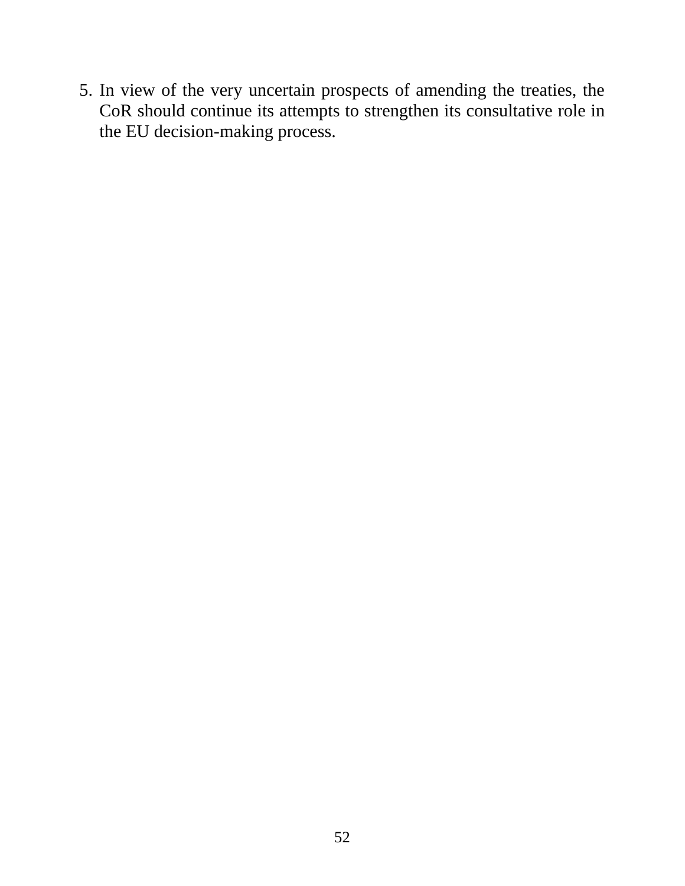5. In view of the very uncertain prospects of amending the treaties, the CoR should continue its attempts to strengthen its consultative role in the EU decision-making process.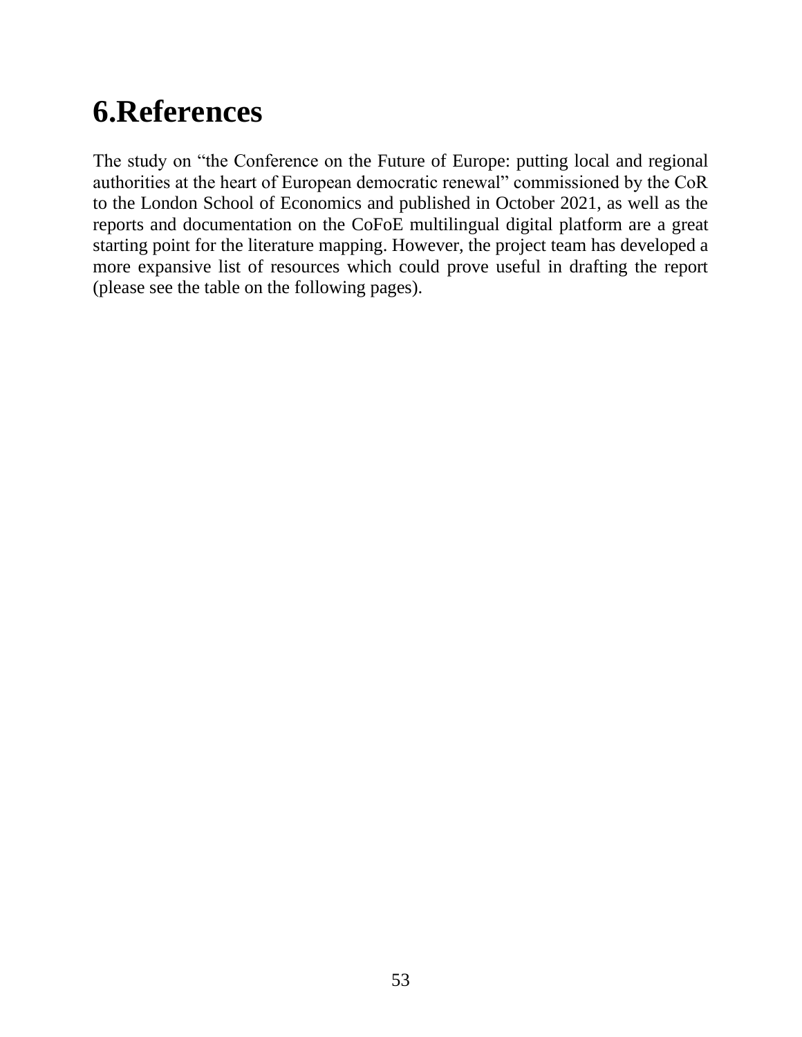# 6.References

The study on “the Conference on the Future of Europe: putting local and regional authorities at the heart of European democratic renewal” commissioned by the CoR to the London School of Economics and published in October 2021, as well as the reports and documentation on the CoFoE multilingual digital platform are a great starting point for the literature mapping. However, the project team has developed a more expansive list of resources which could prove useful in drafting the report (please see the table on the following pages).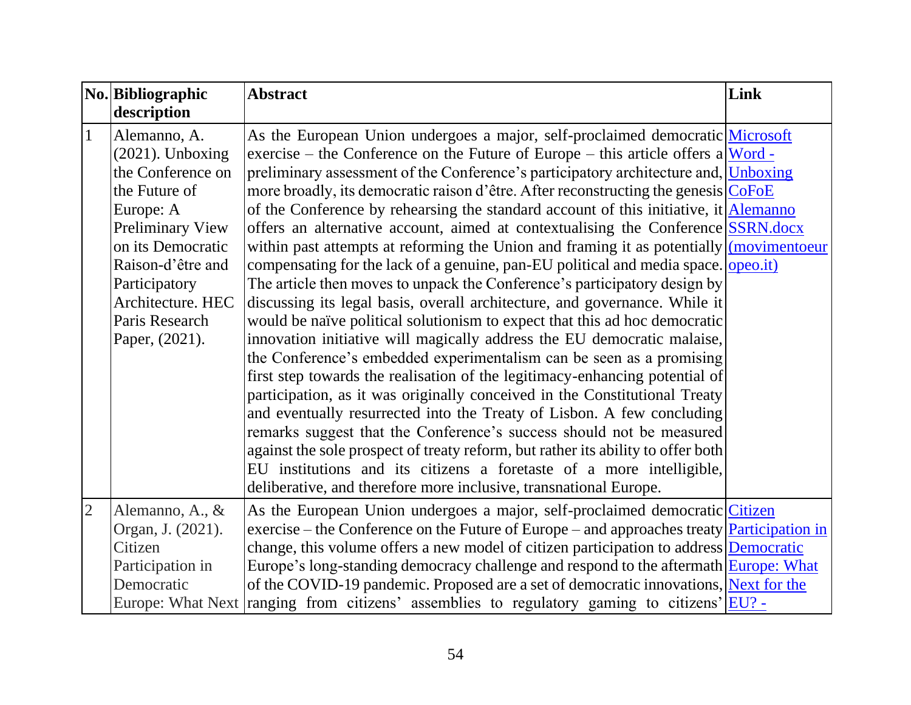| No. | Bibliographic description | Abstract | Link |
|---|---|---|---|
| 1 | Alemanno, A. (2021). Unboxing the Conference on the Future of Europe: A Preliminary View on its Democratic Raison-d'être and Participatory Architecture. HEC Paris Research Paper, (2021). | As the European Union undergoes a major, self-proclaimed democratic exercise – the Conference on the Future of Europe – this article offers a preliminary assessment of the Conference's participatory architecture and, more broadly, its democratic raison d'être. After reconstructing the genesis of the Conference by rehearsing the standard account of this initiative, it offers an alternative account, aimed at contextualising the Conference within past attempts at reforming the Union and framing it as potentially compensating for the lack of a genuine, pan-EU political and media space. The article then moves to unpack the Conference's participatory design by discussing its legal basis, overall architecture, and governance. While it would be naïve political solutionism to expect that this ad hoc democratic innovation initiative will magically address the EU democratic malaise, the Conference's embedded experimentalism can be seen as a promising first step towards the realisation of the legitimacy-enhancing potential of participation, as it was originally conceived in the Constitutional Treaty and eventually resurrected into the Treaty of Lisbon. A few concluding remarks suggest that the Conference's success should not be measured against the sole prospect of treaty reform, but rather its ability to offer both EU institutions and its citizens a foretaste of a more intelligible, deliberative, and therefore more inclusive, transnational Europe. | Microsoft Word - Unboxing CoFoE Alemanno SSRN.docx (movimentoeuropeo.it) |
| 2 | Alemanno, A., & Organ, J. (2021). Citizen Participation in Democratic Europe: What Next | As the European Union undergoes a major, self-proclaimed democratic exercise – the Conference on the Future of Europe – and approaches treaty change, this volume offers a new model of citizen participation to address Europe's long-standing democracy challenge and respond to the aftermath of the COVID-19 pandemic. Proposed are a set of democratic innovations, ranging from citizens' assemblies to regulatory gaming to citizens' | Citizen Participation in Democratic Europe: What Next for the EU? - |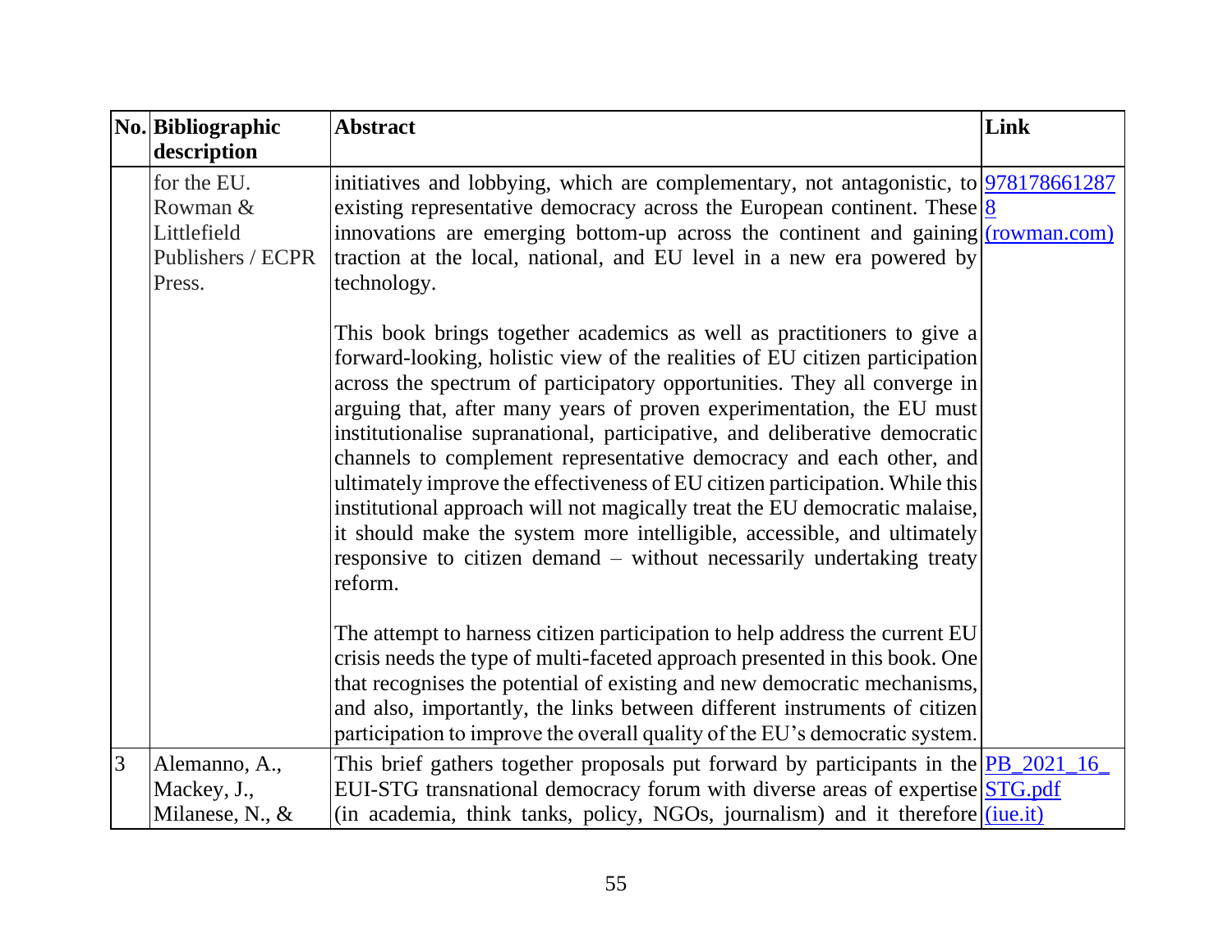| No. | Bibliographic description | Abstract | Link |
|---|---|---|---|
| | for the EU. Rowman & Littlefield Publishers / ECPR Press. | initiatives and lobbying, which are complementary, not antagonistic, to existing representative democracy across the European continent. These innovations are emerging bottom-up across the continent and gaining traction at the local, national, and EU level in a new era powered by technology.<br><br>This book brings together academics as well as practitioners to give a forward-looking, holistic view of the realities of EU citizen participation across the spectrum of participatory opportunities. They all converge in arguing that, after many years of proven experimentation, the EU must institutionalise supranational, participative, and deliberative democratic channels to complement representative democracy and each other, and ultimately improve the effectiveness of EU citizen participation. While this institutional approach will not magically treat the EU democratic malaise, it should make the system more intelligible, accessible, and ultimately responsive to citizen demand – without necessarily undertaking treaty reform.<br><br>The attempt to harness citizen participation to help address the current EU crisis needs the type of multi-faceted approach presented in this book. One that recognises the potential of existing and new democratic mechanisms, and also, importantly, the links between different instruments of citizen participation to improve the overall quality of the EU's democratic system. | 9781786612878 (rowman.com) |
| 3 | Alemanno, A., Mackey, J., Milanese, N., & | This brief gathers together proposals put forward by participants in the EUI-STG transnational democracy forum with diverse areas of expertise (in academia, think tanks, policy, NGOs, journalism) and it therefore | PB_2021_16_STG.pdf (iue.it) |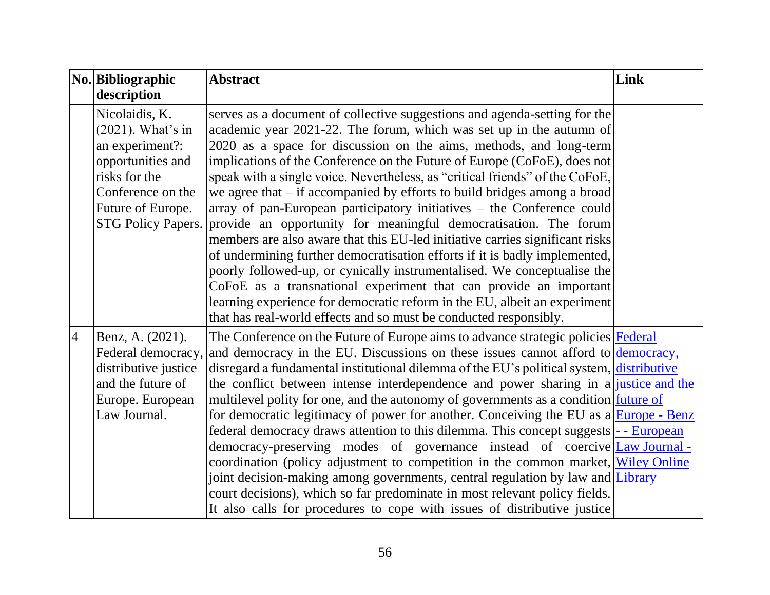| No. | Bibliographic description | Abstract | Link |
|---|---|---|---|
| | Nicolaidis, K. (2021). What's in an experiment?: opportunities and risks for the Conference on the Future of Europe. STG Policy Papers. | serves as a document of collective suggestions and agenda-setting for the academic year 2021-22. The forum, which was set up in the autumn of 2020 as a space for discussion on the aims, methods, and long-term implications of the Conference on the Future of Europe (CoFoE), does not speak with a single voice. Nevertheless, as "critical friends" of the CoFoE, we agree that – if accompanied by efforts to build bridges among a broad array of pan-European participatory initiatives – the Conference could provide an opportunity for meaningful democratisation. The forum members are also aware that this EU-led initiative carries significant risks of undermining further democratisation efforts if it is badly implemented, poorly followed-up, or cynically instrumentalised. We conceptualise the CoFoE as a transnational experiment that can provide an important learning experience for democratic reform in the EU, albeit an experiment that has real-world effects and so must be conducted responsibly. | |
| 4 | Benz, A. (2021). Federal democracy, distributive justice and the future of Europe. European Law Journal. | The Conference on the Future of Europe aims to advance strategic policies and democracy in the EU. Discussions on these issues cannot afford to disregard a fundamental institutional dilemma of the EU's political system, the conflict between intense interdependence and power sharing in a multilevel polity for one, and the autonomy of governments as a condition for democratic legitimacy of power for another. Conceiving the EU as a federal democracy draws attention to this dilemma. This concept suggests democracy-preserving modes of governance instead of coercive coordination (policy adjustment to competition in the common market, joint decision-making among governments, central regulation by law and court decisions), which so far predominate in most relevant policy fields. It also calls for procedures to cope with issues of distributive justice | Federal democracy, distributive justice and the future of Europe - Benz - - European Law Journal - Wiley Online Library |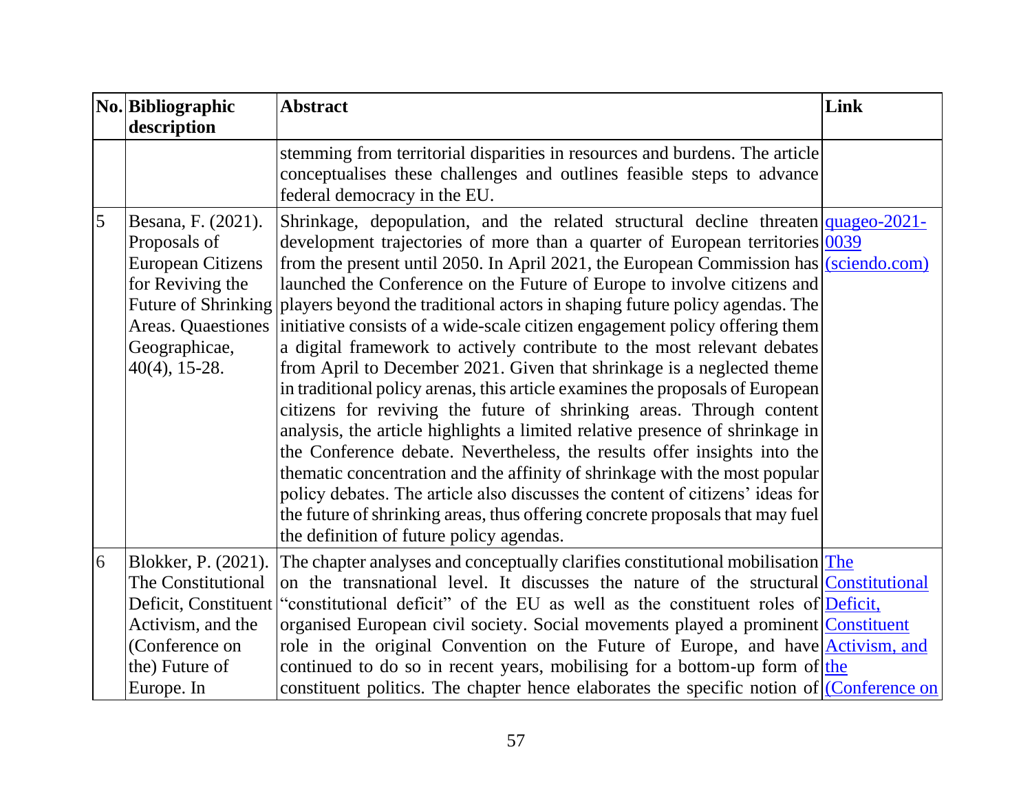| No. | Bibliographic description | Abstract | Link |
|---|---|---|---|
| | | stemming from territorial disparities in resources and burdens. The article conceptualises these challenges and outlines feasible steps to advance federal democracy in the EU. | |
| 5 | Besana, F. (2021). Proposals of European Citizens for Reviving the Future of Shrinking Areas. Quaestiones Geographicae, 40(4), 15-28. | Shrinkage, depopulation, and the related structural decline threaten development trajectories of more than a quarter of European territories from the present until 2050. In April 2021, the European Commission has launched the Conference on the Future of Europe to involve citizens and players beyond the traditional actors in shaping future policy agendas. The initiative consists of a wide-scale citizen engagement policy offering them a digital framework to actively contribute to the most relevant debates from April to December 2021. Given that shrinkage is a neglected theme in traditional policy arenas, this article examines the proposals of European citizens for reviving the future of shrinking areas. Through content analysis, the article highlights a limited relative presence of shrinkage in the Conference debate. Nevertheless, the results offer insights into the thematic concentration and the affinity of shrinkage with the most popular policy debates. The article also discusses the content of citizens' ideas for the future of shrinking areas, thus offering concrete proposals that may fuel the definition of future policy agendas. | quageo-2021-0039 (sciendo.com) |
| 6 | Blokker, P. (2021). The Constitutional Deficit, Constituent Activism, and the (Conference on the) Future of Europe. In | The chapter analyses and conceptually clarifies constitutional mobilisation on the transnational level. It discusses the nature of the structural "constitutional deficit" of the EU as well as the constituent roles of organised European civil society. Social movements played a prominent role in the original Convention on the Future of Europe, and have continued to do so in recent years, mobilising for a bottom-up form of constituent politics. The chapter hence elaborates the specific notion of | The Constitutional Deficit, Constituent Activism, and the (Conference on |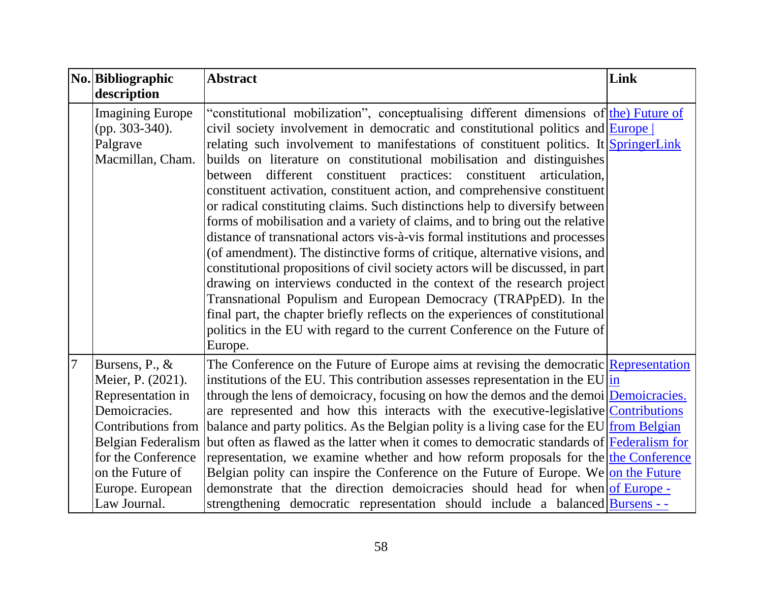| No. | Bibliographic description | Abstract | Link |
|---|---|---|---|
| | Imagining Europe (pp. 303-340). Palgrave Macmillan, Cham. | "constitutional mobilization", conceptualising different dimensions of civil society involvement in democratic and constitutional politics and relating such involvement to manifestations of constituent politics. It builds on literature on constitutional mobilisation and distinguishes between different constituent practices: constituent articulation, constituent activation, constituent action, and comprehensive constituent or radical constituting claims. Such distinctions help to diversify between forms of mobilisation and a variety of claims, and to bring out the relative distance of transnational actors vis-à-vis formal institutions and processes (of amendment). The distinctive forms of critique, alternative visions, and constitutional propositions of civil society actors will be discussed, in part drawing on interviews conducted in the context of the research project Transnational Populism and European Democracy (TRAPpED). In the final part, the chapter briefly reflects on the experiences of constitutional politics in the EU with regard to the current Conference on the Future of Europe. | the) Future of Europe \| SpringerLink |
| 7 | Bursens, P., & Meier, P. (2021). Representation in Demoicracies. Contributions from Belgian Federalism for the Conference on the Future of Europe. European Law Journal. | The Conference on the Future of Europe aims at revising the democratic institutions of the EU. This contribution assesses representation in the EU through the lens of demoicracy, focusing on how the demos and the demoi are represented and how this interacts with the executive-legislative balance and party politics. As the Belgian polity is a living case for the EU but often as flawed as the latter when it comes to democratic standards of representation, we examine whether and how reform proposals for the Belgian polity can inspire the Conference on the Future of Europe. We demonstrate that the direction demoicracies should head for when strengthening democratic representation should include a balanced | Representation in Demoicracies. Contributions from Belgian Federalism for the Conference on the Future of Europe - Bursens - - |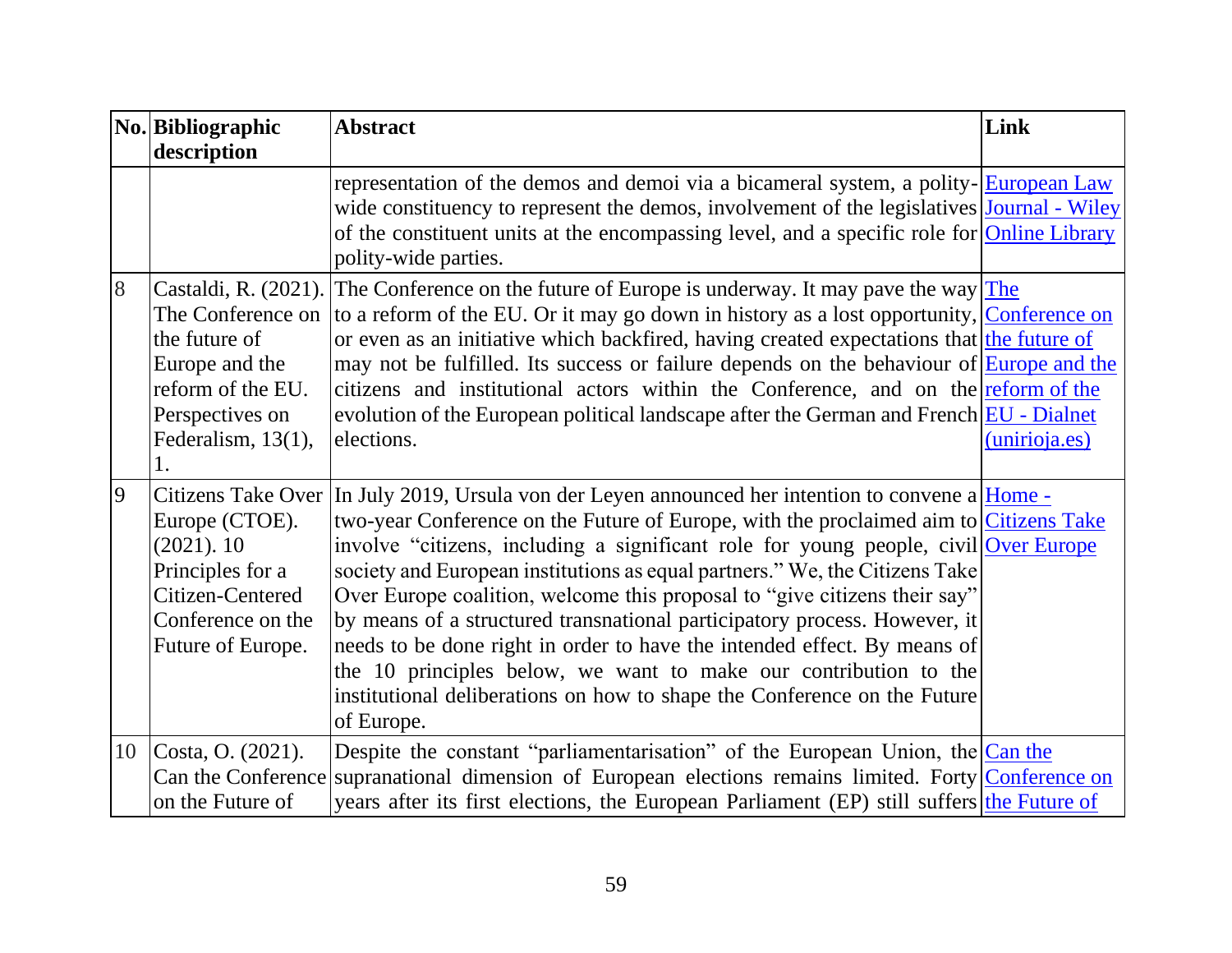| No. | Bibliographic description | Abstract | Link |
|---|---|---|---|
| | | representation of the demos and demoi via a bicameral system, a polity-wide constituency to represent the demos, involvement of the legislatives of the constituent units at the encompassing level, and a specific role for polity-wide parties. | European Law Journal - Wiley Online Library |
| 8 | Castaldi, R. (2021). The Conference on the future of Europe and the reform of the EU. Perspectives on Federalism, 13(1), 1. | The Conference on the future of Europe is underway. It may pave the way to a reform of the EU. Or it may go down in history as a lost opportunity, or even as an initiative which backfired, having created expectations that may not be fulfilled. Its success or failure depends on the behaviour of citizens and institutional actors within the Conference, and on the evolution of the European political landscape after the German and French elections. | The Conference on the future of Europe and the reform of the EU - Dialnet (unirioja.es) |
| 9 | Citizens Take Over Europe (CTOE). (2021). 10 Principles for a Citizen-Centered Conference on the Future of Europe. | In July 2019, Ursula von der Leyen announced her intention to convene a two-year Conference on the Future of Europe, with the proclaimed aim to involve "citizens, including a significant role for young people, civil society and European institutions as equal partners." We, the Citizens Take Over Europe coalition, welcome this proposal to "give citizens their say" by means of a structured transnational participatory process. However, it needs to be done right in order to have the intended effect. By means of the 10 principles below, we want to make our contribution to the institutional deliberations on how to shape the Conference on the Future of Europe. | Home - Citizens Take Over Europe |
| 10 | Costa, O. (2021). Can the Conference on the Future of | Despite the constant "parliamentarisation" of the European Union, the supranational dimension of European elections remains limited. Forty years after its first elections, the European Parliament (EP) still suffers | Can the Conference on the Future of |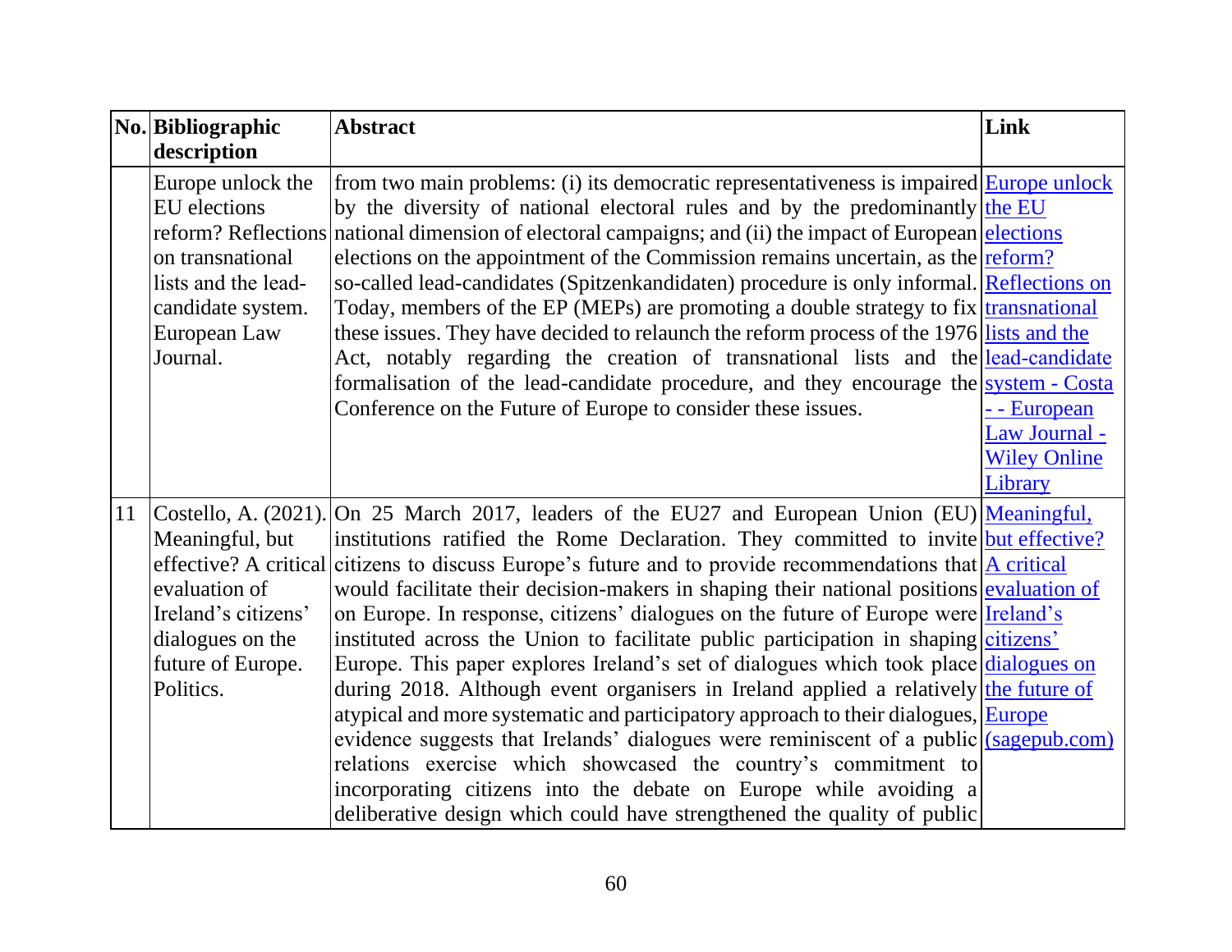| No. | Bibliographic description | Abstract | Link |
|---|---|---|---|
| | Europe unlock the EU elections reform? Reflections on transnational lists and the lead-candidate system. European Law Journal. | from two main problems: (i) its democratic representativeness is impaired by the diversity of national electoral rules and by the predominantly national dimension of electoral campaigns; and (ii) the impact of European elections on the appointment of the Commission remains uncertain, as the so-called lead-candidates (Spitzenkandidaten) procedure is only informal. Today, members of the EP (MEPs) are promoting a double strategy to fix these issues. They have decided to relaunch the reform process of the 1976 Act, notably regarding the creation of transnational lists and the formalisation of the lead-candidate procedure, and they encourage the Conference on the Future of Europe to consider these issues. | Europe unlock the EU elections reform? Reflections on transnational lists and the lead-candidate system - Costa - - European Law Journal - Wiley Online Library |
| 11 | Costello, A. (2021). Meaningful, but effective? A critical evaluation of Ireland's citizens' dialogues on the future of Europe. Politics. | On 25 March 2017, leaders of the EU27 and European Union (EU) institutions ratified the Rome Declaration. They committed to invite citizens to discuss Europe's future and to provide recommendations that would facilitate their decision-makers in shaping their national positions on Europe. In response, citizens' dialogues on the future of Europe were instituted across the Union to facilitate public participation in shaping Europe. This paper explores Ireland's set of dialogues which took place during 2018. Although event organisers in Ireland applied a relatively atypical and more systematic and participatory approach to their dialogues, evidence suggests that Irelands' dialogues were reminiscent of a public relations exercise which showcased the country's commitment to incorporating citizens into the debate on Europe while avoiding a deliberative design which could have strengthened the quality of public | Meaningful, but effective? A critical evaluation of Ireland's citizens' dialogues on the future of Europe (sagepub.com) |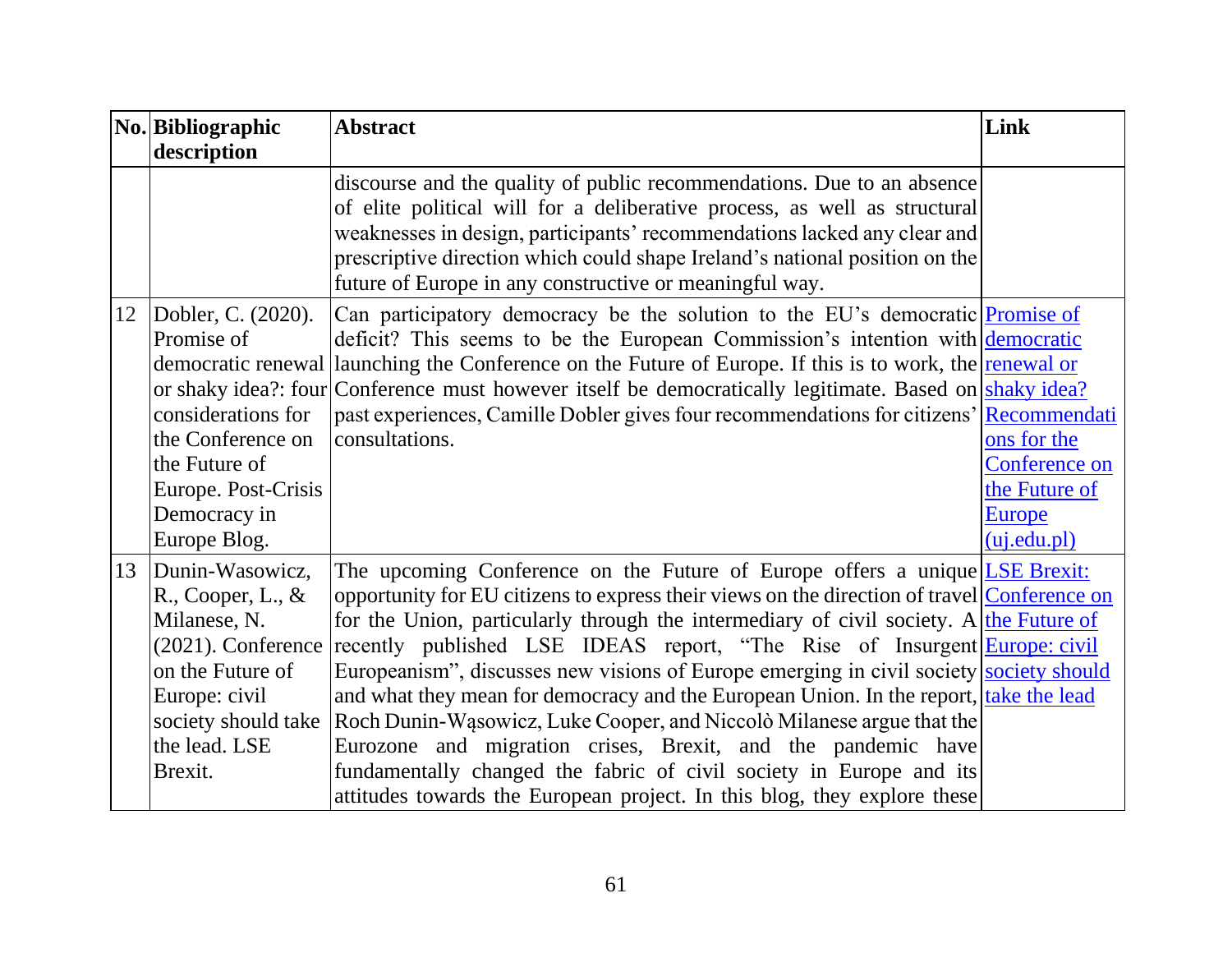| No. | Bibliographic description | Abstract | Link |
|---|---|---|---|
| | | discourse and the quality of public recommendations. Due to an absence of elite political will for a deliberative process, as well as structural weaknesses in design, participants' recommendations lacked any clear and prescriptive direction which could shape Ireland's national position on the future of Europe in any constructive or meaningful way. | |
| 12 | Dobler, C. (2020). Promise of democratic renewal or shaky idea?: four considerations for the Conference on the Future of Europe. Post-Crisis Democracy in Europe Blog. | Can participatory democracy be the solution to the EU's democratic deficit? This seems to be the European Commission's intention with launching the Conference on the Future of Europe. If this is to work, the Conference must however itself be democratically legitimate. Based on past experiences, Camille Dobler gives four recommendations for citizens' consultations. | Promise of democratic renewal or shaky idea? Recommendations for the Conference on the Future of Europe (uj.edu.pl) |
| 13 | Dunin-Wasowicz, R., Cooper, L., & Milanese, N. (2021). Conference on the Future of Europe: civil society should take the lead. LSE Brexit. | The upcoming Conference on the Future of Europe offers a unique opportunity for EU citizens to express their views on the direction of travel for the Union, particularly through the intermediary of civil society. A recently published LSE IDEAS report, "The Rise of Insurgent Europeanism", discusses new visions of Europe emerging in civil society and what they mean for democracy and the European Union. In the report, Roch Dunin-Wąsowicz, Luke Cooper, and Niccolò Milanese argue that the Eurozone and migration crises, Brexit, and the pandemic have fundamentally changed the fabric of civil society in Europe and its attitudes towards the European project. In this blog, they explore these | LSE Brexit: Conference on the Future of Europe: civil society should take the lead |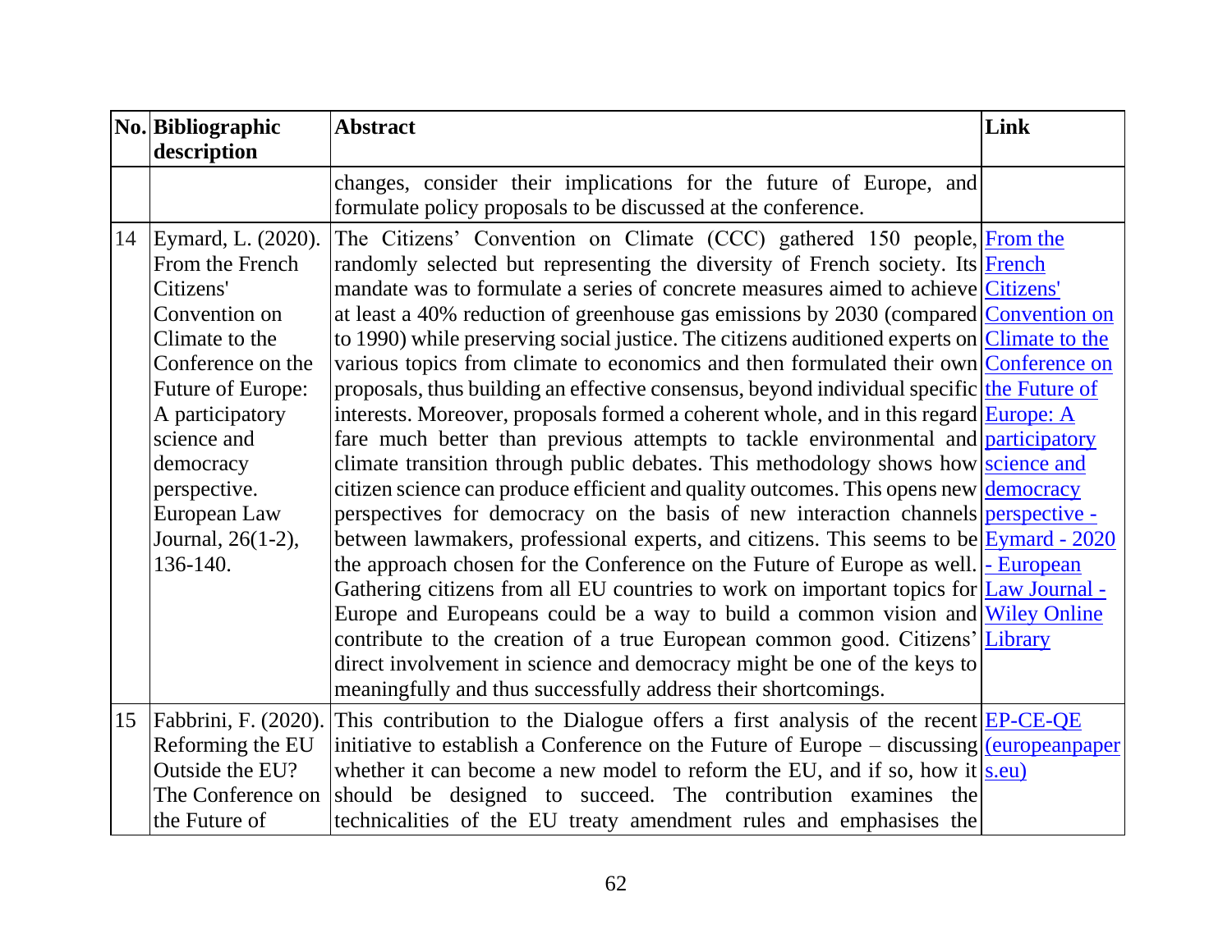| No. | Bibliographic description | Abstract | Link |
|---|---|---|---|
| | | changes, consider their implications for the future of Europe, and formulate policy proposals to be discussed at the conference. | |
| 14 | Eymard, L. (2020). From the French Citizens' Convention on Climate to the Conference on the Future of Europe: A participatory science and democracy perspective. European Law Journal, 26(1-2), 136-140. | The Citizens' Convention on Climate (CCC) gathered 150 people, randomly selected but representing the diversity of French society. Its mandate was to formulate a series of concrete measures aimed to achieve at least a 40% reduction of greenhouse gas emissions by 2030 (compared to 1990) while preserving social justice. The citizens auditioned experts on various topics from climate to economics and then formulated their own proposals, thus building an effective consensus, beyond individual specific interests. Moreover, proposals formed a coherent whole, and in this regard fare much better than previous attempts to tackle environmental and climate transition through public debates. This methodology shows how citizen science can produce efficient and quality outcomes. This opens new perspectives for democracy on the basis of new interaction channels between lawmakers, professional experts, and citizens. This seems to be the approach chosen for the Conference on the Future of Europe as well. Gathering citizens from all EU countries to work on important topics for Europe and Europeans could be a way to build a common vision and contribute to the creation of a true European common good. Citizens' direct involvement in science and democracy might be one of the keys to meaningfully and thus successfully address their shortcomings. | From the French Citizens' Convention on Climate to the Conference on the Future of Europe: A participatory science and democracy perspective - Eymard - 2020 - European Law Journal - Wiley Online Library |
| 15 | Fabbrini, F. (2020). Reforming the EU Outside the EU? The Conference on the Future of | This contribution to the Dialogue offers a first analysis of the recent initiative to establish a Conference on the Future of Europe – discussing whether it can become a new model to reform the EU, and if so, how it should be designed to succeed. The contribution examines the technicalities of the EU treaty amendment rules and emphasises the | EP-CE-QE (europeanpapers.eu) |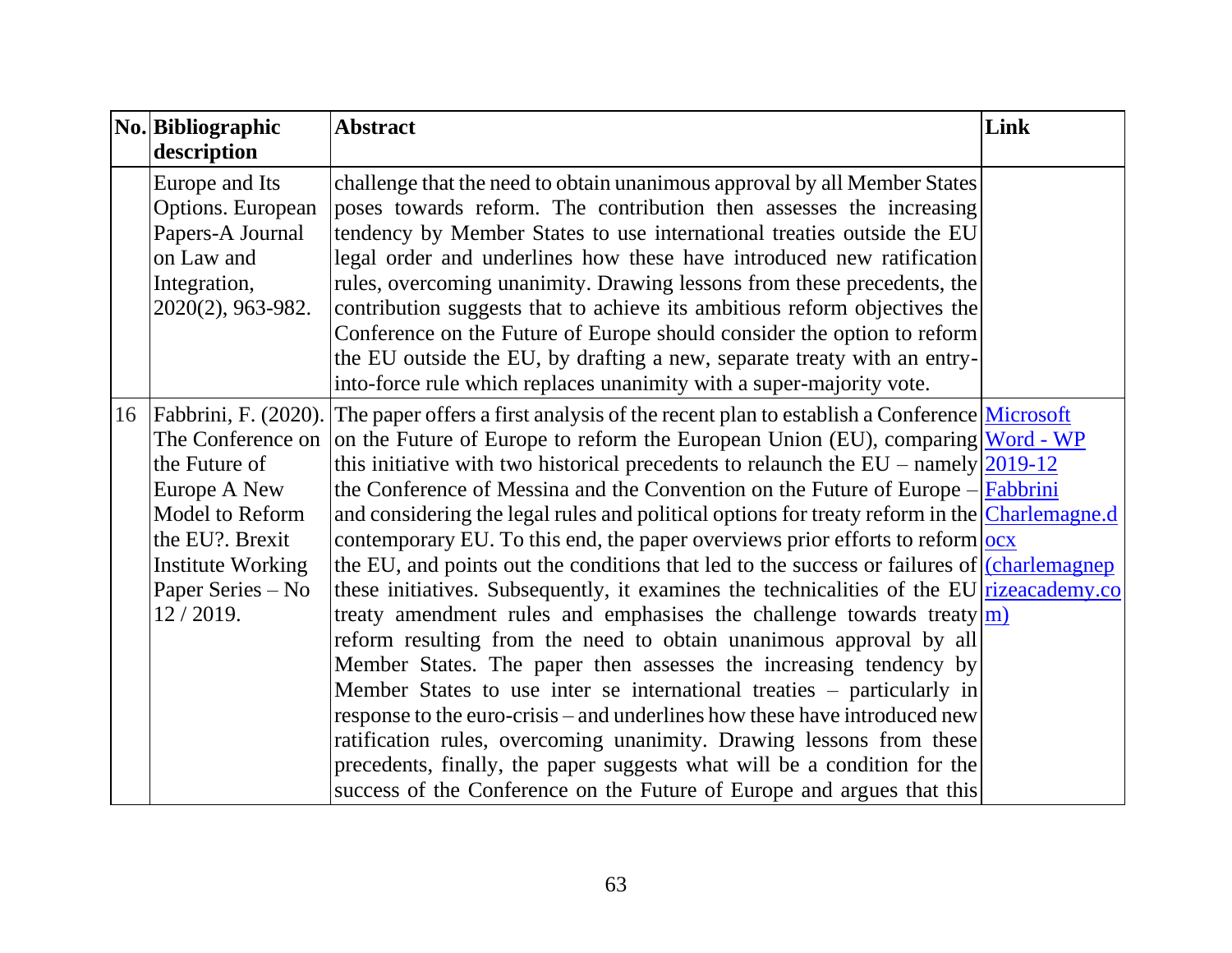| No. | Bibliographic description | Abstract | Link |
|---|---|---|---|
| | Europe and Its Options. European Papers-A Journal on Law and Integration, 2020(2), 963-982. | challenge that the need to obtain unanimous approval by all Member States poses towards reform. The contribution then assesses the increasing tendency by Member States to use international treaties outside the EU legal order and underlines how these have introduced new ratification rules, overcoming unanimity. Drawing lessons from these precedents, the contribution suggests that to achieve its ambitious reform objectives the Conference on the Future of Europe should consider the option to reform the EU outside the EU, by drafting a new, separate treaty with an entry-into-force rule which replaces unanimity with a super-majority vote. | |
| 16 | Fabbrini, F. (2020). The Conference on the Future of Europe A New Model to Reform the EU?. Brexit Institute Working Paper Series – No 12 / 2019. | The paper offers a first analysis of the recent plan to establish a Conference on the Future of Europe to reform the European Union (EU), comparing this initiative with two historical precedents to relaunch the EU – namely the Conference of Messina and the Convention on the Future of Europe – and considering the legal rules and political options for treaty reform in the contemporary EU. To this end, the paper overviews prior efforts to reform the EU, and points out the conditions that led to the success or failures of these initiatives. Subsequently, it examines the technicalities of the EU treaty amendment rules and emphasises the challenge towards treaty reform resulting from the need to obtain unanimous approval by all Member States. The paper then assesses the increasing tendency by Member States to use inter se international treaties – particularly in response to the euro-crisis – and underlines how these have introduced new ratification rules, overcoming unanimity. Drawing lessons from these precedents, finally, the paper suggests what will be a condition for the success of the Conference on the Future of Europe and argues that this | Microsoft Word - WP 2019-12 Fabbrini Charlemagne.docx (charlemagneprizeacademy.com) |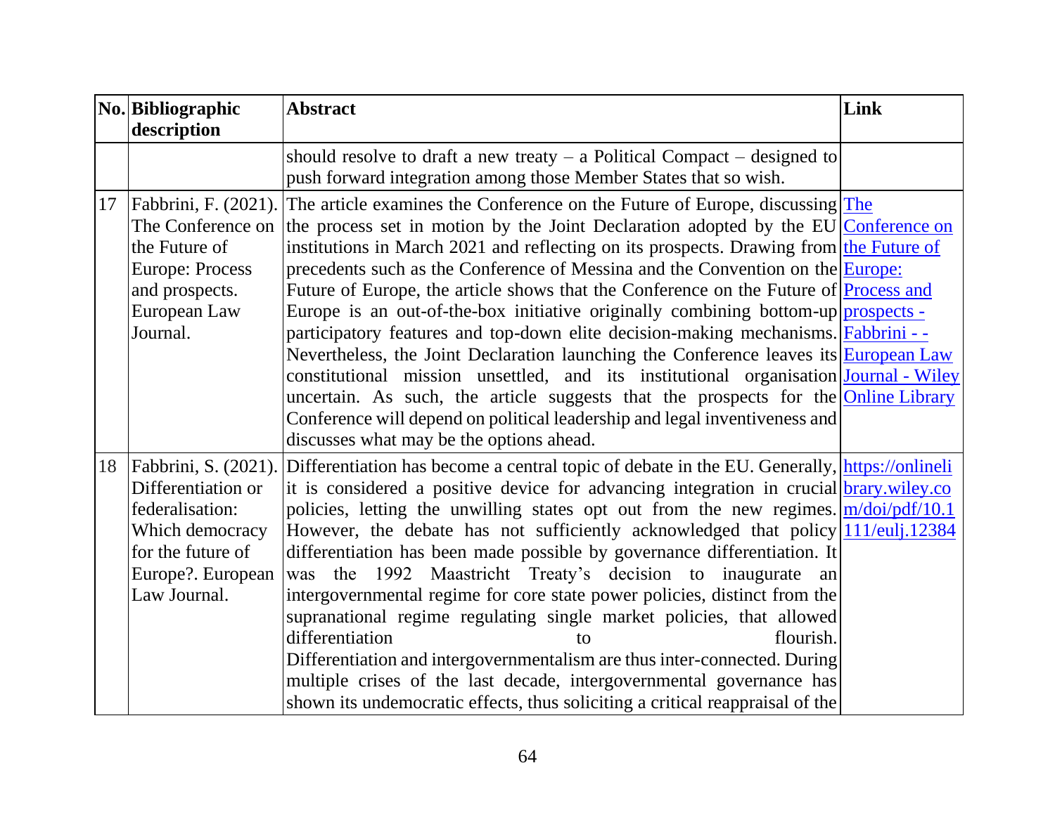| No. | Bibliographic description | Abstract | Link |
|---|---|---|---|
| | | should resolve to draft a new treaty – a Political Compact – designed to push forward integration among those Member States that so wish. | |
| 17 | Fabbrini, F. (2021). The Conference on the Future of Europe: Process and prospects. European Law Journal. | The article examines the Conference on the Future of Europe, discussing the process set in motion by the Joint Declaration adopted by the EU institutions in March 2021 and reflecting on its prospects. Drawing from precedents such as the Conference of Messina and the Convention on the Future of Europe, the article shows that the Conference on the Future of Europe is an out-of-the-box initiative originally combining bottom-up participatory features and top-down elite decision-making mechanisms. Nevertheless, the Joint Declaration launching the Conference leaves its constitutional mission unsettled, and its institutional organisation uncertain. As such, the article suggests that the prospects for the Conference will depend on political leadership and legal inventiveness and discusses what may be the options ahead. | The Conference on the Future of Europe: Process and prospects - Fabbrini - - European Law Journal - Wiley Online Library |
| 18 | Fabbrini, S. (2021). Differentiation or federalisation: Which democracy for the future of Europe?. European Law Journal. | Differentiation has become a central topic of debate in the EU. Generally, it is considered a positive device for advancing integration in crucial policies, letting the unwilling states opt out from the new regimes. However, the debate has not sufficiently acknowledged that policy differentiation has been made possible by governance differentiation. It was the 1992 Maastricht Treaty's decision to inaugurate an intergovernmental regime for core state power policies, distinct from the supranational regime regulating single market policies, that allowed differentiation to flourish. Differentiation and intergovernmentalism are thus inter-connected. During multiple crises of the last decade, intergovernmental governance has shown its undemocratic effects, thus soliciting a critical reappraisal of the | https://onlinelibrary.wiley.com/doi/pdf/10.1111/eulj.12384 |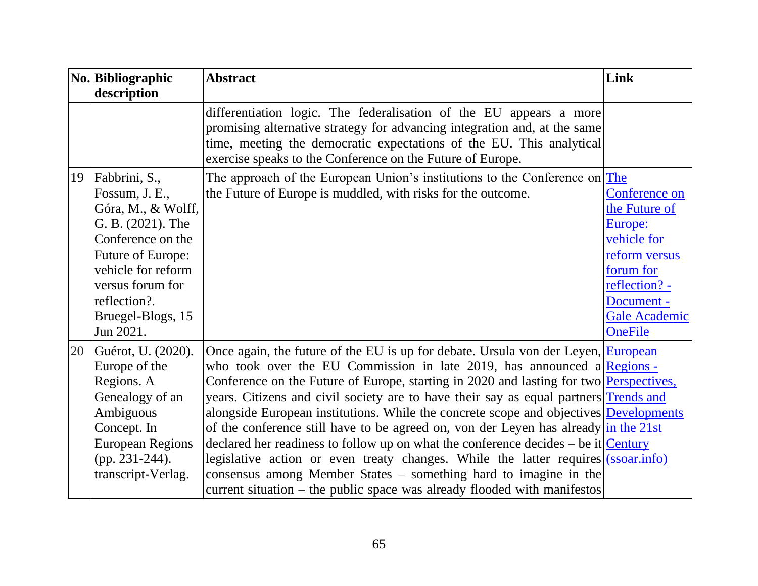| No. | Bibliographic description | Abstract | Link |
|---|---|---|---|
| | | differentiation logic. The federalisation of the EU appears a more promising alternative strategy for advancing integration and, at the same time, meeting the democratic expectations of the EU. This analytical exercise speaks to the Conference on the Future of Europe. | |
| 19 | Fabbrini, S., Fossum, J. E., Góra, M., & Wolff, G. B. (2021). The Conference on the Future of Europe: vehicle for reform versus forum for reflection?. Bruegel-Blogs, 15 Jun 2021. | The approach of the European Union's institutions to the Conference on the Future of Europe is muddled, with risks for the outcome. | The Conference on the Future of Europe: vehicle for reform versus forum for reflection? - Document - Gale Academic OneFile |
| 20 | Guérot, U. (2020). Europe of the Regions. A Genealogy of an Ambiguous Concept. In European Regions (pp. 231-244). transcript-Verlag. | Once again, the future of the EU is up for debate. Ursula von der Leyen, who took over the EU Commission in late 2019, has announced a Conference on the Future of Europe, starting in 2020 and lasting for two years. Citizens and civil society are to have their say as equal partners alongside European institutions. While the concrete scope and objectives of the conference still have to be agreed on, von der Leyen has already declared her readiness to follow up on what the conference decides – be it legislative action or even treaty changes. While the latter requires consensus among Member States – something hard to imagine in the current situation – the public space was already flooded with manifestos | European Regions - Perspectives, Trends and Developments in the 21st Century (ssoar.info) |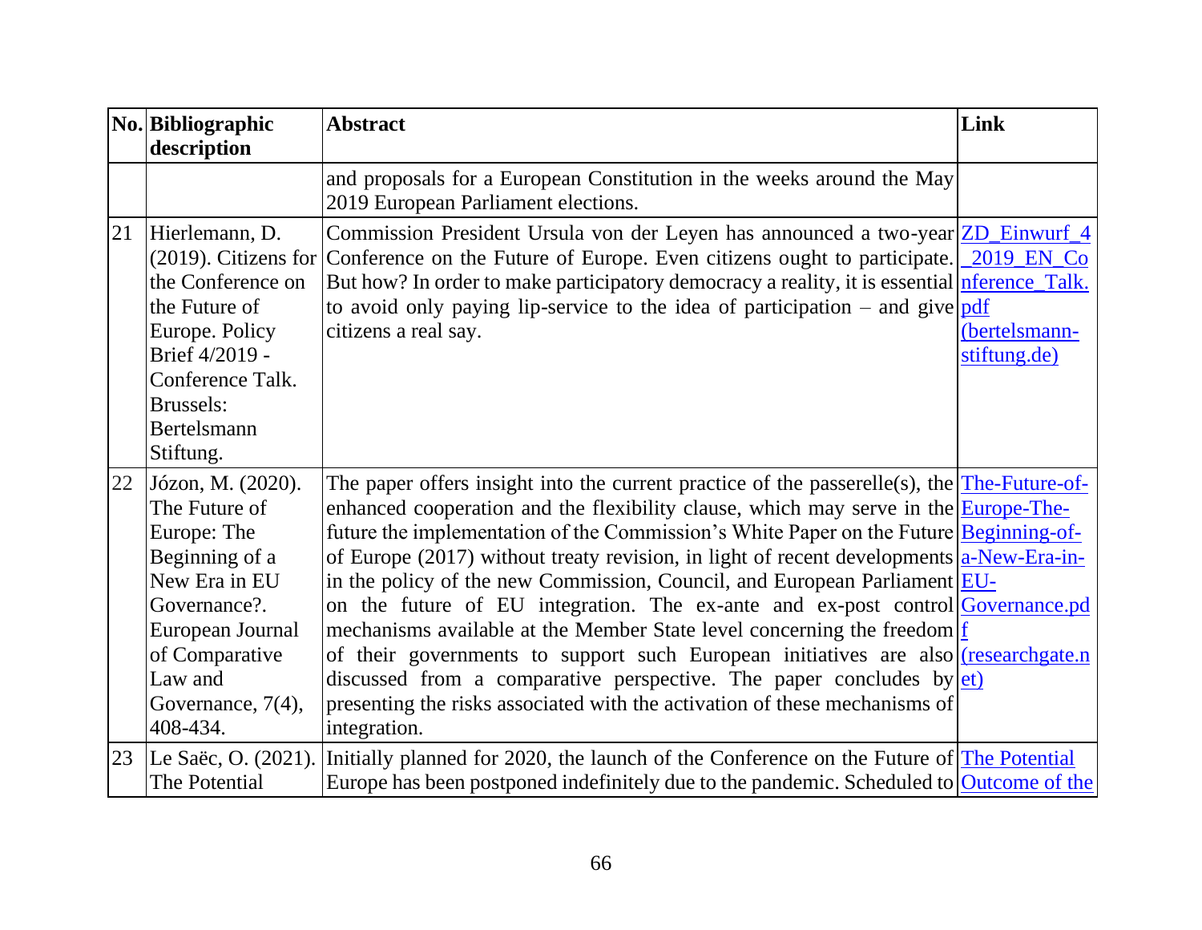| No. | Bibliographic description | Abstract | Link |
|---|---|---|---|
| | | and proposals for a European Constitution in the weeks around the May 2019 European Parliament elections. | |
| 21 | Hierlemann, D. (2019). Citizens for the Conference on the Future of Europe. Policy Brief 4/2019 - Conference Talk. Brussels: Bertelsmann Stiftung. | Commission President Ursula von der Leyen has announced a two-year Conference on the Future of Europe. Even citizens ought to participate. But how? In order to make participatory democracy a reality, it is essential to avoid only paying lip-service to the idea of participation – and give citizens a real say. | ZD_Einwurf_4_2019_EN_Conference_Talk.pdf (bertelsmann-stiftung.de) |
| 22 | Józon, M. (2020). The Future of Europe: The Beginning of a New Era in EU Governance?. European Journal of Comparative Law and Governance, 7(4), 408-434. | The paper offers insight into the current practice of the passerelle(s), the enhanced cooperation and the flexibility clause, which may serve in the future the implementation of the Commission's White Paper on the Future of Europe (2017) without treaty revision, in light of recent developments in the policy of the new Commission, Council, and European Parliament on the future of EU integration. The ex-ante and ex-post control mechanisms available at the Member State level concerning the freedom of their governments to support such European initiatives are also discussed from a comparative perspective. The paper concludes by presenting the risks associated with the activation of these mechanisms of integration. | The-Future-of-Europe-The-Beginning-of-a-New-Era-in-EU-Governance.pdf (researchgate.net) |
| 23 | Le Saëc, O. (2021). The Potential | Initially planned for 2020, the launch of the Conference on the Future of Europe has been postponed indefinitely due to the pandemic. Scheduled to | The Potential Outcome of the |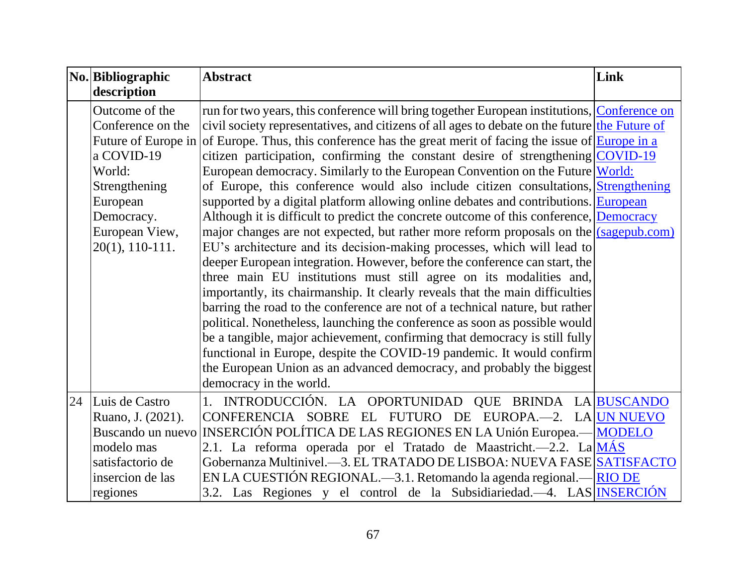| No. | Bibliographic description | Abstract | Link |
|---|---|---|---|
| | Outcome of the Conference on the Future of Europe in a COVID-19 World: Strengthening European Democracy. European View, 20(1), 110-111. | run for two years, this conference will bring together European institutions, civil society representatives, and citizens of all ages to debate on the future of Europe. Thus, this conference has the great merit of facing the issue of citizen participation, confirming the constant desire of strengthening European democracy. Similarly to the European Convention on the Future of Europe, this conference would also include citizen consultations, supported by a digital platform allowing online debates and contributions. Although it is difficult to predict the concrete outcome of this conference, major changes are not expected, but rather more reform proposals on the EU's architecture and its decision-making processes, which will lead to deeper European integration. However, before the conference can start, the three main EU institutions must still agree on its modalities and, importantly, its chairmanship. It clearly reveals that the main difficulties barring the road to the conference are not of a technical nature, but rather political. Nonetheless, launching the conference as soon as possible would be a tangible, major achievement, confirming that democracy is still fully functional in Europe, despite the COVID-19 pandemic. It would confirm the European Union as an advanced democracy, and probably the biggest democracy in the world. | Conference on the Future of Europe in a COVID-19 World: Strengthening European Democracy (sagepub.com) |
| 24 | Luis de Castro Ruano, J. (2021). Buscando un nuevo modelo mas satisfactorio de insercion de las regiones | 1. INTRODUCCIÓN. LA OPORTUNIDAD QUE BRINDA LA CONFERENCIA SOBRE EL FUTURO DE EUROPA.—2. LA INSERCIÓN POLÍTICA DE LAS REGIONES EN LA Unión Europea.—2.1. La reforma operada por el Tratado de Maastricht.—2.2. La Gobernanza Multinivel.—3. EL TRATADO DE LISBOA: NUEVA FASE EN LA CUESTIÓN REGIONAL.—3.1. Retomando la agenda regional.—3.2. Las Regiones y el control de la Subsidiariedad.—4. LAS | BUSCANDO UN NUEVO MODELO MÁS SATISFACTORIO DE INSERCIÓN |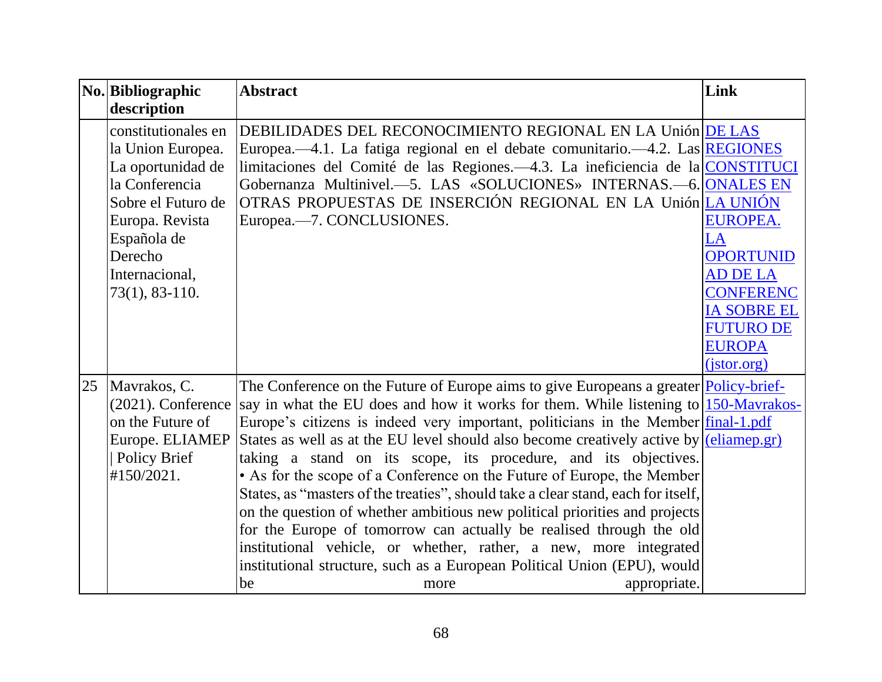| No. | Bibliographic description | Abstract | Link |
|---|---|---|---|
| | constitutionales en la Union Europea. La oportunidad de la Conferencia Sobre el Futuro de Europa. Revista Española de Derecho Internacional, 73(1), 83-110. | DEBILIDADES DEL RECONOCIMIENTO REGIONAL EN LA Unión Europea.—4.1. La fatiga regional en el debate comunitario.—4.2. Las limitaciones del Comité de las Regiones.—4.3. La ineficiencia de la Gobernanza Multinivel.—5. LAS «SOLUCIONES» INTERNAS.—6. OTRAS PROPUESTAS DE INSERCIÓN REGIONAL EN LA Unión Europea.—7. CONCLUSIONES. | DE LAS REGIONES CONSTITUCIONALES EN LA UNIÓN EUROPEA. LA OPORTUNIDAD DE LA CONFERENCIA SOBRE EL FUTURO DE EUROPA (jstor.org) |
| 25 | Mavrakos, C. (2021). Conference on the Future of Europe. ELIAMEP \| Policy Brief #150/2021. | The Conference on the Future of Europe aims to give Europeans a greater say in what the EU does and how it works for them. While listening to Europe's citizens is indeed very important, politicians in the Member States as well as at the EU level should also become creatively active by taking a stand on its scope, its procedure, and its objectives. • As for the scope of a Conference on the Future of Europe, the Member States, as "masters of the treaties", should take a clear stand, each for itself, on the question of whether ambitious new political priorities and projects for the Europe of tomorrow can actually be realised through the old institutional vehicle, or whether, rather, a new, more integrated institutional structure, such as a European Political Union (EPU), would be more appropriate. | Policy-brief-150-Mavrakos-final-1.pdf (eliamep.gr) |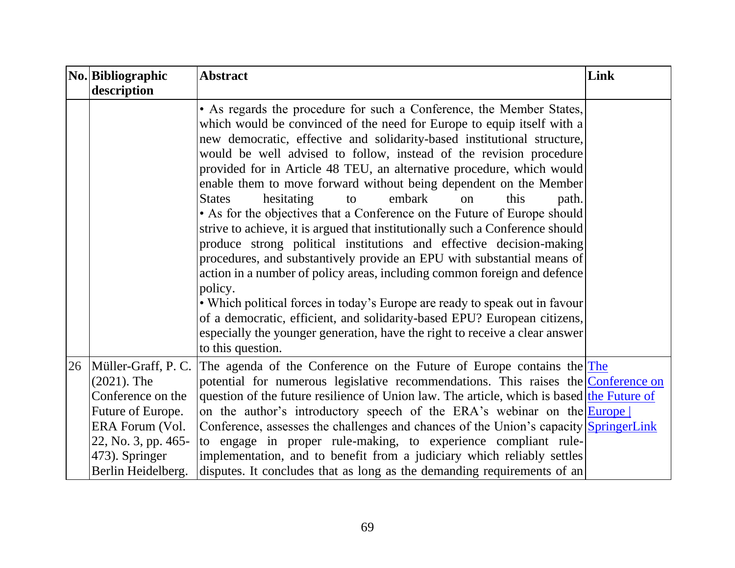| No. | Bibliographic description | Abstract | Link |
|---|---|---|---|
| | | • As regards the procedure for such a Conference, the Member States, which would be convinced of the need for Europe to equip itself with a new democratic, effective and solidarity-based institutional structure, would be well advised to follow, instead of the revision procedure provided for in Article 48 TEU, an alternative procedure, which would enable them to move forward without being dependent on the Member States hesitating to embark on this path. • As for the objectives that a Conference on the Future of Europe should strive to achieve, it is argued that institutionally such a Conference should produce strong political institutions and effective decision-making procedures, and substantively provide an EPU with substantial means of action in a number of policy areas, including common foreign and defence policy. • Which political forces in today's Europe are ready to speak out in favour of a democratic, efficient, and solidarity-based EPU? European citizens, especially the younger generation, have the right to receive a clear answer to this question. | |
| 26 | Müller-Graff, P. C. (2021). The Conference on the Future of Europe. ERA Forum (Vol. 22, No. 3, pp. 465-473). Springer Berlin Heidelberg. | The agenda of the Conference on the Future of Europe contains the potential for numerous legislative recommendations. This raises the question of the future resilience of Union law. The article, which is based on the author's introductory speech of the ERA's webinar on the Conference, assesses the challenges and chances of the Union's capacity to engage in proper rule-making, to experience compliant rule-implementation, and to benefit from a judiciary which reliably settles disputes. It concludes that as long as the demanding requirements of an | The Conference on the Future of Europe \| SpringerLink |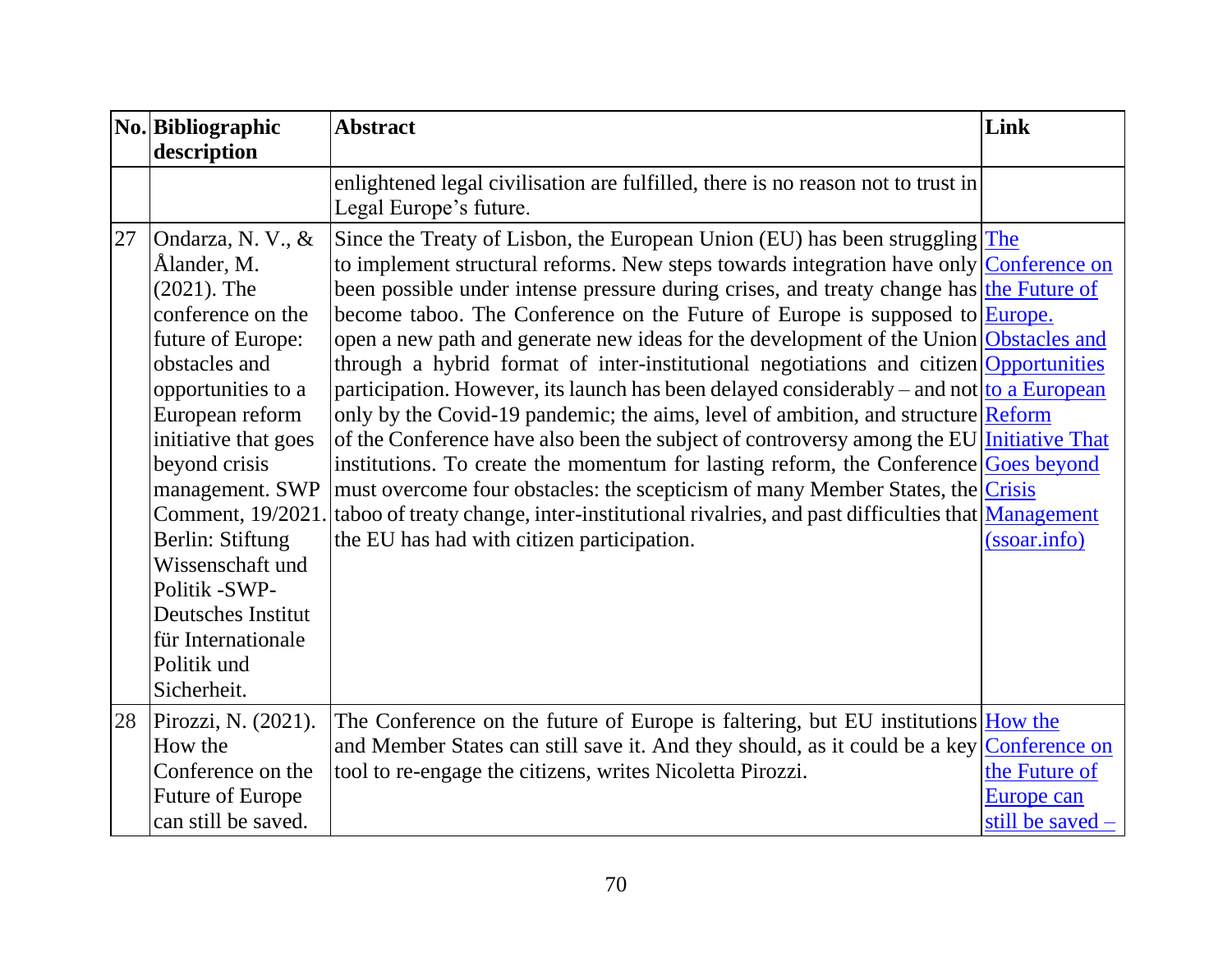| No. | Bibliographic description | Abstract | Link |
|---|---|---|---|
| | | enlightened legal civilisation are fulfilled, there is no reason not to trust in Legal Europe's future. | |
| 27 | Ondarza, N. V., & Ålander, M. (2021). The conference on the future of Europe: obstacles and opportunities to a European reform initiative that goes beyond crisis management. SWP Comment, 19/2021. Berlin: Stiftung Wissenschaft und Politik -SWP- Deutsches Institut für Internationale Politik und Sicherheit. | Since the Treaty of Lisbon, the European Union (EU) has been struggling to implement structural reforms. New steps towards integration have only been possible under intense pressure during crises, and treaty change has become taboo. The Conference on the Future of Europe is supposed to open a new path and generate new ideas for the development of the Union through a hybrid format of inter-institutional negotiations and citizen participation. However, its launch has been delayed considerably – and not only by the Covid-19 pandemic; the aims, level of ambition, and structure of the Conference have also been the subject of controversy among the EU institutions. To create the momentum for lasting reform, the Conference must overcome four obstacles: the scepticism of many Member States, the taboo of treaty change, inter-institutional rivalries, and past difficulties that the EU has had with citizen participation. | The Conference on the Future of Europe. Obstacles and Opportunities to a European Reform Initiative That Goes beyond Crisis Management (ssoar.info) |
| 28 | Pirozzi, N. (2021). How the Conference on the Future of Europe can still be saved. | The Conference on the future of Europe is faltering, but EU institutions and Member States can still save it. And they should, as it could be a key tool to re-engage the citizens, writes Nicoletta Pirozzi. | How the Conference on the Future of Europe can still be saved – |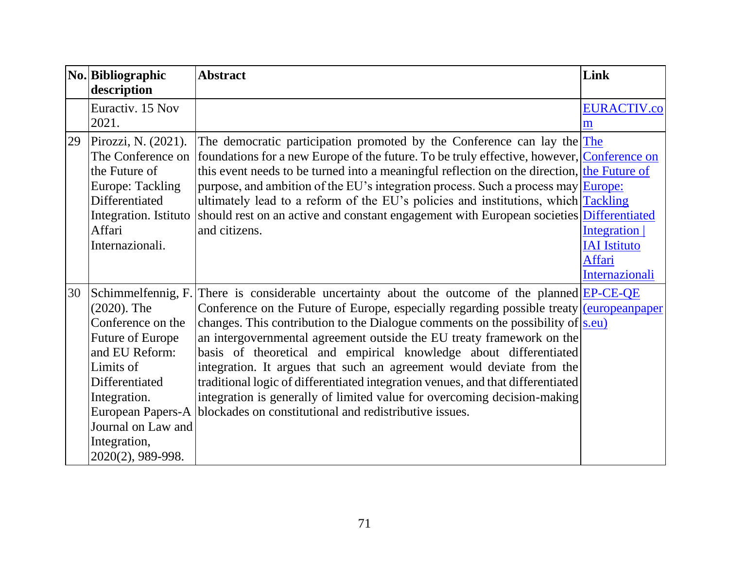| No. | Bibliographic description | Abstract | Link |
|---|---|---|---|
| | Euractiv. 15 Nov 2021. | | EURACTIV.com |
| 29 | Pirozzi, N. (2021). The Conference on the Future of Europe: Tackling Differentiated Integration. Istituto Affari Internazionali. | The democratic participation promoted by the Conference can lay the foundations for a new Europe of the future. To be truly effective, however, this event needs to be turned into a meaningful reflection on the direction, purpose, and ambition of the EU's integration process. Such a process may ultimately lead to a reform of the EU's policies and institutions, which should rest on an active and constant engagement with European societies and citizens. | The Conference on the Future of Europe: Tackling Differentiated Integration \| IAI Istituto Affari Internazionali |
| 30 | Schimmelfennig, F. (2020). The Conference on the Future of Europe and EU Reform: Limits of Differentiated Integration. European Papers-A Journal on Law and Integration, 2020(2), 989-998. | There is considerable uncertainty about the outcome of the planned Conference on the Future of Europe, especially regarding possible treaty changes. This contribution to the Dialogue comments on the possibility of an intergovernmental agreement outside the EU treaty framework on the basis of theoretical and empirical knowledge about differentiated integration. It argues that such an agreement would deviate from the traditional logic of differentiated integration venues, and that differentiated integration is generally of limited value for overcoming decision-making blockades on constitutional and redistributive issues. | EP-CE-QE (europeanpapers.eu) |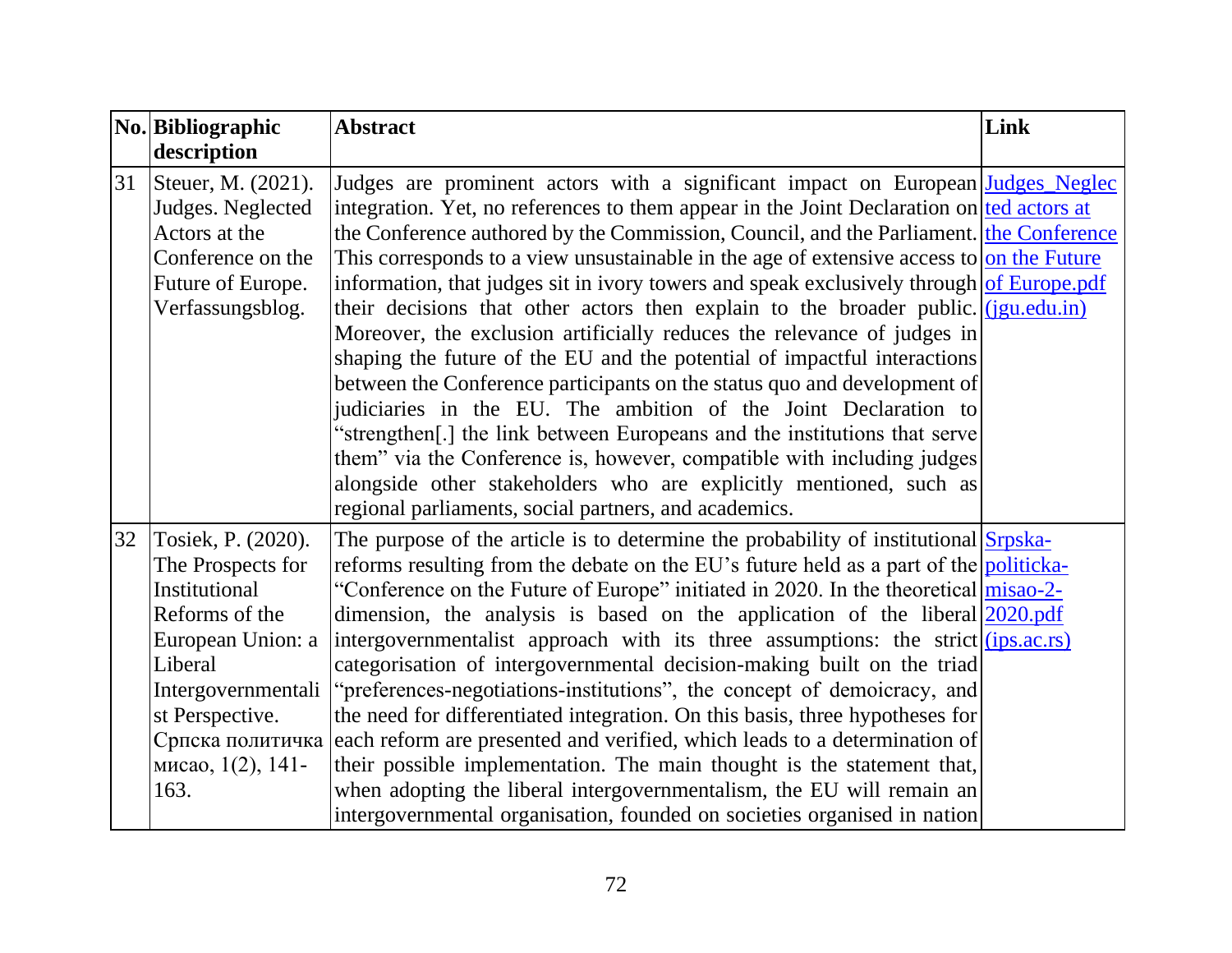| No. | Bibliographic description | Abstract | Link |
|---|---|---|---|
| 31 | Steuer, M. (2021). Judges. Neglected Actors at the Conference on the Future of Europe. Verfassungsblog. | Judges are prominent actors with a significant impact on European integration. Yet, no references to them appear in the Joint Declaration on the Conference authored by the Commission, Council, and the Parliament. This corresponds to a view unsustainable in the age of extensive access to information, that judges sit in ivory towers and speak exclusively through their decisions that other actors then explain to the broader public. Moreover, the exclusion artificially reduces the relevance of judges in shaping the future of the EU and the potential of impactful interactions between the Conference participants on the status quo and development of judiciaries in the EU. The ambition of the Joint Declaration to "strengthen[.] the link between Europeans and the institutions that serve them" via the Conference is, however, compatible with including judges alongside other stakeholders who are explicitly mentioned, such as regional parliaments, social partners, and academics. | Judges_Neglected actors at the Conference on the Future of Europe.pdf (jgu.edu.in) |
| 32 | Tosiek, P. (2020). The Prospects for Institutional Reforms of the European Union: a Liberal Intergovernmentalist Perspective. Српска политичка мисао, 1(2), 141-163. | The purpose of the article is to determine the probability of institutional reforms resulting from the debate on the EU's future held as a part of the "Conference on the Future of Europe" initiated in 2020. In the theoretical dimension, the analysis is based on the application of the liberal intergovernmentalist approach with its three assumptions: the strict categorisation of intergovernmental decision-making built on the triad "preferences-negotiations-institutions", the concept of demoicracy, and the need for differentiated integration. On this basis, three hypotheses for each reform are presented and verified, which leads to a determination of their possible implementation. The main thought is the statement that, when adopting the liberal intergovernmentalism, the EU will remain an intergovernmental organisation, founded on societies organised in nation | Srpska-politicka-misao-2-2020.pdf (ips.ac.rs) |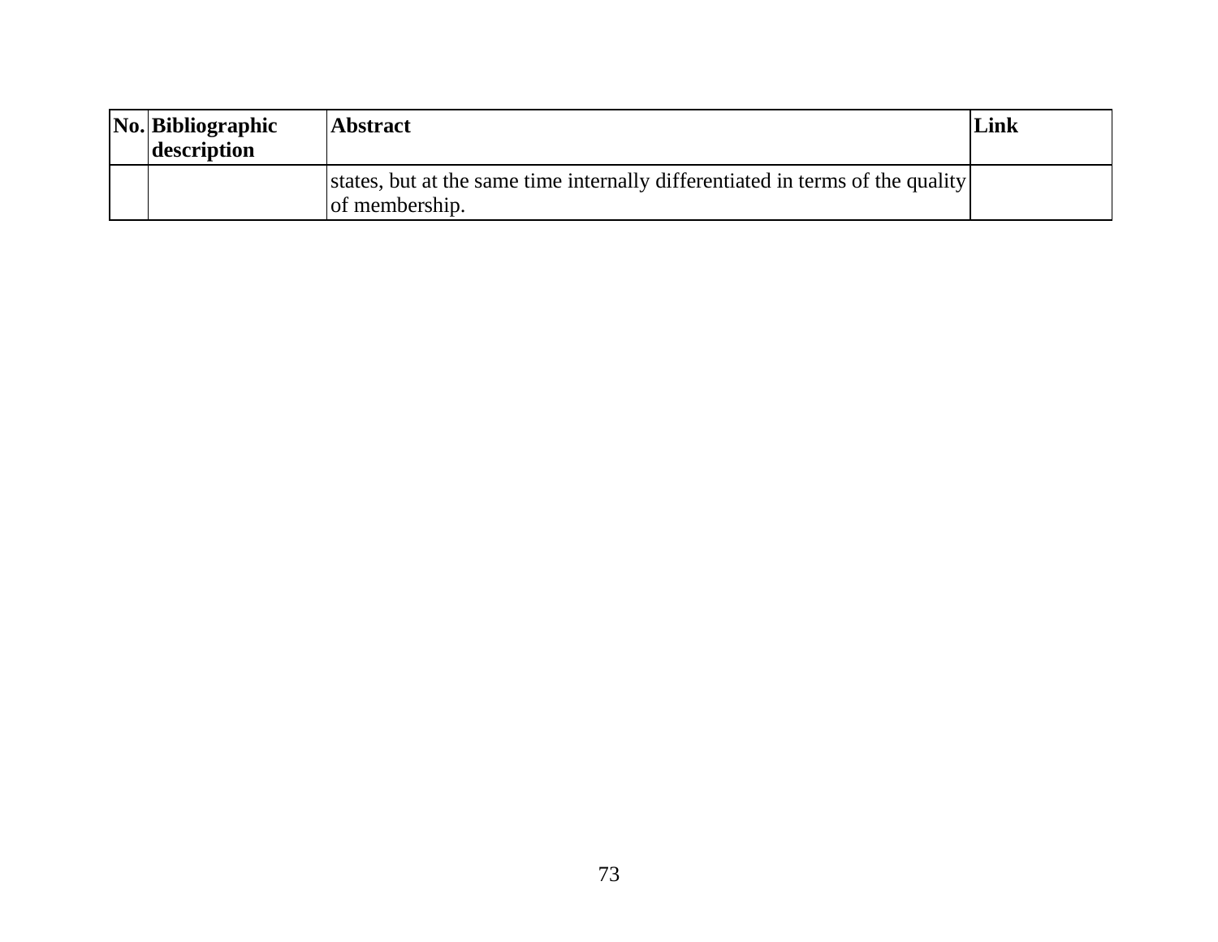| No. | Bibliographic description | Abstract | Link |
|---|---|---|---|
| | | states, but at the same time internally differentiated in terms of the quality of membership. | |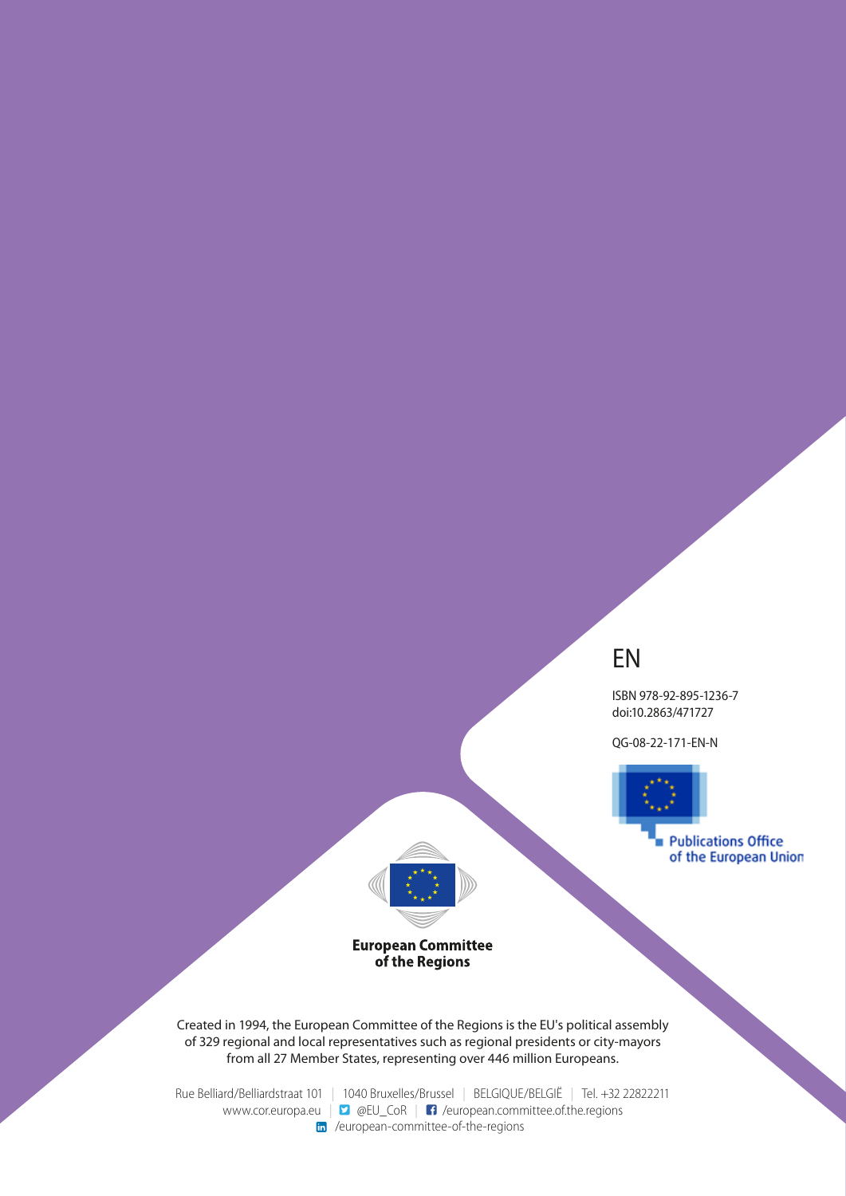EN

ISBN 978-92-895-1236-7
doi:10.2863/471727

QG-08-22-171-EN-N

Publications Office
of the European Union

**European Committee of the Regions**

Created in 1994, the European Committee of the Regions is the EU's political assembly of 329 regional and local representatives such as regional presidents or city-mayors from all 27 Member States, representing over 446 million Europeans.

Rue Belliard/Belliardstraat 101 | 1040 Bruxelles/Brussel | BELGIQUE/BELGIË | Tel. +32 22822211
www.cor.europa.eu | @EU_CoR | /european.committee.of.the.regions
/european-committee-of-the-regions